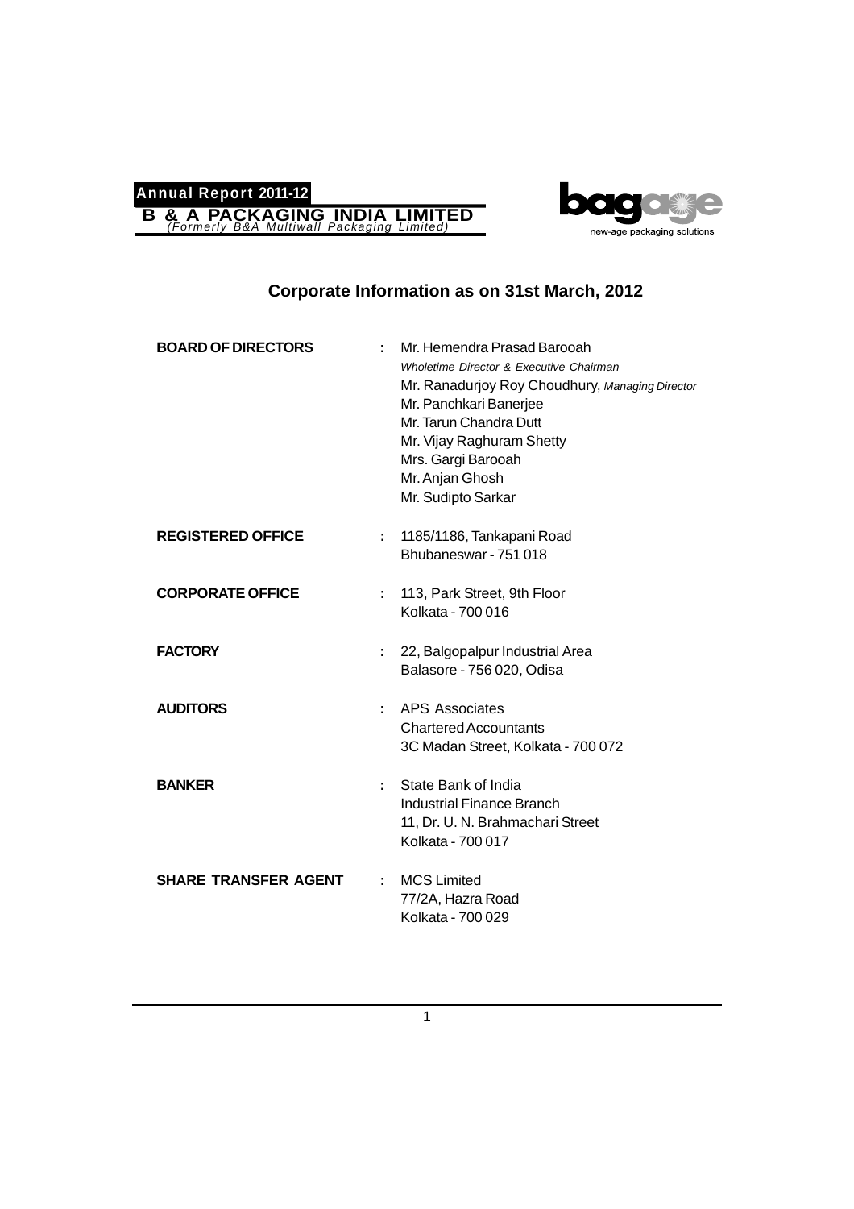# Corporate Information as on 31st March, 2012

| | | |
|---|---|---|
| **BOARD OF DIRECTORS** | : | Mr. Hemendra Prasad Barooah<br>*Wholetime Director & Executive Chairman*<br>Mr. Ranadurjoy Roy Choudhury, *Managing Director*<br>Mr. Panchkari Banerjee<br>Mr. Tarun Chandra Dutt<br>Mr. Vijay Raghuram Shetty<br>Mrs. Gargi Barooah<br>Mr. Anjan Ghosh<br>Mr. Sudipto Sarkar |
| **REGISTERED OFFICE** | : | 1185/1186, Tankapani Road<br>Bhubaneswar - 751 018 |
| **CORPORATE OFFICE** | : | 113, Park Street, 9th Floor<br>Kolkata - 700 016 |
| **FACTORY** | : | 22, Balgopalpur Industrial Area<br>Balasore - 756 020, Odisa |
| **AUDITORS** | : | APS Associates<br>Chartered Accountants<br>3C Madan Street, Kolkata - 700 072 |
| **BANKER** | : | State Bank of India<br>Industrial Finance Branch<br>11, Dr. U. N. Brahmachari Street<br>Kolkata - 700 017 |
| **SHARE TRANSFER AGENT** | : | MCS Limited<br>77/2A, Hazra Road<br>Kolkata - 700 029 |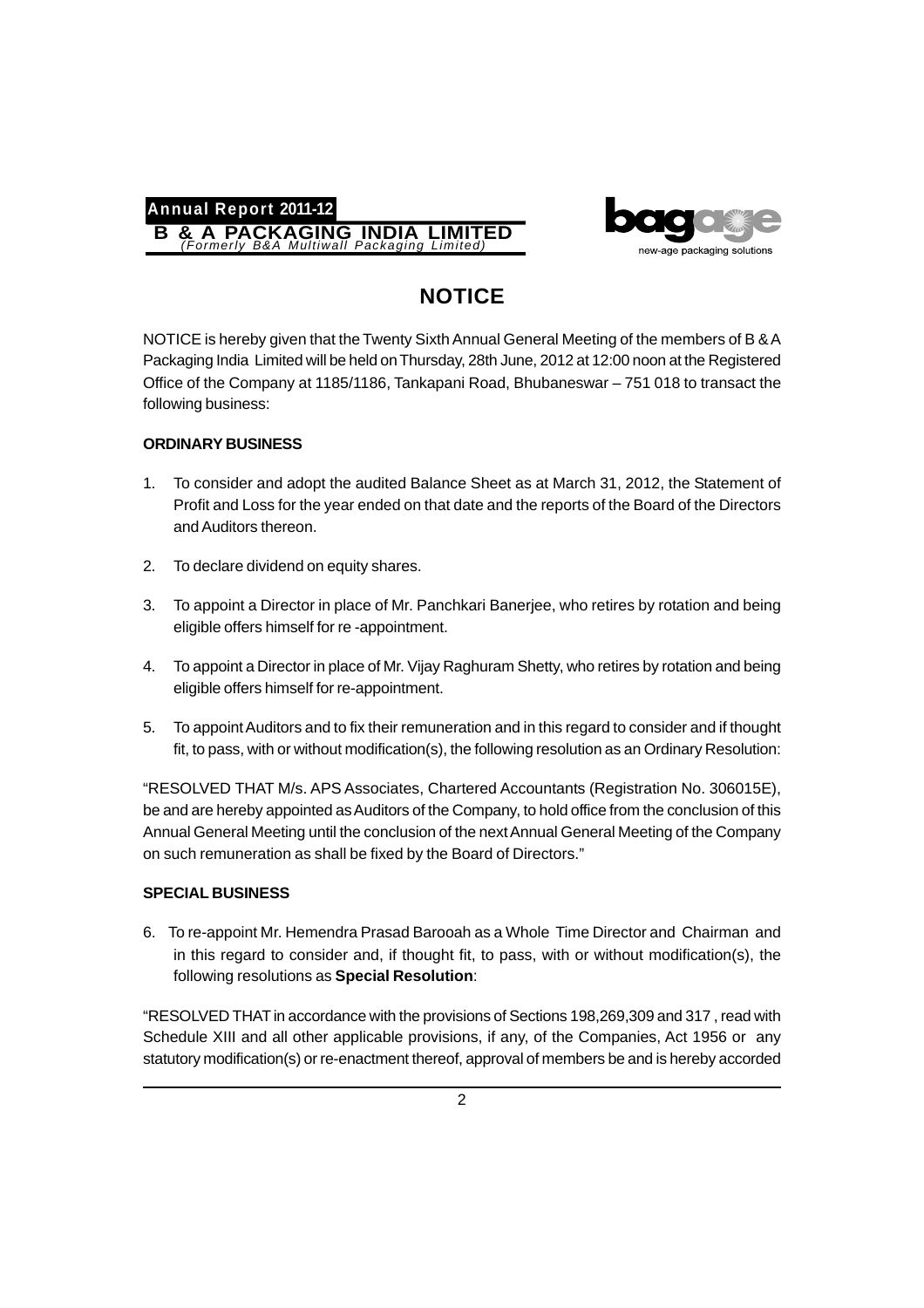# NOTICE

NOTICE is hereby given that the Twenty Sixth Annual General Meeting of the members of B & A Packaging India Limited will be held on Thursday, 28th June, 2012 at 12:00 noon at the Registered Office of the Company at 1185/1186, Tankapani Road, Bhubaneswar – 751 018 to transact the following business:

**ORDINARY BUSINESS**

1. To consider and adopt the audited Balance Sheet as at March 31, 2012, the Statement of Profit and Loss for the year ended on that date and the reports of the Board of the Directors and Auditors thereon.

2. To declare dividend on equity shares.

3. To appoint a Director in place of Mr. Panchkari Banerjee, who retires by rotation and being eligible offers himself for re -appointment.

4. To appoint a Director in place of Mr. Vijay Raghuram Shetty, who retires by rotation and being eligible offers himself for re-appointment.

5. To appoint Auditors and to fix their remuneration and in this regard to consider and if thought fit, to pass, with or without modification(s), the following resolution as an Ordinary Resolution:

"RESOLVED THAT M/s. APS Associates, Chartered Accountants (Registration No. 306015E), be and are hereby appointed as Auditors of the Company, to hold office from the conclusion of this Annual General Meeting until the conclusion of the next Annual General Meeting of the Company on such remuneration as shall be fixed by the Board of Directors."

**SPECIAL BUSINESS**

6. To re-appoint Mr. Hemendra Prasad Barooah as a Whole Time Director and Chairman and in this regard to consider and, if thought fit, to pass, with or without modification(s), the following resolutions as **Special Resolution**:

"RESOLVED THAT in accordance with the provisions of Sections 198,269,309 and 317 , read with Schedule XIII and all other applicable provisions, if any, of the Companies, Act 1956 or any statutory modification(s) or re-enactment thereof, approval of members be and is hereby accorded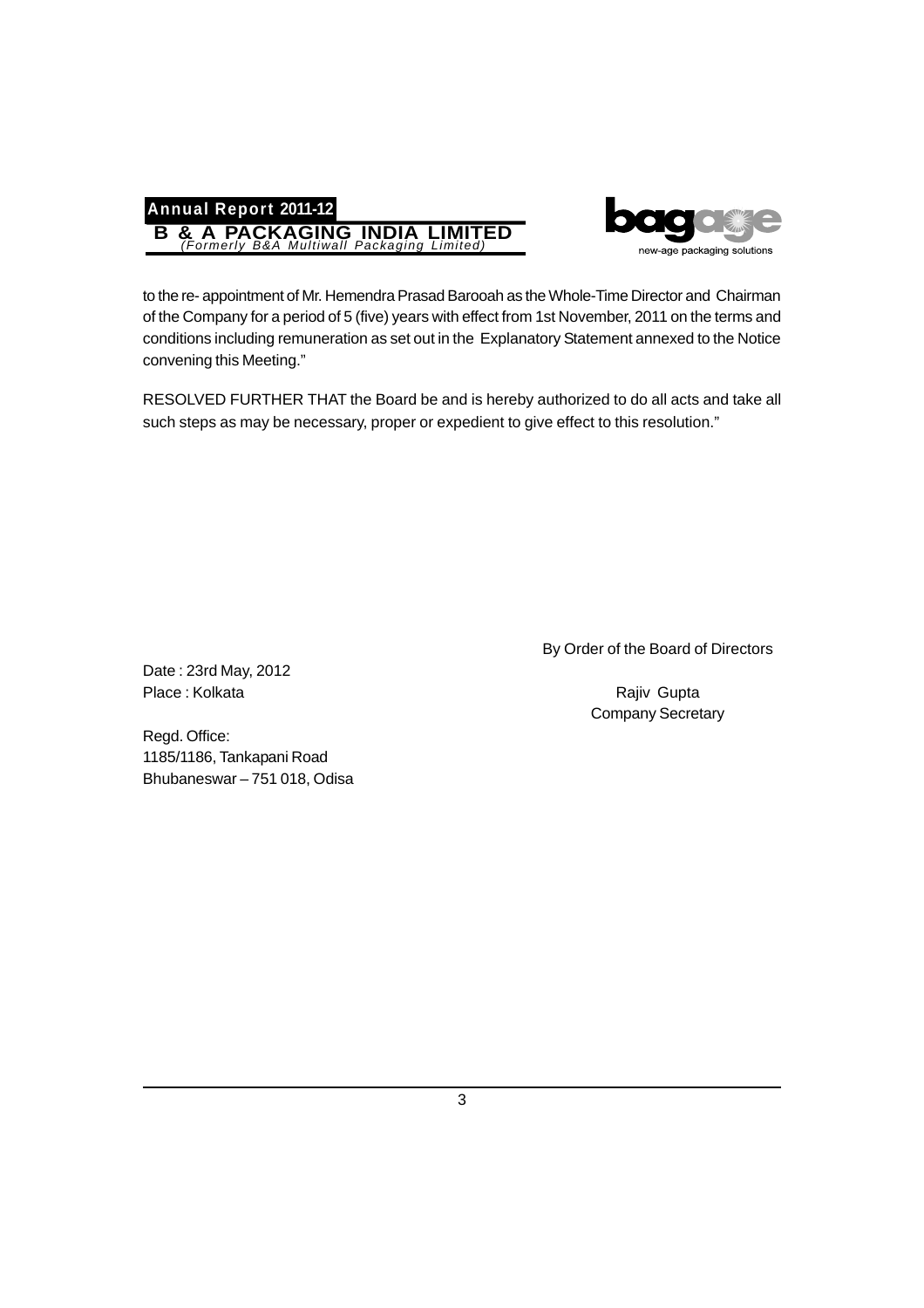to the re- appointment of Mr. Hemendra Prasad Barooah as the Whole-Time Director and Chairman of the Company for a period of 5 (five) years with effect from 1st November, 2011 on the terms and conditions including remuneration as set out in the Explanatory Statement annexed to the Notice convening this Meeting."

RESOLVED FURTHER THAT the Board be and is hereby authorized to do all acts and take all such steps as may be necessary, proper or expedient to give effect to this resolution."

By Order of the Board of Directors

Date : 23rd May, 2012
Place : Kolkata

Rajiv Gupta
Company Secretary

Regd. Office:
1185/1186, Tankapani Road
Bhubaneswar – 751 018, Odisa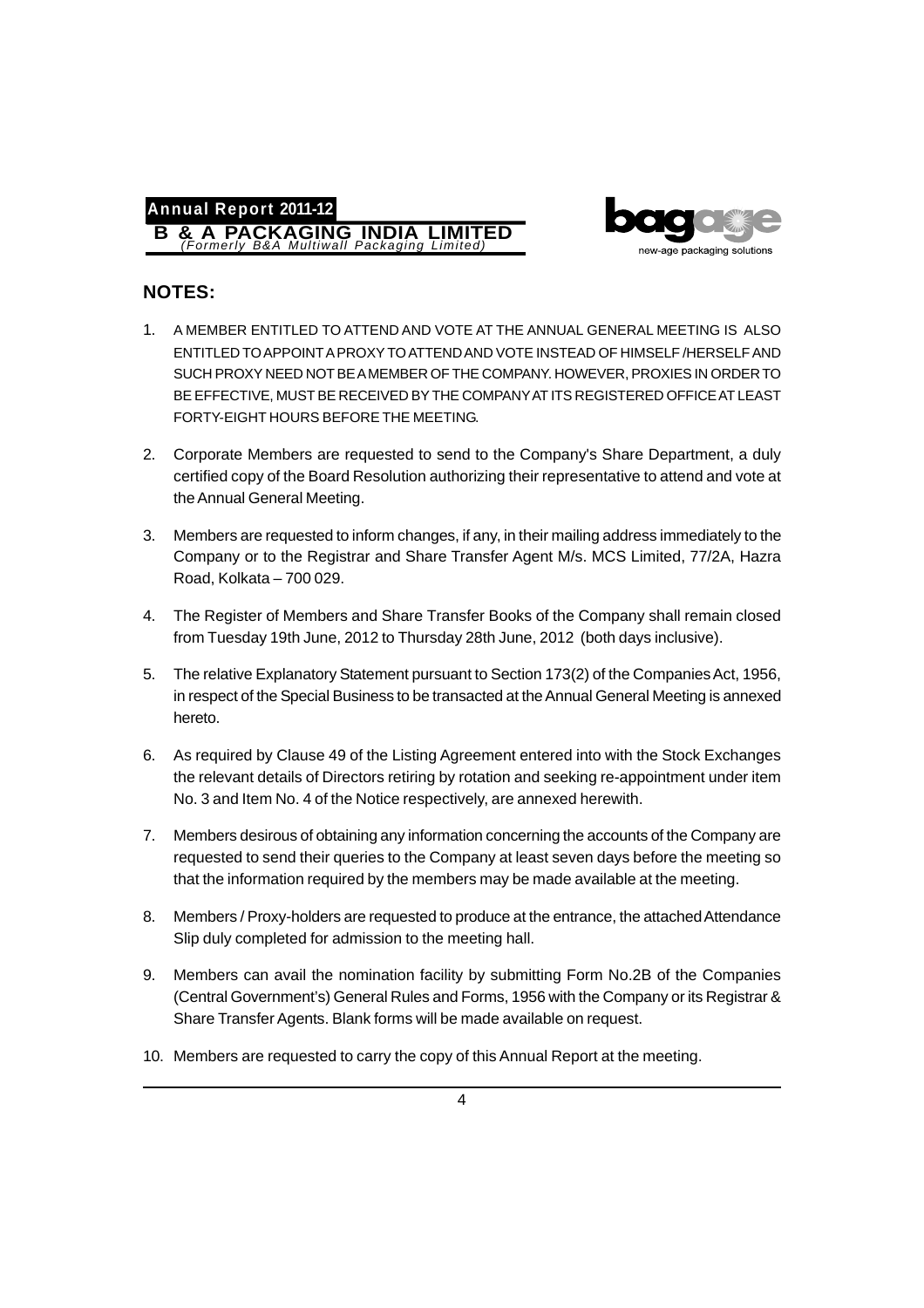## NOTES:

1. A MEMBER ENTITLED TO ATTEND AND VOTE AT THE ANNUAL GENERAL MEETING IS ALSO ENTITLED TO APPOINT A PROXY TO ATTEND AND VOTE INSTEAD OF HIMSELF /HERSELF AND SUCH PROXY NEED NOT BE A MEMBER OF THE COMPANY. HOWEVER, PROXIES IN ORDER TO BE EFFECTIVE, MUST BE RECEIVED BY THE COMPANY AT ITS REGISTERED OFFICE AT LEAST FORTY-EIGHT HOURS BEFORE THE MEETING.

2. Corporate Members are requested to send to the Company's Share Department, a duly certified copy of the Board Resolution authorizing their representative to attend and vote at the Annual General Meeting.

3. Members are requested to inform changes, if any, in their mailing address immediately to the Company or to the Registrar and Share Transfer Agent M/s. MCS Limited, 77/2A, Hazra Road, Kolkata – 700 029.

4. The Register of Members and Share Transfer Books of the Company shall remain closed from Tuesday 19th June, 2012 to Thursday 28th June, 2012 (both days inclusive).

5. The relative Explanatory Statement pursuant to Section 173(2) of the Companies Act, 1956, in respect of the Special Business to be transacted at the Annual General Meeting is annexed hereto.

6. As required by Clause 49 of the Listing Agreement entered into with the Stock Exchanges the relevant details of Directors retiring by rotation and seeking re-appointment under item No. 3 and Item No. 4 of the Notice respectively, are annexed herewith.

7. Members desirous of obtaining any information concerning the accounts of the Company are requested to send their queries to the Company at least seven days before the meeting so that the information required by the members may be made available at the meeting.

8. Members / Proxy-holders are requested to produce at the entrance, the attached Attendance Slip duly completed for admission to the meeting hall.

9. Members can avail the nomination facility by submitting Form No.2B of the Companies (Central Government's) General Rules and Forms, 1956 with the Company or its Registrar & Share Transfer Agents. Blank forms will be made available on request.

10. Members are requested to carry the copy of this Annual Report at the meeting.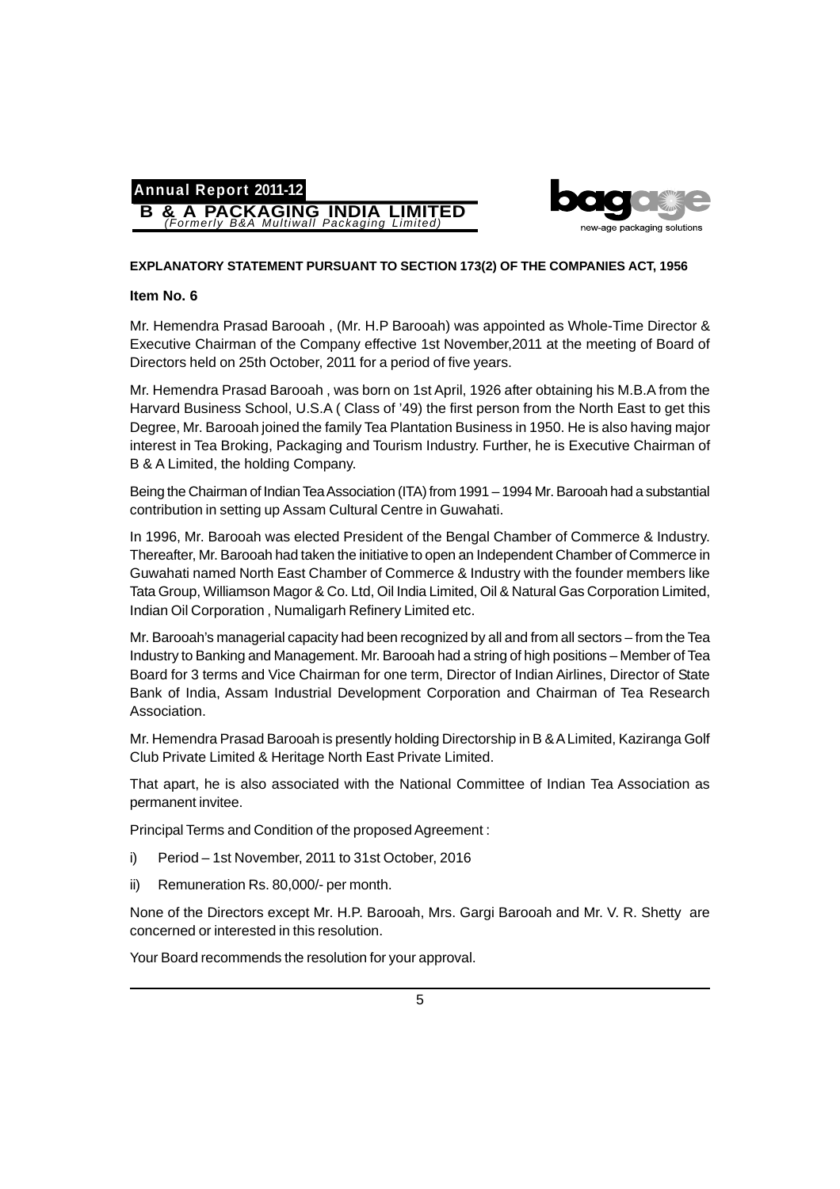**EXPLANATORY STATEMENT PURSUANT TO SECTION 173(2) OF THE COMPANIES ACT, 1956**

**Item No. 6**

Mr. Hemendra Prasad Barooah , (Mr. H.P Barooah) was appointed as Whole-Time Director & Executive Chairman of the Company effective 1st November,2011 at the meeting of Board of Directors held on 25th October, 2011 for a period of five years.

Mr. Hemendra Prasad Barooah , was born on 1st April, 1926 after obtaining his M.B.A from the Harvard Business School, U.S.A ( Class of '49) the first person from the North East to get this Degree, Mr. Barooah joined the family Tea Plantation Business in 1950. He is also having major interest in Tea Broking, Packaging and Tourism Industry. Further, he is Executive Chairman of B & A Limited, the holding Company.

Being the Chairman of Indian Tea Association (ITA) from 1991 – 1994 Mr. Barooah had a substantial contribution in setting up Assam Cultural Centre in Guwahati.

In 1996, Mr. Barooah was elected President of the Bengal Chamber of Commerce & Industry. Thereafter, Mr. Barooah had taken the initiative to open an Independent Chamber of Commerce in Guwahati named North East Chamber of Commerce & Industry with the founder members like Tata Group, Williamson Magor & Co. Ltd, Oil India Limited, Oil & Natural Gas Corporation Limited, Indian Oil Corporation , Numaligarh Refinery Limited etc.

Mr. Barooah's managerial capacity had been recognized by all and from all sectors – from the Tea Industry to Banking and Management. Mr. Barooah had a string of high positions – Member of Tea Board for 3 terms and Vice Chairman for one term, Director of Indian Airlines, Director of State Bank of India, Assam Industrial Development Corporation and Chairman of Tea Research Association.

Mr. Hemendra Prasad Barooah is presently holding Directorship in B & A Limited, Kaziranga Golf Club Private Limited & Heritage North East Private Limited.

That apart, he is also associated with the National Committee of Indian Tea Association as permanent invitee.

Principal Terms and Condition of the proposed Agreement :

i) Period – 1st November, 2011 to 31st October, 2016

ii) Remuneration Rs. 80,000/- per month.

None of the Directors except Mr. H.P. Barooah, Mrs. Gargi Barooah and Mr. V. R. Shetty are concerned or interested in this resolution.

Your Board recommends the resolution for your approval.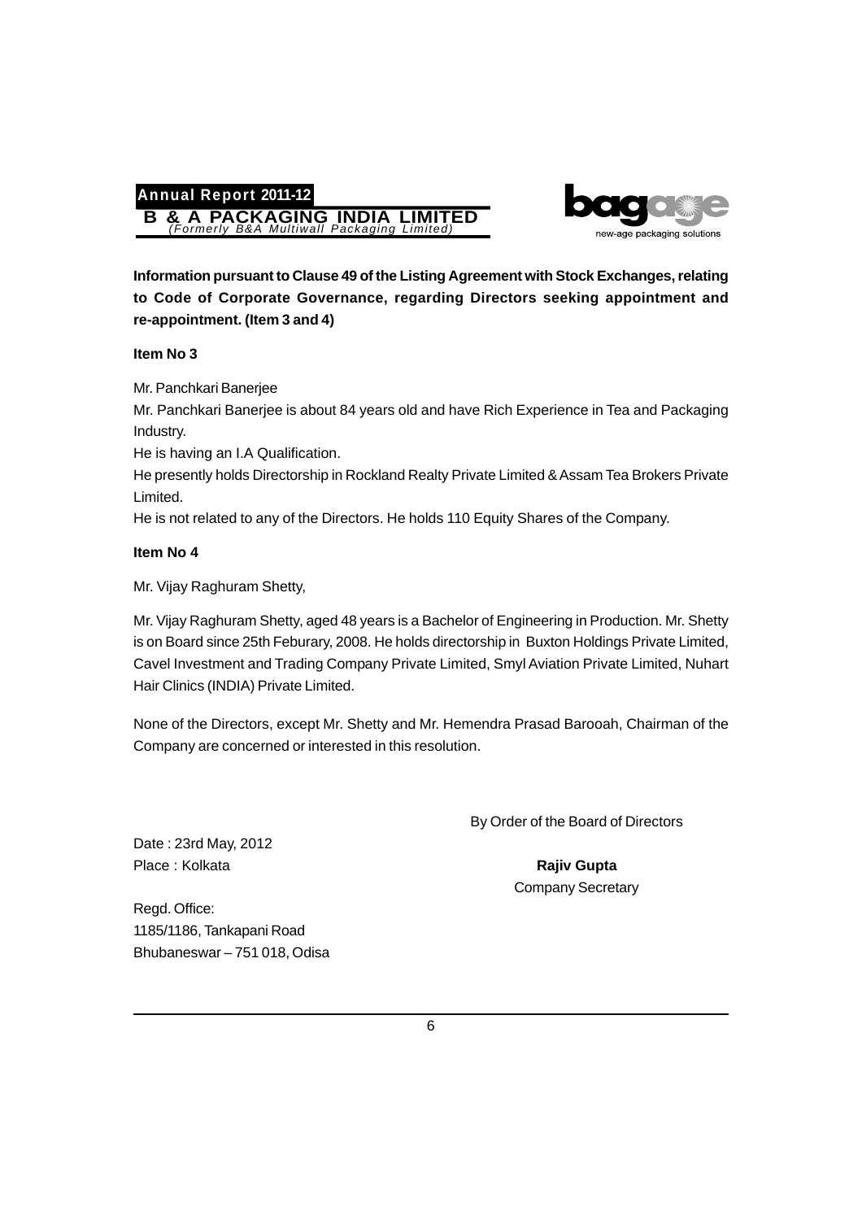**Information pursuant to Clause 49 of the Listing Agreement with Stock Exchanges, relating to Code of Corporate Governance, regarding Directors seeking appointment and re-appointment. (Item 3 and 4)**

**Item No 3**

Mr. Panchkari Banerjee

Mr. Panchkari Banerjee is about 84 years old and have Rich Experience in Tea and Packaging Industry.

He is having an I.A Qualification.

He presently holds Directorship in Rockland Realty Private Limited & Assam Tea Brokers Private Limited.

He is not related to any of the Directors. He holds 110 Equity Shares of the Company.

**Item No 4**

Mr. Vijay Raghuram Shetty,

Mr. Vijay Raghuram Shetty, aged 48 years is a Bachelor of Engineering in Production. Mr. Shetty is on Board since 25th Feburary, 2008. He holds directorship in Buxton Holdings Private Limited, Cavel Investment and Trading Company Private Limited, Smyl Aviation Private Limited, Nuhart Hair Clinics (INDIA) Private Limited.

None of the Directors, except Mr. Shetty and Mr. Hemendra Prasad Barooah, Chairman of the Company are concerned or interested in this resolution.

By Order of the Board of Directors

Date : 23rd May, 2012
Place : Kolkata

**Rajiv Gupta**
Company Secretary

Regd. Office:
1185/1186, Tankapani Road
Bhubaneswar – 751 018, Odisa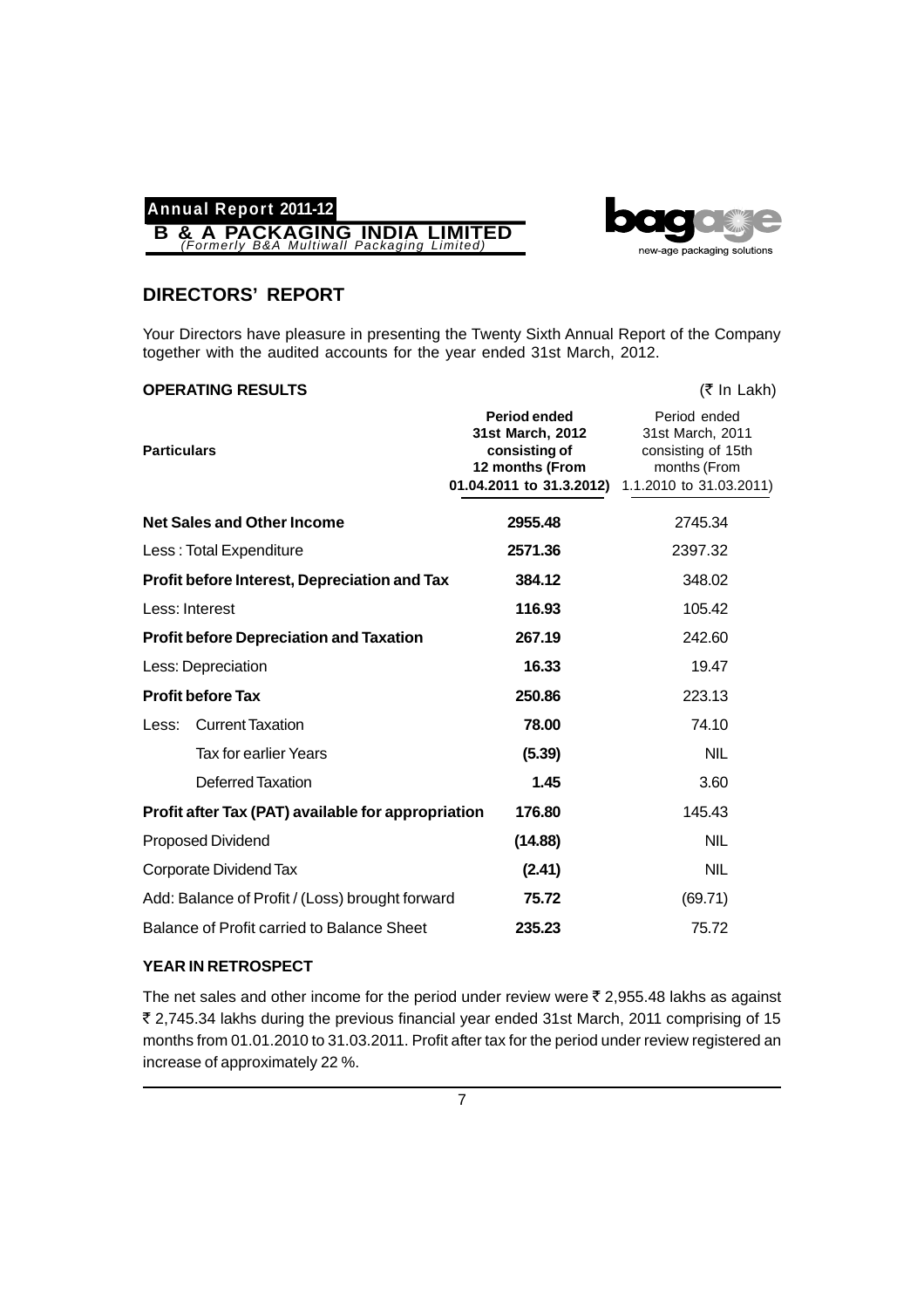## DIRECTORS' REPORT

Your Directors have pleasure in presenting the Twenty Sixth Annual Report of the Company together with the audited accounts for the year ended 31st March, 2012.

### OPERATING RESULTS

(₹ In Lakh)

| Particulars | **Period ended 31st March, 2012 consisting of 12 months (From 01.04.2011 to 31.3.2012)** | Period ended 31st March, 2011 consisting of 15th months (From 1.1.2010 to 31.03.2011) |
|---|---|---|
| **Net Sales and Other Income** | **2955.48** | 2745.34 |
| Less : Total Expenditure | **2571.36** | 2397.32 |
| **Profit before Interest, Depreciation and Tax** | **384.12** | 348.02 |
| Less: Interest | **116.93** | 105.42 |
| **Profit before Depreciation and Taxation** | **267.19** | 242.60 |
| Less: Depreciation | **16.33** | 19.47 |
| **Profit before Tax** | **250.86** | 223.13 |
| Less: Current Taxation | **78.00** | 74.10 |
| Tax for earlier Years | **(5.39)** | NIL |
| Deferred Taxation | **1.45** | 3.60 |
| **Profit after Tax (PAT) available for appropriation** | **176.80** | 145.43 |
| Proposed Dividend | **(14.88)** | NIL |
| Corporate Dividend Tax | **(2.41)** | NIL |
| Add: Balance of Profit / (Loss) brought forward | **75.72** | (69.71) |
| Balance of Profit carried to Balance Sheet | **235.23** | 75.72 |

### YEAR IN RETROSPECT

The net sales and other income for the period under review were ₹ 2,955.48 lakhs as against ₹ 2,745.34 lakhs during the previous financial year ended 31st March, 2011 comprising of 15 months from 01.01.2010 to 31.03.2011. Profit after tax for the period under review registered an increase of approximately 22 %.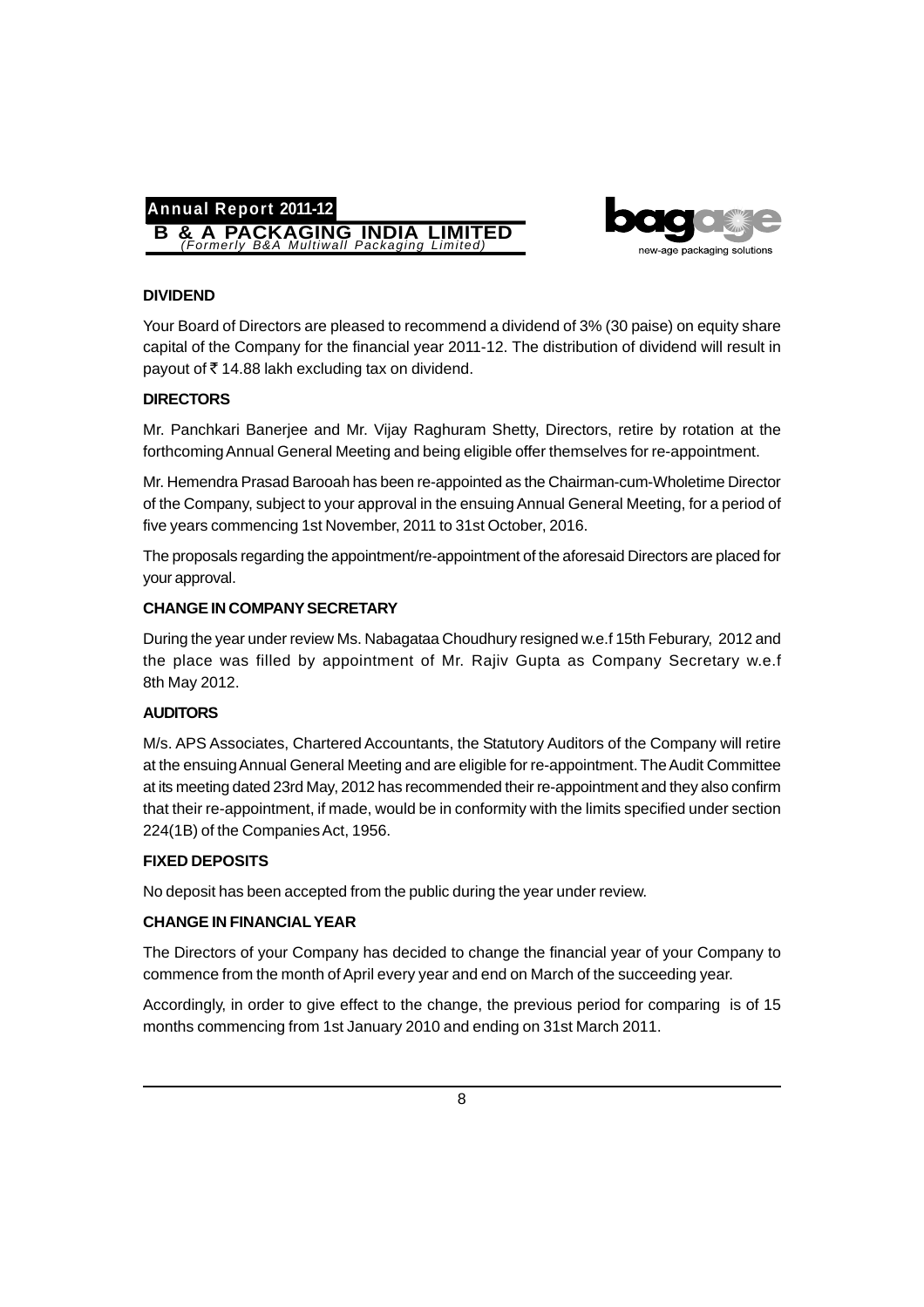## DIVIDEND

Your Board of Directors are pleased to recommend a dividend of 3% (30 paise) on equity share capital of the Company for the financial year 2011-12. The distribution of dividend will result in payout of ₹ 14.88 lakh excluding tax on dividend.

## DIRECTORS

Mr. Panchkari Banerjee and Mr. Vijay Raghuram Shetty, Directors, retire by rotation at the forthcoming Annual General Meeting and being eligible offer themselves for re-appointment.

Mr. Hemendra Prasad Barooah has been re-appointed as the Chairman-cum-Wholetime Director of the Company, subject to your approval in the ensuing Annual General Meeting, for a period of five years commencing 1st November, 2011 to 31st October, 2016.

The proposals regarding the appointment/re-appointment of the aforesaid Directors are placed for your approval.

## CHANGE IN COMPANY SECRETARY

During the year under review Ms. Nabagataa Choudhury resigned w.e.f 15th Feburary, 2012 and the place was filled by appointment of Mr. Rajiv Gupta as Company Secretary w.e.f 8th May 2012.

## AUDITORS

M/s. APS Associates, Chartered Accountants, the Statutory Auditors of the Company will retire at the ensuing Annual General Meeting and are eligible for re-appointment. The Audit Committee at its meeting dated 23rd May, 2012 has recommended their re-appointment and they also confirm that their re-appointment, if made, would be in conformity with the limits specified under section 224(1B) of the Companies Act, 1956.

## FIXED DEPOSITS

No deposit has been accepted from the public during the year under review.

## CHANGE IN FINANCIAL YEAR

The Directors of your Company has decided to change the financial year of your Company to commence from the month of April every year and end on March of the succeeding year.

Accordingly, in order to give effect to the change, the previous period for comparing is of 15 months commencing from 1st January 2010 and ending on 31st March 2011.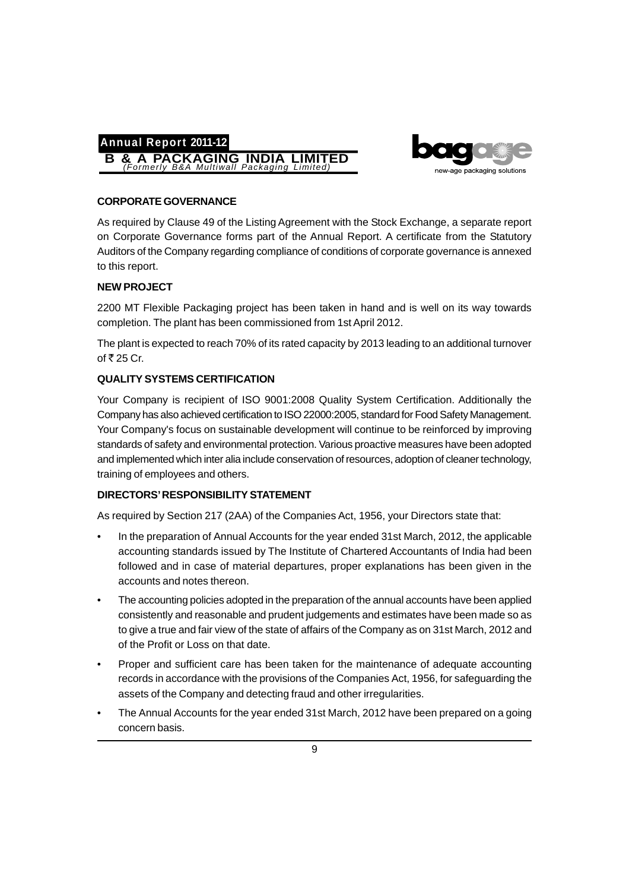## CORPORATE GOVERNANCE

As required by Clause 49 of the Listing Agreement with the Stock Exchange, a separate report on Corporate Governance forms part of the Annual Report. A certificate from the Statutory Auditors of the Company regarding compliance of conditions of corporate governance is annexed to this report.

## NEW PROJECT

2200 MT Flexible Packaging project has been taken in hand and is well on its way towards completion. The plant has been commissioned from 1st April 2012.

The plant is expected to reach 70% of its rated capacity by 2013 leading to an additional turnover of ₹ 25 Cr.

## QUALITY SYSTEMS CERTIFICATION

Your Company is recipient of ISO 9001:2008 Quality System Certification. Additionally the Company has also achieved certification to ISO 22000:2005, standard for Food Safety Management. Your Company's focus on sustainable development will continue to be reinforced by improving standards of safety and environmental protection. Various proactive measures have been adopted and implemented which inter alia include conservation of resources, adoption of cleaner technology, training of employees and others.

## DIRECTORS' RESPONSIBILITY STATEMENT

As required by Section 217 (2AA) of the Companies Act, 1956, your Directors state that:

- In the preparation of Annual Accounts for the year ended 31st March, 2012, the applicable accounting standards issued by The Institute of Chartered Accountants of India had been followed and in case of material departures, proper explanations has been given in the accounts and notes thereon.
- The accounting policies adopted in the preparation of the annual accounts have been applied consistently and reasonable and prudent judgements and estimates have been made so as to give a true and fair view of the state of affairs of the Company as on 31st March, 2012 and of the Profit or Loss on that date.
- Proper and sufficient care has been taken for the maintenance of adequate accounting records in accordance with the provisions of the Companies Act, 1956, for safeguarding the assets of the Company and detecting fraud and other irregularities.
- The Annual Accounts for the year ended 31st March, 2012 have been prepared on a going concern basis.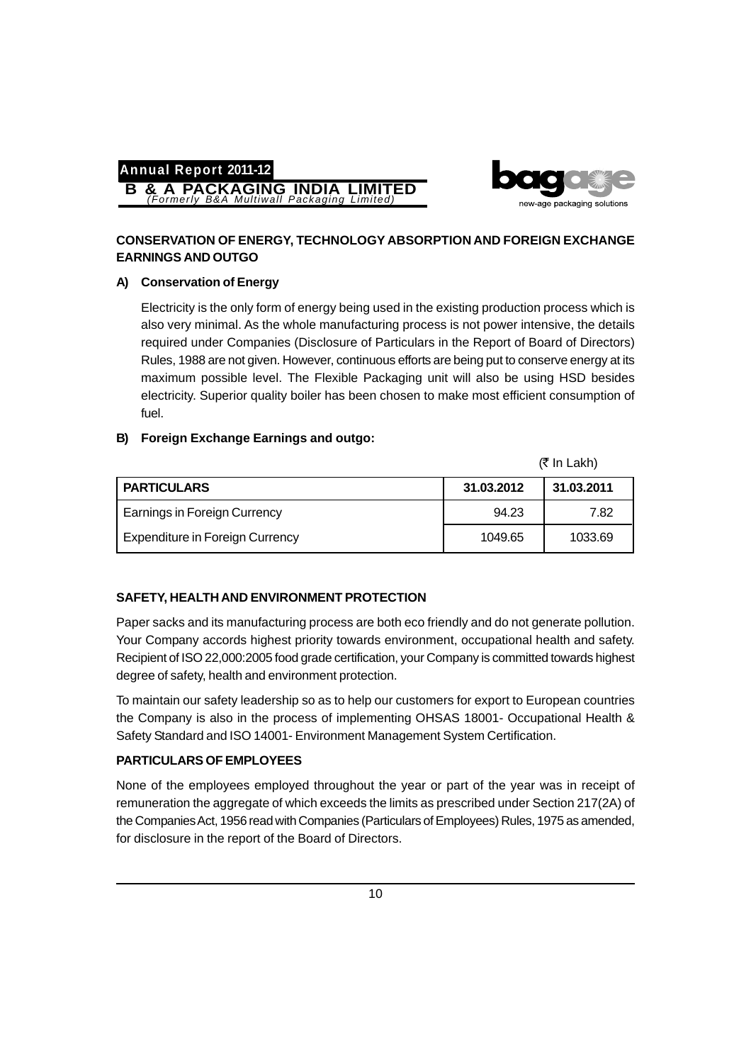## CONSERVATION OF ENERGY, TECHNOLOGY ABSORPTION AND FOREIGN EXCHANGE EARNINGS AND OUTGO

### A) Conservation of Energy

Electricity is the only form of energy being used in the existing production process which is also very minimal. As the whole manufacturing process is not power intensive, the details required under Companies (Disclosure of Particulars in the Report of Board of Directors) Rules, 1988 are not given. However, continuous efforts are being put to conserve energy at its maximum possible level. The Flexible Packaging unit will also be using HSD besides electricity. Superior quality boiler has been chosen to make most efficient consumption of fuel.

### B) Foreign Exchange Earnings and outgo:

(₹ In Lakh)

| PARTICULARS | 31.03.2012 | 31.03.2011 |
|---|---|---|
| Earnings in Foreign Currency | 94.23 | 7.82 |
| Expenditure in Foreign Currency | 1049.65 | 1033.69 |

## SAFETY, HEALTH AND ENVIRONMENT PROTECTION

Paper sacks and its manufacturing process are both eco friendly and do not generate pollution. Your Company accords highest priority towards environment, occupational health and safety. Recipient of ISO 22,000:2005 food grade certification, your Company is committed towards highest degree of safety, health and environment protection.

To maintain our safety leadership so as to help our customers for export to European countries the Company is also in the process of implementing OHSAS 18001- Occupational Health & Safety Standard and ISO 14001- Environment Management System Certification.

## PARTICULARS OF EMPLOYEES

None of the employees employed throughout the year or part of the year was in receipt of remuneration the aggregate of which exceeds the limits as prescribed under Section 217(2A) of the Companies Act, 1956 read with Companies (Particulars of Employees) Rules, 1975 as amended, for disclosure in the report of the Board of Directors.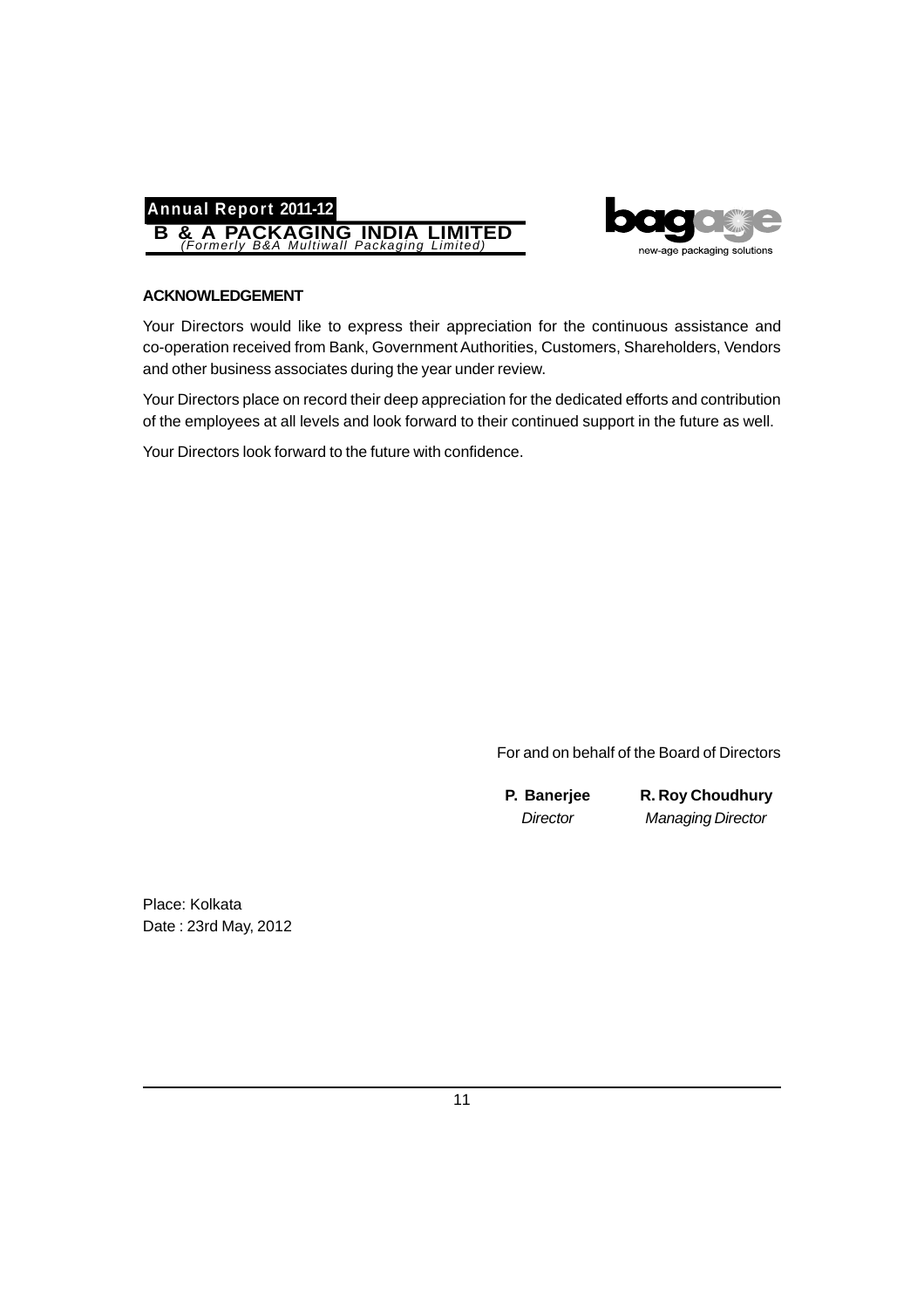## ACKNOWLEDGEMENT

Your Directors would like to express their appreciation for the continuous assistance and co-operation received from Bank, Government Authorities, Customers, Shareholders, Vendors and other business associates during the year under review.

Your Directors place on record their deep appreciation for the dedicated efforts and contribution of the employees at all levels and look forward to their continued support in the future as well.

Your Directors look forward to the future with confidence.

For and on behalf of the Board of Directors

| **P. Banerjee** | **R. Roy Choudhury** |
|---|---|
| *Director* | *Managing Director* |

Place: Kolkata
Date : 23rd May, 2012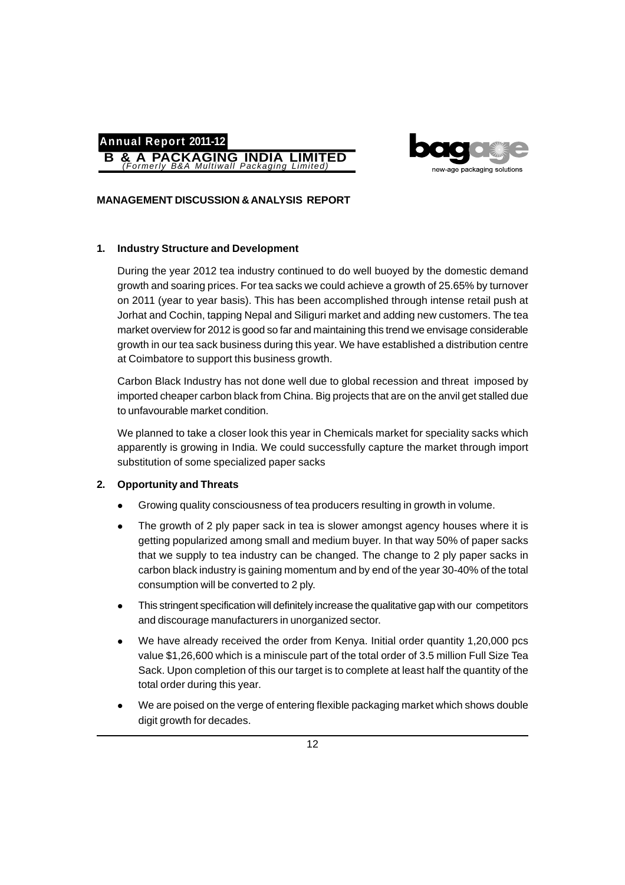## MANAGEMENT DISCUSSION & ANALYSIS REPORT

### 1. Industry Structure and Development

During the year 2012 tea industry continued to do well buoyed by the domestic demand growth and soaring prices. For tea sacks we could achieve a growth of 25.65% by turnover on 2011 (year to year basis). This has been accomplished through intense retail push at Jorhat and Cochin, tapping Nepal and Siliguri market and adding new customers. The tea market overview for 2012 is good so far and maintaining this trend we envisage considerable growth in our tea sack business during this year. We have established a distribution centre at Coimbatore to support this business growth.

Carbon Black Industry has not done well due to global recession and threat imposed by imported cheaper carbon black from China. Big projects that are on the anvil get stalled due to unfavourable market condition.

We planned to take a closer look this year in Chemicals market for speciality sacks which apparently is growing in India. We could successfully capture the market through import substitution of some specialized paper sacks

### 2. Opportunity and Threats

- Growing quality consciousness of tea producers resulting in growth in volume.
- The growth of 2 ply paper sack in tea is slower amongst agency houses where it is getting popularized among small and medium buyer. In that way 50% of paper sacks that we supply to tea industry can be changed. The change to 2 ply paper sacks in carbon black industry is gaining momentum and by end of the year 30-40% of the total consumption will be converted to 2 ply.
- This stringent specification will definitely increase the qualitative gap with our competitors and discourage manufacturers in unorganized sector.
- We have already received the order from Kenya. Initial order quantity 1,20,000 pcs value $1,26,600 which is a miniscule part of the total order of 3.5 million Full Size Tea Sack. Upon completion of this our target is to complete at least half the quantity of the total order during this year.
- We are poised on the verge of entering flexible packaging market which shows double digit growth for decades.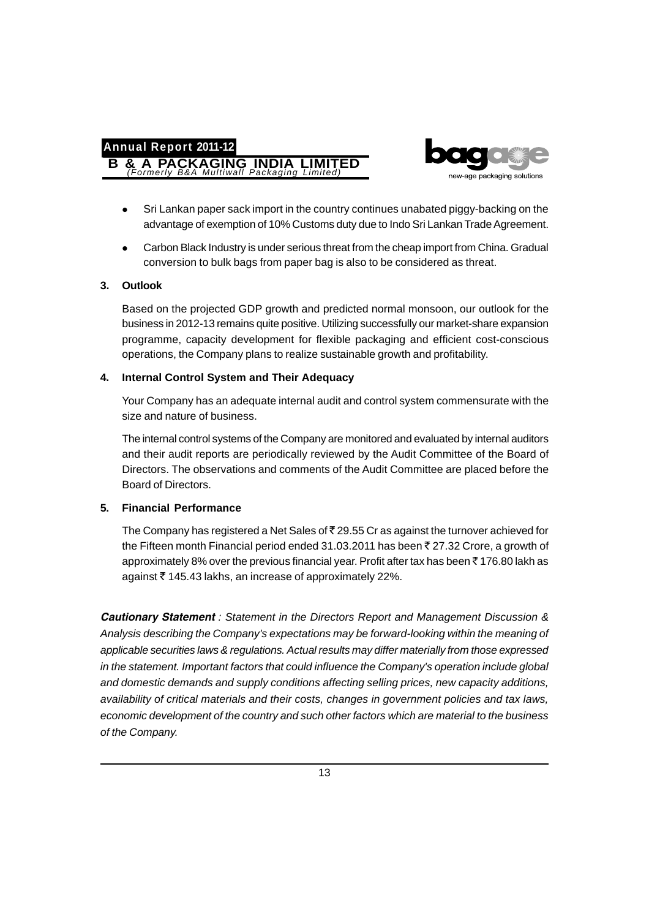- Sri Lankan paper sack import in the country continues unabated piggy-backing on the advantage of exemption of 10% Customs duty due to Indo Sri Lankan Trade Agreement.
- Carbon Black Industry is under serious threat from the cheap import from China. Gradual conversion to bulk bags from paper bag is also to be considered as threat.

**3. Outlook**

Based on the projected GDP growth and predicted normal monsoon, our outlook for the business in 2012-13 remains quite positive. Utilizing successfully our market-share expansion programme, capacity development for flexible packaging and efficient cost-conscious operations, the Company plans to realize sustainable growth and profitability.

**4. Internal Control System and Their Adequacy**

Your Company has an adequate internal audit and control system commensurate with the size and nature of business.

The internal control systems of the Company are monitored and evaluated by internal auditors and their audit reports are periodically reviewed by the Audit Committee of the Board of Directors. The observations and comments of the Audit Committee are placed before the Board of Directors.

**5. Financial Performance**

The Company has registered a Net Sales of ₹ 29.55 Cr as against the turnover achieved for the Fifteen month Financial period ended 31.03.2011 has been ₹ 27.32 Crore, a growth of approximately 8% over the previous financial year. Profit after tax has been ₹ 176.80 lakh as against ₹ 145.43 lakhs, an increase of approximately 22%.

***Cautionary Statement*** *: Statement in the Directors Report and Management Discussion & Analysis describing the Company's expectations may be forward-looking within the meaning of applicable securities laws & regulations. Actual results may differ materially from those expressed in the statement. Important factors that could influence the Company's operation include global and domestic demands and supply conditions affecting selling prices, new capacity additions, availability of critical materials and their costs, changes in government policies and tax laws, economic development of the country and such other factors which are material to the business of the Company.*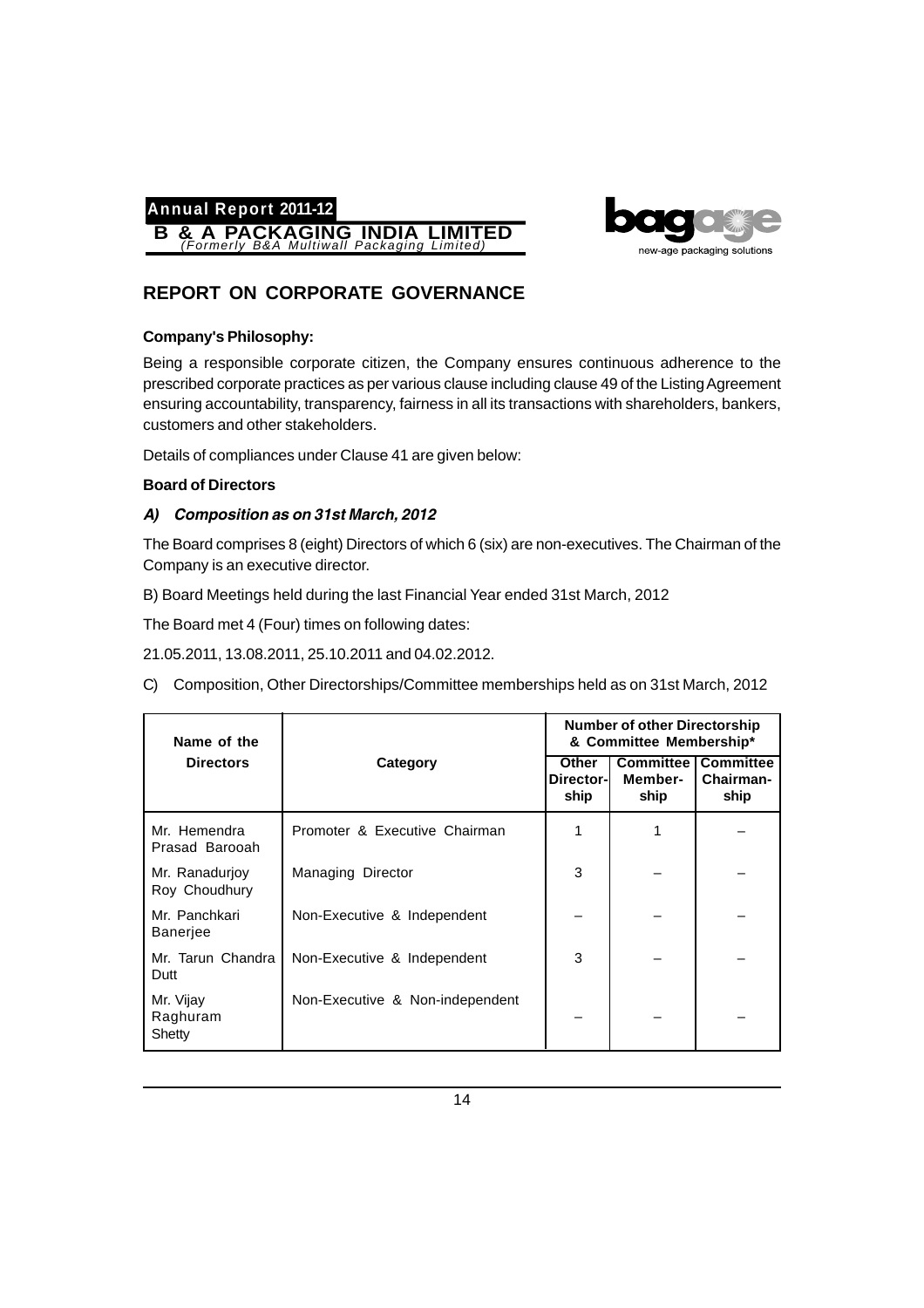# REPORT ON CORPORATE GOVERNANCE

**Company's Philosophy:**

Being a responsible corporate citizen, the Company ensures continuous adherence to the prescribed corporate practices as per various clause including clause 49 of the Listing Agreement ensuring accountability, transparency, fairness in all its transactions with shareholders, bankers, customers and other stakeholders.

Details of compliances under Clause 41 are given below:

**Board of Directors**

***A) Composition as on 31st March, 2012***

The Board comprises 8 (eight) Directors of which 6 (six) are non-executives. The Chairman of the Company is an executive director.

B) Board Meetings held during the last Financial Year ended 31st March, 2012

The Board met 4 (Four) times on following dates:

21.05.2011, 13.08.2011, 25.10.2011 and 04.02.2012.

C) Composition, Other Directorships/Committee memberships held as on 31st March, 2012

| Name of the Directors | Category | Number of other Directorship & Committee Membership* | | |
|---|---|---|---|---|
| | | Other Directorship | Committee Membership | Committee Chairmanship |
| Mr. Hemendra Prasad Barooah | Promoter & Executive Chairman | 1 | 1 | – |
| Mr. Ranadurjoy Roy Choudhury | Managing Director | 3 | – | – |
| Mr. Panchkari Banerjee | Non-Executive & Independent | – | – | – |
| Mr. Tarun Chandra Dutt | Non-Executive & Independent | 3 | – | – |
| Mr. Vijay Raghuram Shetty | Non-Executive & Non-independent | – | – | – |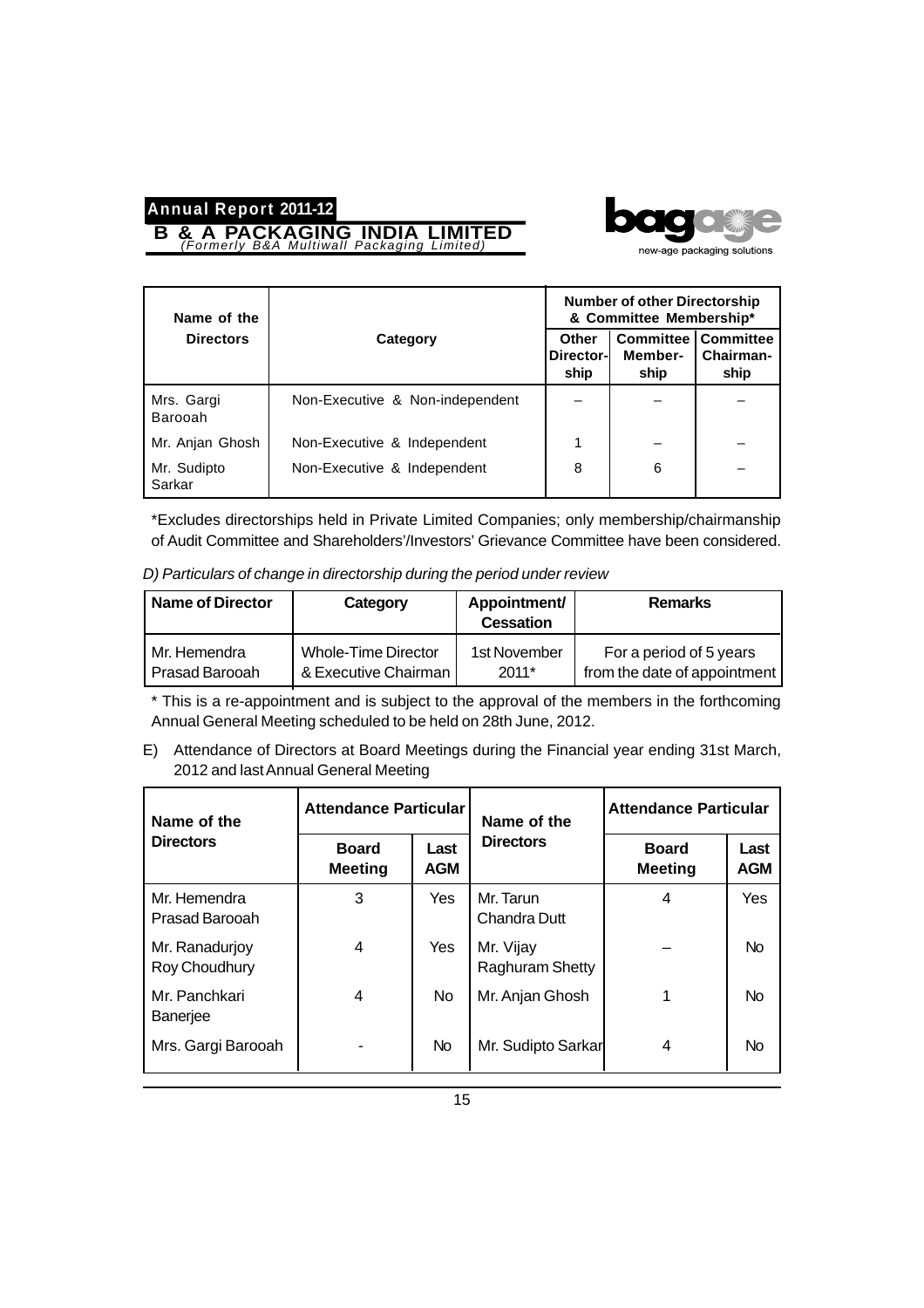| Name of the Directors | Category | Number of other Directorship & Committee Membership* | | |
|---|---|---|---|---|
| | | Other Directorship | Committee Membership | Committee Chairmanship |
| Mrs. Gargi Barooah | Non-Executive & Non-independent | – | – | – |
| Mr. Anjan Ghosh | Non-Executive & Independent | 1 | – | – |
| Mr. Sudipto Sarkar | Non-Executive & Independent | 8 | 6 | – |

*Excludes directorships held in Private Limited Companies; only membership/chairmanship of Audit Committee and Shareholders'/Investors' Grievance Committee have been considered.

*D) Particulars of change in directorship during the period under review*

| Name of Director | Category | Appointment/ Cessation | Remarks |
|---|---|---|---|
| Mr. Hemendra Prasad Barooah | Whole-Time Director & Executive Chairman | 1st November 2011* | For a period of 5 years from the date of appointment |

* This is a re-appointment and is subject to the approval of the members in the forthcoming Annual General Meeting scheduled to be held on 28th June, 2012.

E) Attendance of Directors at Board Meetings during the Financial year ending 31st March, 2012 and last Annual General Meeting

| Name of the Directors | Attendance Particular | | Name of the Directors | Attendance Particular | |
|---|---|---|---|---|---|
| | Board Meeting | Last AGM | | Board Meeting | Last AGM |
| Mr. Hemendra Prasad Barooah | 3 | Yes | Mr. Tarun Chandra Dutt | 4 | Yes |
| Mr. Ranadurjoy Roy Choudhury | 4 | Yes | Mr. Vijay Raghuram Shetty | – | No |
| Mr. Panchkari Banerjee | 4 | No | Mr. Anjan Ghosh | 1 | No |
| Mrs. Gargi Barooah | - | No | Mr. Sudipto Sarkar | 4 | No |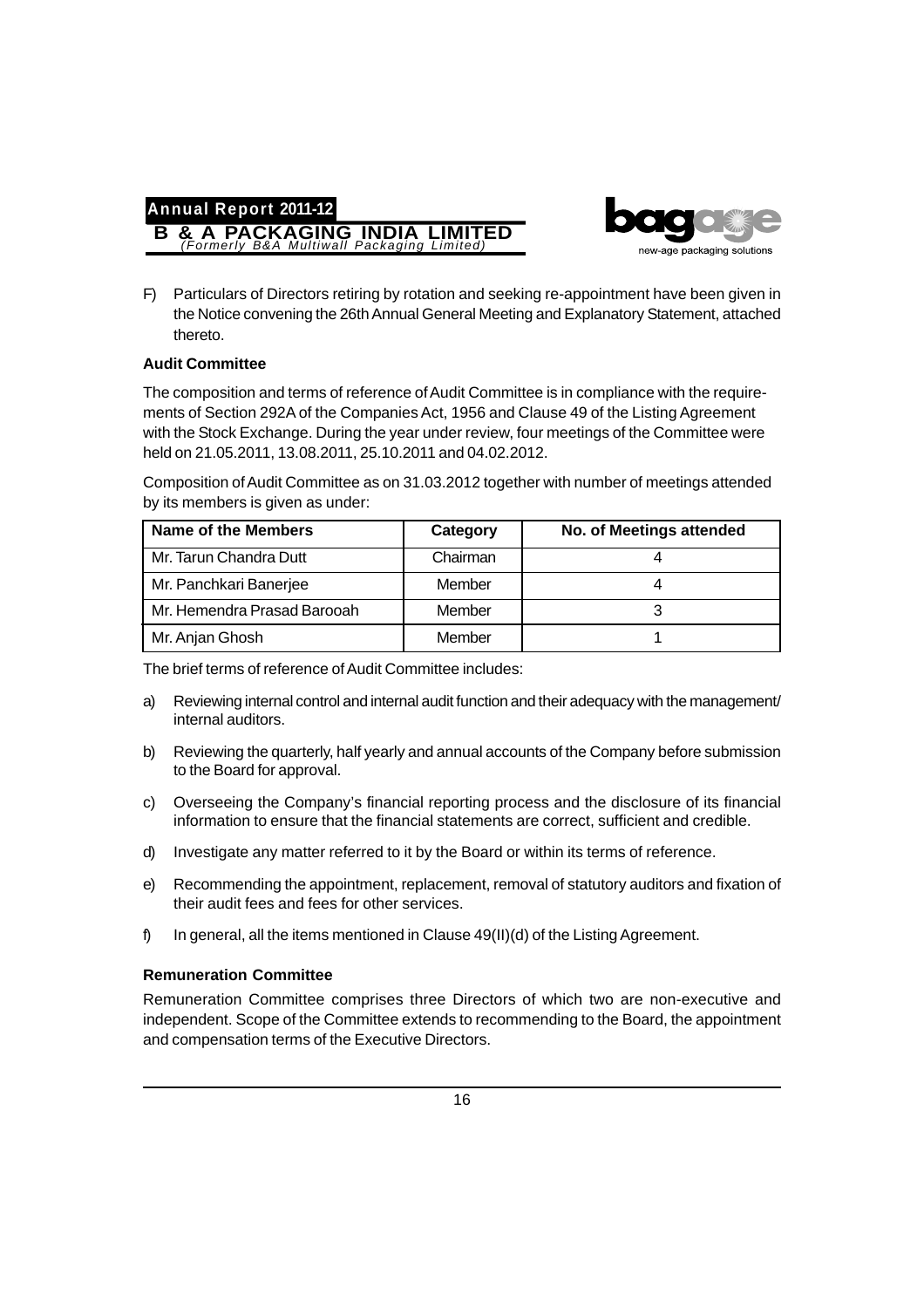F) Particulars of Directors retiring by rotation and seeking re-appointment have been given in the Notice convening the 26th Annual General Meeting and Explanatory Statement, attached thereto.

**Audit Committee**

The composition and terms of reference of Audit Committee is in compliance with the requirements of Section 292A of the Companies Act, 1956 and Clause 49 of the Listing Agreement with the Stock Exchange. During the year under review, four meetings of the Committee were held on 21.05.2011, 13.08.2011, 25.10.2011 and 04.02.2012.

Composition of Audit Committee as on 31.03.2012 together with number of meetings attended by its members is given as under:

| Name of the Members | Category | No. of Meetings attended |
|---|---|---|
| Mr. Tarun Chandra Dutt | Chairman | 4 |
| Mr. Panchkari Banerjee | Member | 4 |
| Mr. Hemendra Prasad Barooah | Member | 3 |
| Mr. Anjan Ghosh | Member | 1 |

The brief terms of reference of Audit Committee includes:

a) Reviewing internal control and internal audit function and their adequacy with the management/ internal auditors.

b) Reviewing the quarterly, half yearly and annual accounts of the Company before submission to the Board for approval.

c) Overseeing the Company's financial reporting process and the disclosure of its financial information to ensure that the financial statements are correct, sufficient and credible.

d) Investigate any matter referred to it by the Board or within its terms of reference.

e) Recommending the appointment, replacement, removal of statutory auditors and fixation of their audit fees and fees for other services.

f) In general, all the items mentioned in Clause 49(II)(d) of the Listing Agreement.

**Remuneration Committee**

Remuneration Committee comprises three Directors of which two are non-executive and independent. Scope of the Committee extends to recommending to the Board, the appointment and compensation terms of the Executive Directors.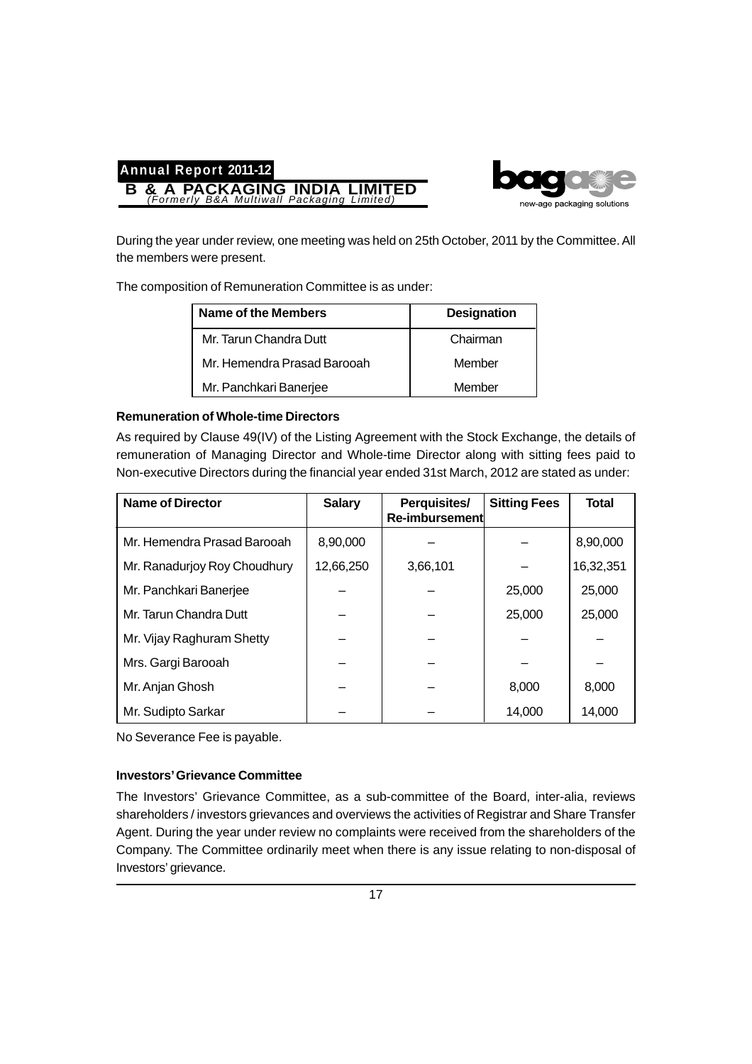During the year under review, one meeting was held on 25th October, 2011 by the Committee. All the members were present.

The composition of Remuneration Committee is as under:

| Name of the Members | Designation |
|---|---|
| Mr. Tarun Chandra Dutt | Chairman |
| Mr. Hemendra Prasad Barooah | Member |
| Mr. Panchkari Banerjee | Member |

**Remuneration of Whole-time Directors**

As required by Clause 49(IV) of the Listing Agreement with the Stock Exchange, the details of remuneration of Managing Director and Whole-time Director along with sitting fees paid to Non-executive Directors during the financial year ended 31st March, 2012 are stated as under:

| Name of Director | Salary | Perquisites/ Re-imbursement | Sitting Fees | Total |
|---|---|---|---|---|
| Mr. Hemendra Prasad Barooah | 8,90,000 | – | – | 8,90,000 |
| Mr. Ranadurjoy Roy Choudhury | 12,66,250 | 3,66,101 | – | 16,32,351 |
| Mr. Panchkari Banerjee | – | – | 25,000 | 25,000 |
| Mr. Tarun Chandra Dutt | – | – | 25,000 | 25,000 |
| Mr. Vijay Raghuram Shetty | – | – | – | – |
| Mrs. Gargi Barooah | – | – | – | – |
| Mr. Anjan Ghosh | – | – | 8,000 | 8,000 |
| Mr. Sudipto Sarkar | – | – | 14,000 | 14,000 |

No Severance Fee is payable.

**Investors' Grievance Committee**

The Investors' Grievance Committee, as a sub-committee of the Board, inter-alia, reviews shareholders / investors grievances and overviews the activities of Registrar and Share Transfer Agent. During the year under review no complaints were received from the shareholders of the Company. The Committee ordinarily meet when there is any issue relating to non-disposal of Investors' grievance.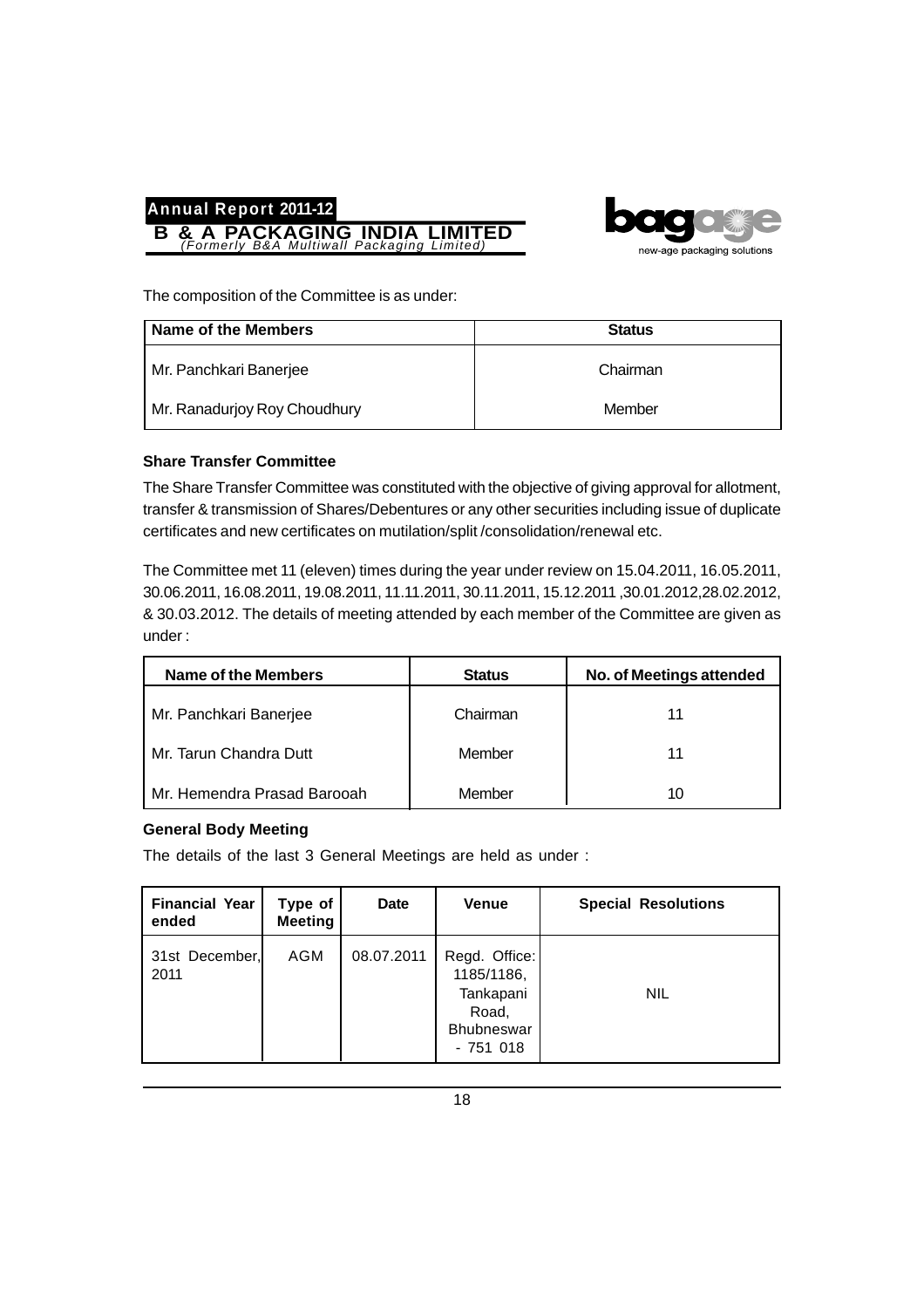The composition of the Committee is as under:

| Name of the Members | Status |
|---|---|
| Mr. Panchkari Banerjee | Chairman |
| Mr. Ranadurjoy Roy Choudhury | Member |

**Share Transfer Committee**

The Share Transfer Committee was constituted with the objective of giving approval for allotment, transfer & transmission of Shares/Debentures or any other securities including issue of duplicate certificates and new certificates on mutilation/split /consolidation/renewal etc.

The Committee met 11 (eleven) times during the year under review on 15.04.2011, 16.05.2011, 30.06.2011, 16.08.2011, 19.08.2011, 11.11.2011, 30.11.2011, 15.12.2011 ,30.01.2012,28.02.2012, & 30.03.2012. The details of meeting attended by each member of the Committee are given as under :

| Name of the Members | Status | No. of Meetings attended |
|---|---|---|
| Mr. Panchkari Banerjee | Chairman | 11 |
| Mr. Tarun Chandra Dutt | Member | 11 |
| Mr. Hemendra Prasad Barooah | Member | 10 |

**General Body Meeting**

The details of the last 3 General Meetings are held as under :

| Financial Year ended | Type of Meeting | Date | Venue | Special Resolutions |
|---|---|---|---|---|
| 31st December, 2011 | AGM | 08.07.2011 | Regd. Office: 1185/1186, Tankapani Road, Bhubneswar - 751 018 | NIL |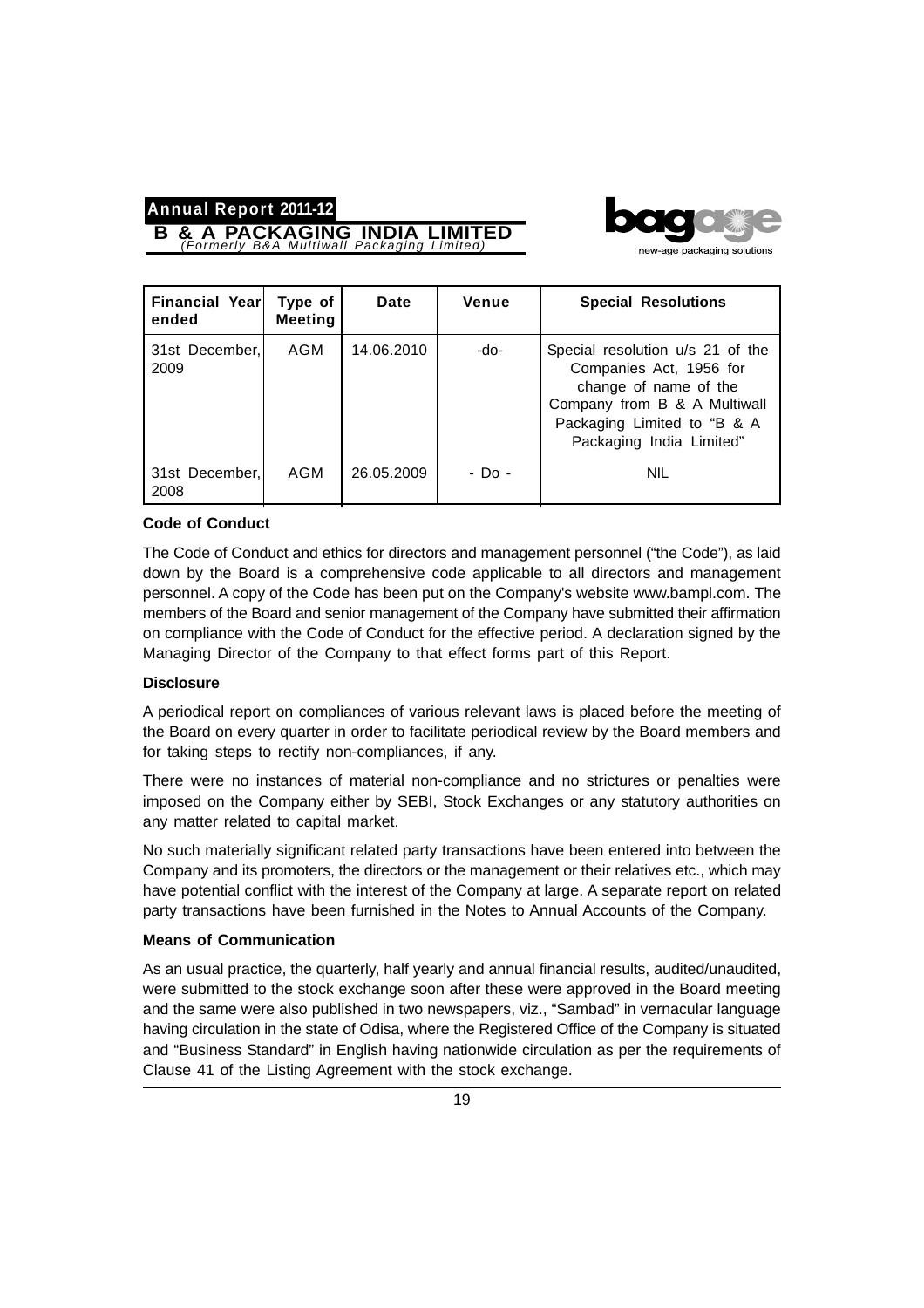| Financial Year ended | Type of Meeting | Date | Venue | Special Resolutions |
|---|---|---|---|---|
| 31st December, 2009 | AGM | 14.06.2010 | -do- | Special resolution u/s 21 of the Companies Act, 1956 for change of name of the Company from B & A Multiwall Packaging Limited to "B & A Packaging India Limited" |
| 31st December, 2008 | AGM | 26.05.2009 | - Do - | NIL |

**Code of Conduct**

The Code of Conduct and ethics for directors and management personnel ("the Code"), as laid down by the Board is a comprehensive code applicable to all directors and management personnel. A copy of the Code has been put on the Company's website www.bampl.com. The members of the Board and senior management of the Company have submitted their affirmation on compliance with the Code of Conduct for the effective period. A declaration signed by the Managing Director of the Company to that effect forms part of this Report.

**Disclosure**

A periodical report on compliances of various relevant laws is placed before the meeting of the Board on every quarter in order to facilitate periodical review by the Board members and for taking steps to rectify non-compliances, if any.

There were no instances of material non-compliance and no strictures or penalties were imposed on the Company either by SEBI, Stock Exchanges or any statutory authorities on any matter related to capital market.

No such materially significant related party transactions have been entered into between the Company and its promoters, the directors or the management or their relatives etc., which may have potential conflict with the interest of the Company at large. A separate report on related party transactions have been furnished in the Notes to Annual Accounts of the Company.

**Means of Communication**

As an usual practice, the quarterly, half yearly and annual financial results, audited/unaudited, were submitted to the stock exchange soon after these were approved in the Board meeting and the same were also published in two newspapers, viz., "Sambad" in vernacular language having circulation in the state of Odisa, where the Registered Office of the Company is situated and "Business Standard" in English having nationwide circulation as per the requirements of Clause 41 of the Listing Agreement with the stock exchange.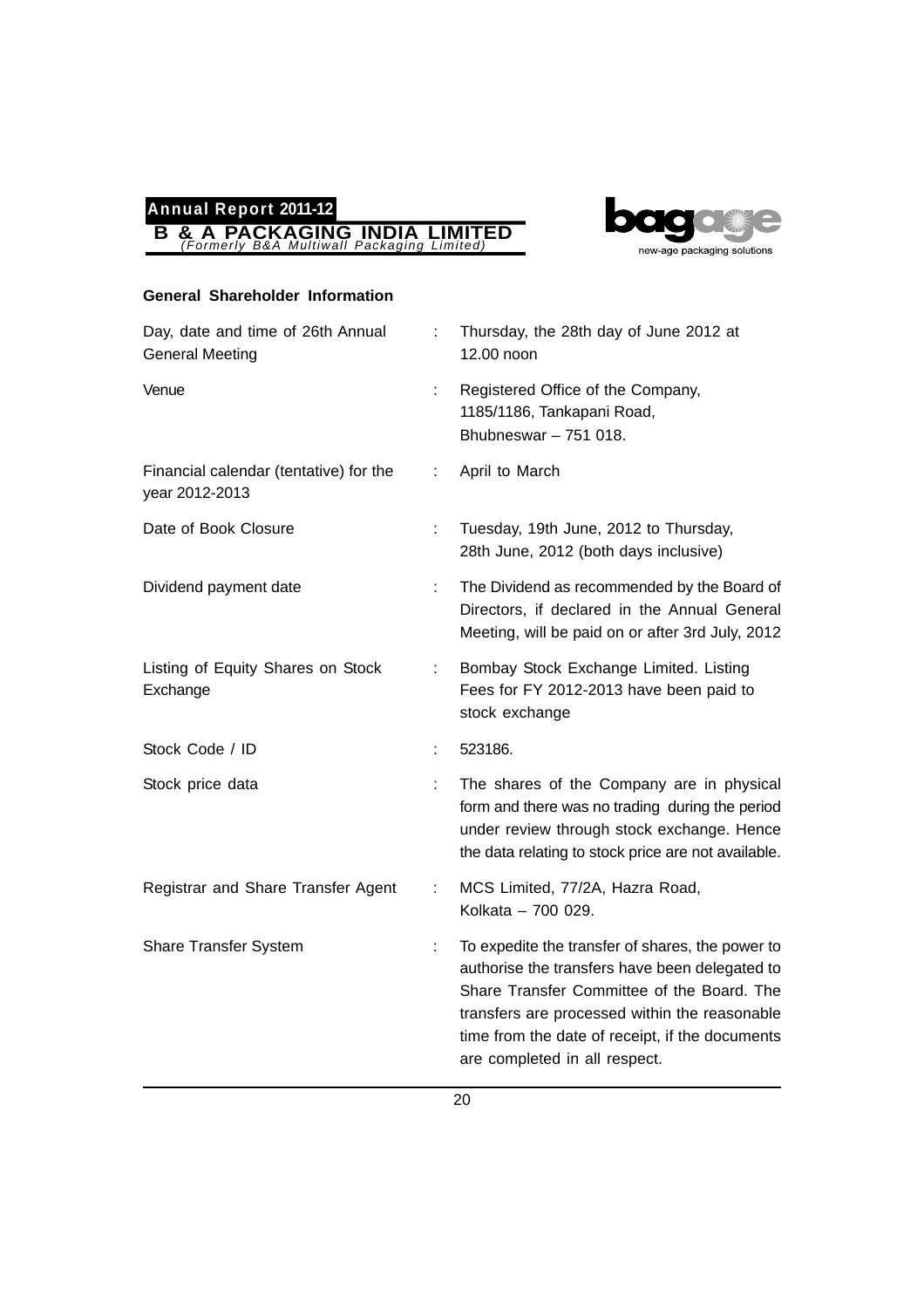## General Shareholder Information

| | | |
|---|---|---|
| Day, date and time of 26th Annual General Meeting | : | Thursday, the 28th day of June 2012 at 12.00 noon |
| Venue | : | Registered Office of the Company, 1185/1186, Tankapani Road, Bhubneswar – 751 018. |
| Financial calendar (tentative) for the year 2012-2013 | : | April to March |
| Date of Book Closure | : | Tuesday, 19th June, 2012 to Thursday, 28th June, 2012 (both days inclusive) |
| Dividend payment date | : | The Dividend as recommended by the Board of Directors, if declared in the Annual General Meeting, will be paid on or after 3rd July, 2012 |
| Listing of Equity Shares on Stock Exchange | : | Bombay Stock Exchange Limited. Listing Fees for FY 2012-2013 have been paid to stock exchange |
| Stock Code / ID | : | 523186. |
| Stock price data | : | The shares of the Company are in physical form and there was no trading during the period under review through stock exchange. Hence the data relating to stock price are not available. |
| Registrar and Share Transfer Agent | : | MCS Limited, 77/2A, Hazra Road, Kolkata – 700 029. |
| Share Transfer System | : | To expedite the transfer of shares, the power to authorise the transfers have been delegated to Share Transfer Committee of the Board. The transfers are processed within the reasonable time from the date of receipt, if the documents are completed in all respect. |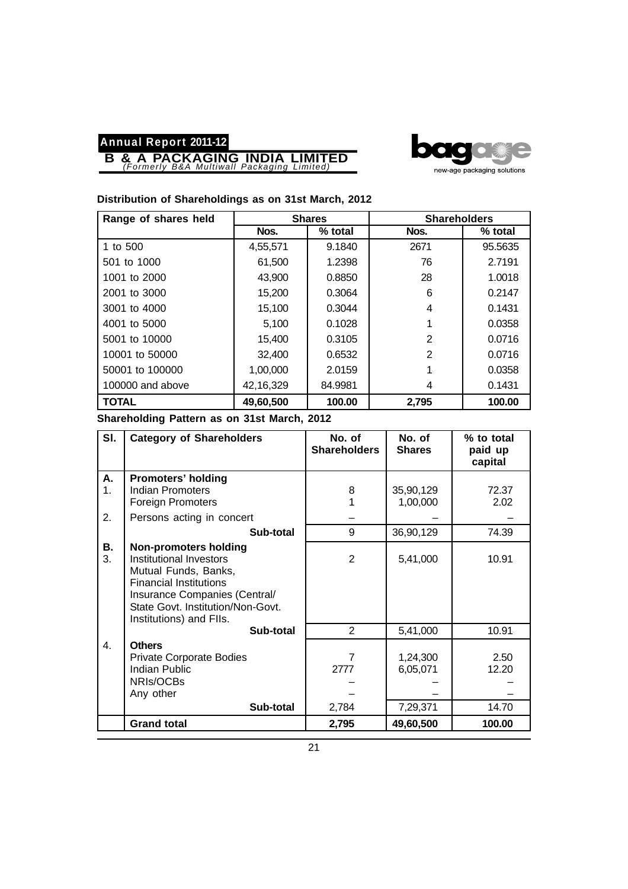## Distribution of Shareholdings as on 31st March, 2012

| Range of shares held | Shares | | Shareholders | |
|---|---|---|---|---|
| | Nos. | % total | Nos. | % total |
| 1 to 500 | 4,55,571 | 9.1840 | 2671 | 95.5635 |
| 501 to 1000 | 61,500 | 1.2398 | 76 | 2.7191 |
| 1001 to 2000 | 43,900 | 0.8850 | 28 | 1.0018 |
| 2001 to 3000 | 15,200 | 0.3064 | 6 | 0.2147 |
| 3001 to 4000 | 15,100 | 0.3044 | 4 | 0.1431 |
| 4001 to 5000 | 5,100 | 0.1028 | 1 | 0.0358 |
| 5001 to 10000 | 15,400 | 0.3105 | 2 | 0.0716 |
| 10001 to 50000 | 32,400 | 0.6532 | 2 | 0.0716 |
| 50001 to 100000 | 1,00,000 | 2.0159 | 1 | 0.0358 |
| 100000 and above | 42,16,329 | 84.9981 | 4 | 0.1431 |
| **TOTAL** | **49,60,500** | **100.00** | **2,795** | **100.00** |

## Shareholding Pattern as on 31st March, 2012

| Sl. | Category of Shareholders | No. of Shareholders | No. of Shares | % to total paid up capital |
|---|---|---|---|---|
| **A.** | **Promoters' holding** | | | |
| 1. | Indian Promoters | 8 | 35,90,129 | 72.37 |
| | Foreign Promoters | 1 | 1,00,000 | 2.02 |
| 2. | Persons acting in concert | – | – | – |
| | **Sub-total** | 9 | 36,90,129 | 74.39 |
| **B.** | **Non-promoters holding** | | | |
| 3. | Institutional Investors Mutual Funds, Banks, Financial Institutions Insurance Companies (Central/ State Govt. Institution/Non-Govt. Institutions) and FIIs. | 2 | 5,41,000 | 10.91 |
| | **Sub-total** | 2 | 5,41,000 | 10.91 |
| 4. | **Others** | | | |
| | Private Corporate Bodies | 7 | 1,24,300 | 2.50 |
| | Indian Public | 2777 | 6,05,071 | 12.20 |
| | NRIs/OCBs | – | – | – |
| | Any other | – | – | – |
| | **Sub-total** | 2,784 | 7,29,371 | 14.70 |
| | **Grand total** | **2,795** | **49,60,500** | **100.00** |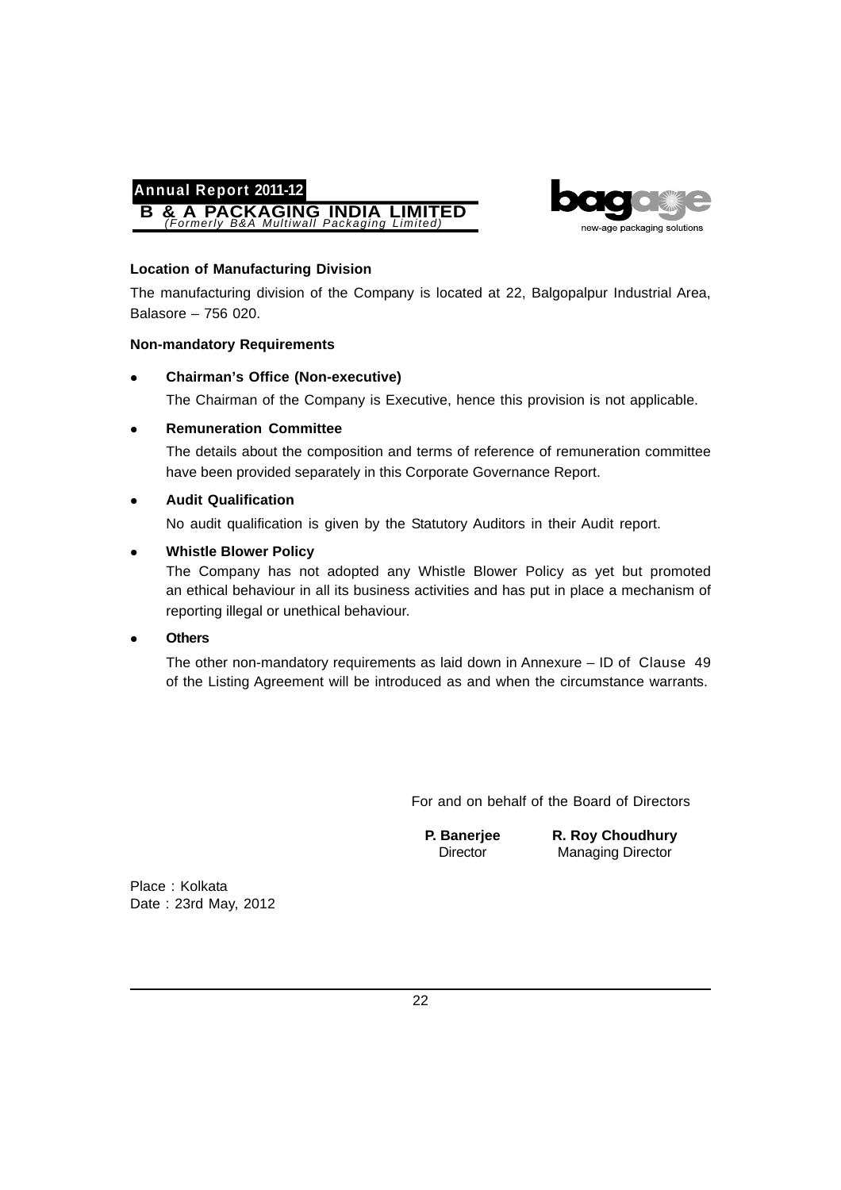**Location of Manufacturing Division**

The manufacturing division of the Company is located at 22, Balgopalpur Industrial Area, Balasore – 756 020.

**Non-mandatory Requirements**

- **Chairman's Office (Non-executive)**

  The Chairman of the Company is Executive, hence this provision is not applicable.

- **Remuneration Committee**

  The details about the composition and terms of reference of remuneration committee have been provided separately in this Corporate Governance Report.

- **Audit Qualification**

  No audit qualification is given by the Statutory Auditors in their Audit report.

- **Whistle Blower Policy**

  The Company has not adopted any Whistle Blower Policy as yet but promoted an ethical behaviour in all its business activities and has put in place a mechanism of reporting illegal or unethical behaviour.

- **Others**

  The other non-mandatory requirements as laid down in Annexure – ID of Clause 49 of the Listing Agreement will be introduced as and when the circumstance warrants.

For and on behalf of the Board of Directors

| **P. Banerjee** | **R. Roy Choudhury** |
|---|---|
| Director | Managing Director |

Place : Kolkata
Date : 23rd May, 2012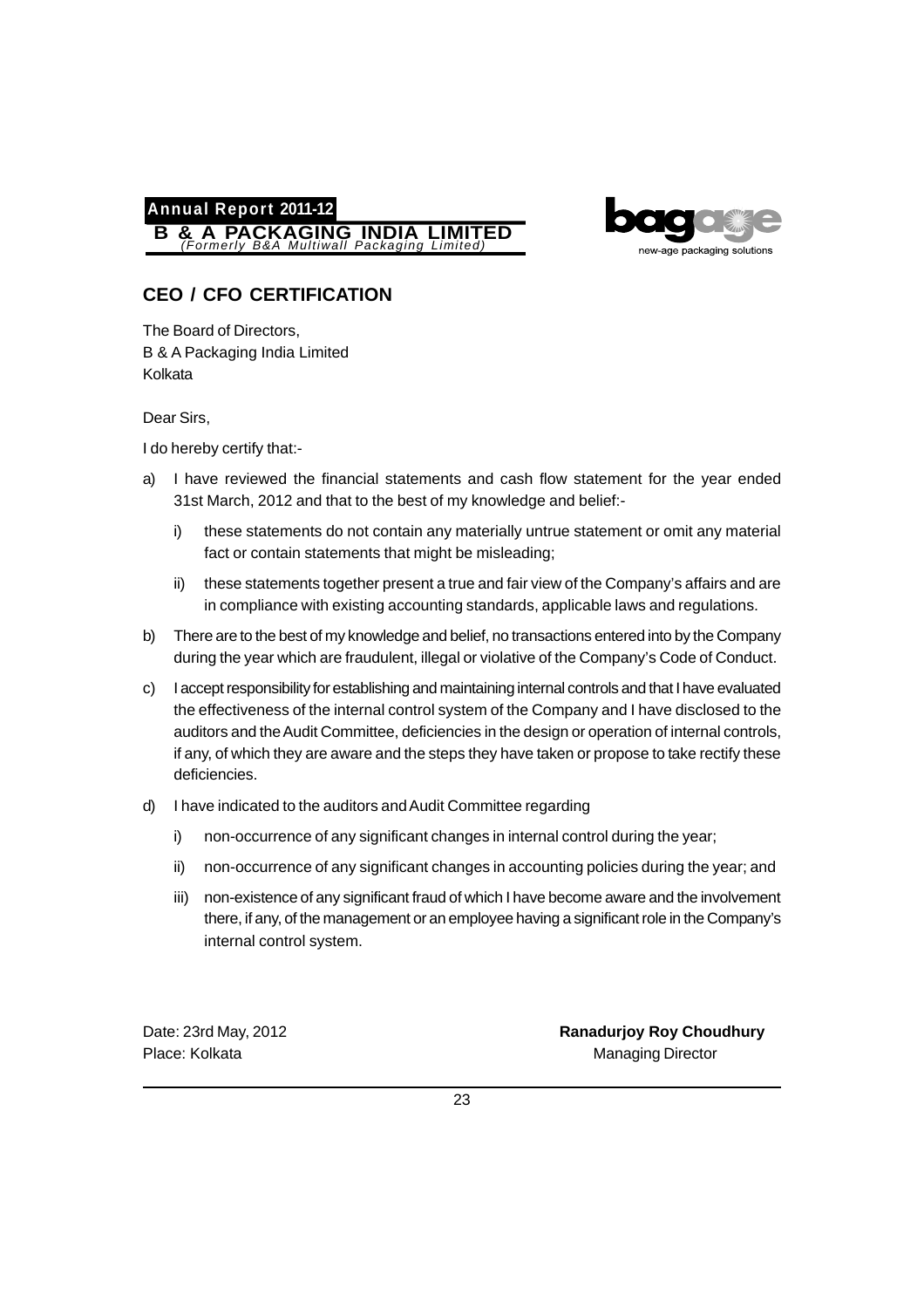## CEO / CFO CERTIFICATION

The Board of Directors,
B & A Packaging India Limited
Kolkata

Dear Sirs,

I do hereby certify that:-

a) I have reviewed the financial statements and cash flow statement for the year ended 31st March, 2012 and that to the best of my knowledge and belief:-

   i) these statements do not contain any materially untrue statement or omit any material fact or contain statements that might be misleading;

   ii) these statements together present a true and fair view of the Company's affairs and are in compliance with existing accounting standards, applicable laws and regulations.

b) There are to the best of my knowledge and belief, no transactions entered into by the Company during the year which are fraudulent, illegal or violative of the Company's Code of Conduct.

c) I accept responsibility for establishing and maintaining internal controls and that I have evaluated the effectiveness of the internal control system of the Company and I have disclosed to the auditors and the Audit Committee, deficiencies in the design or operation of internal controls, if any, of which they are aware and the steps they have taken or propose to take rectify these deficiencies.

d) I have indicated to the auditors and Audit Committee regarding

   i) non-occurrence of any significant changes in internal control during the year;

   ii) non-occurrence of any significant changes in accounting policies during the year; and

   iii) non-existence of any significant fraud of which I have become aware and the involvement there, if any, of the management or an employee having a significant role in the Company's internal control system.

Date: 23rd May, 2012
Place: Kolkata

**Ranadurjoy Roy Choudhury**
Managing Director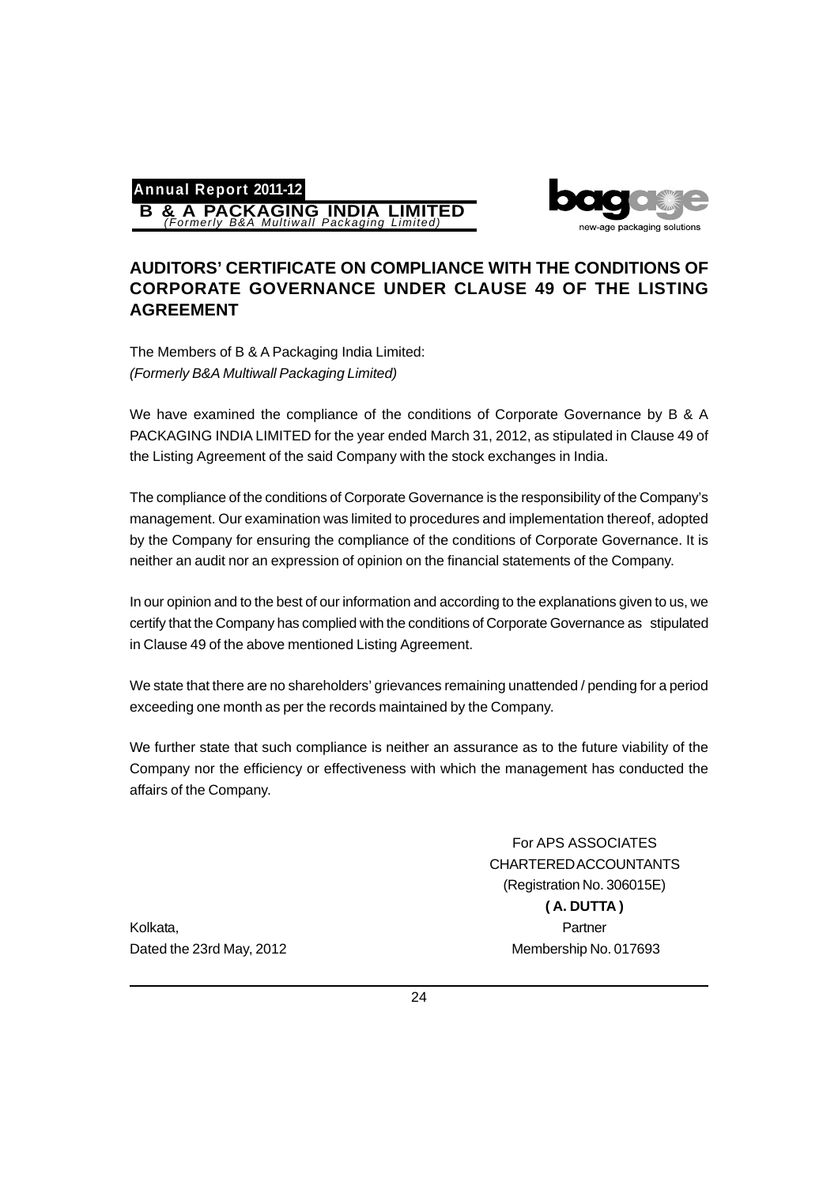## AUDITORS' CERTIFICATE ON COMPLIANCE WITH THE CONDITIONS OF CORPORATE GOVERNANCE UNDER CLAUSE 49 OF THE LISTING AGREEMENT

The Members of B & A Packaging India Limited:
*(Formerly B&A Multiwall Packaging Limited)*

We have examined the compliance of the conditions of Corporate Governance by B & A PACKAGING INDIA LIMITED for the year ended March 31, 2012, as stipulated in Clause 49 of the Listing Agreement of the said Company with the stock exchanges in India.

The compliance of the conditions of Corporate Governance is the responsibility of the Company's management. Our examination was limited to procedures and implementation thereof, adopted by the Company for ensuring the compliance of the conditions of Corporate Governance. It is neither an audit nor an expression of opinion on the financial statements of the Company.

In our opinion and to the best of our information and according to the explanations given to us, we certify that the Company has complied with the conditions of Corporate Governance as stipulated in Clause 49 of the above mentioned Listing Agreement.

We state that there are no shareholders' grievances remaining unattended / pending for a period exceeding one month as per the records maintained by the Company.

We further state that such compliance is neither an assurance as to the future viability of the Company nor the efficiency or effectiveness with which the management has conducted the affairs of the Company.

For APS ASSOCIATES
CHARTERED ACCOUNTANTS
(Registration No. 306015E)
**( A. DUTTA )**
Partner
Membership No. 017693

Kolkata,
Dated the 23rd May, 2012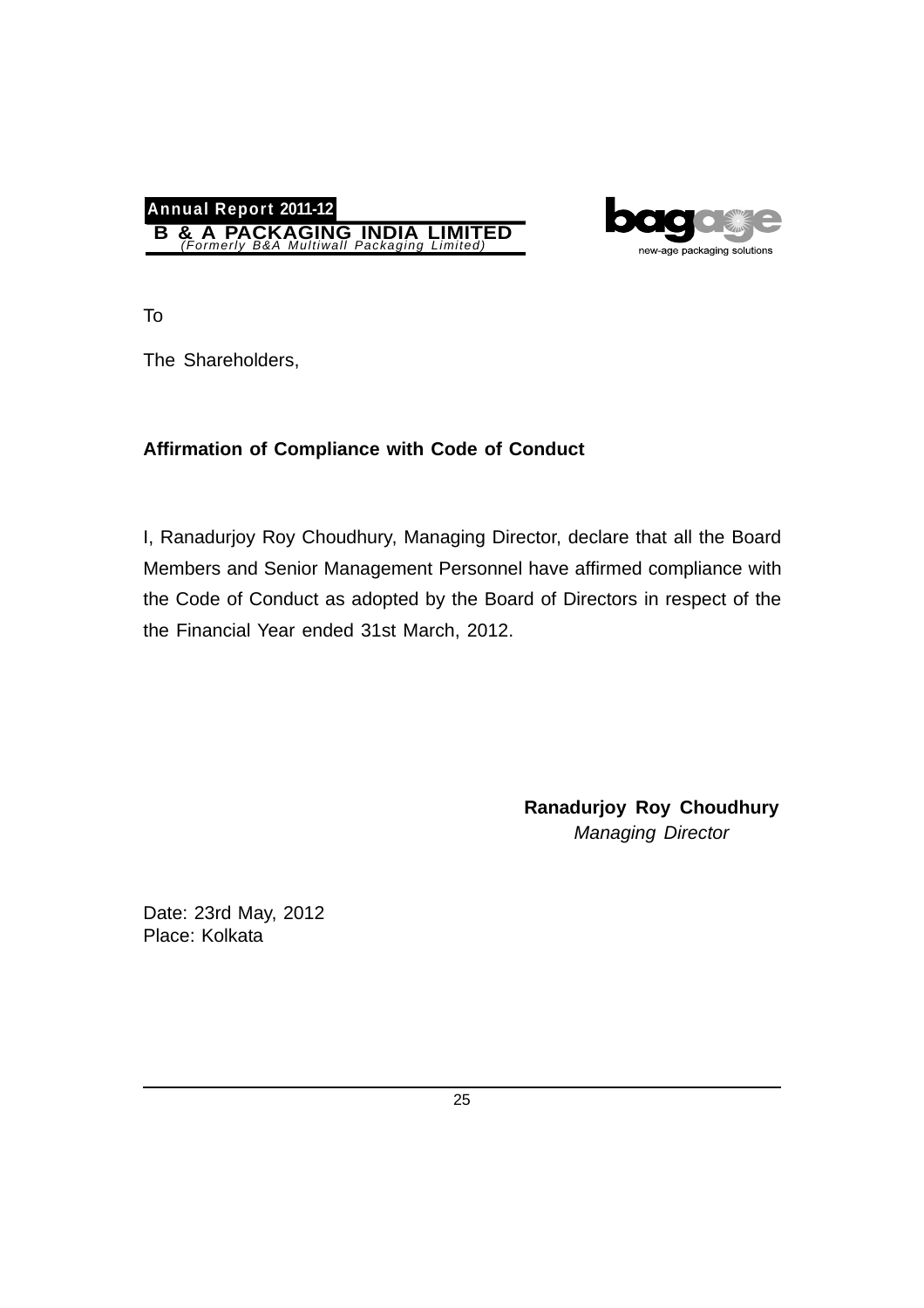To

The Shareholders,

**Affirmation of Compliance with Code of Conduct**

I, Ranadurjoy Roy Choudhury, Managing Director, declare that all the Board Members and Senior Management Personnel have affirmed compliance with the Code of Conduct as adopted by the Board of Directors in respect of the the Financial Year ended 31st March, 2012.

**Ranadurjoy Roy Choudhury**
*Managing Director*

Date: 23rd May, 2012
Place: Kolkata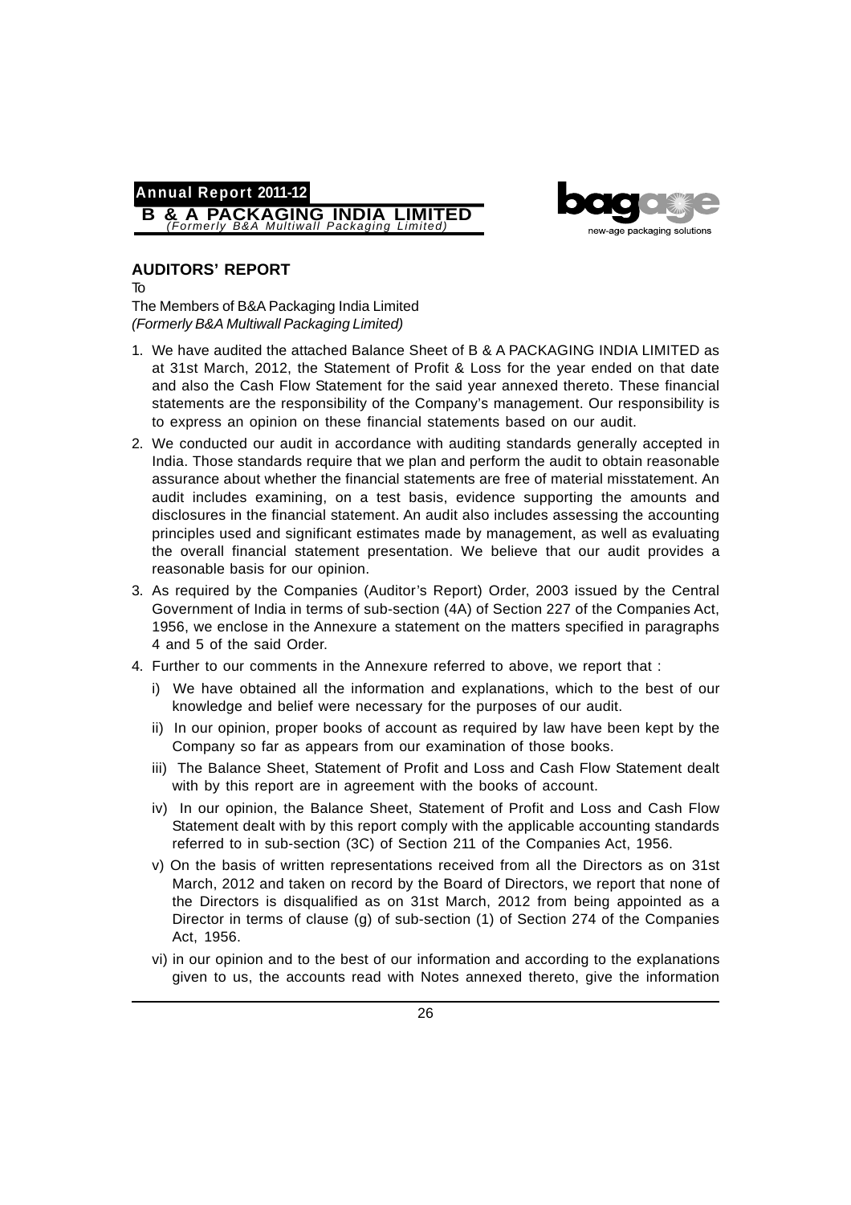## AUDITORS' REPORT

To

The Members of B&A Packaging India Limited
*(Formerly B&A Multiwall Packaging Limited)*

1. We have audited the attached Balance Sheet of B & A PACKAGING INDIA LIMITED as at 31st March, 2012, the Statement of Profit & Loss for the year ended on that date and also the Cash Flow Statement for the said year annexed thereto. These financial statements are the responsibility of the Company's management. Our responsibility is to express an opinion on these financial statements based on our audit.
2. We conducted our audit in accordance with auditing standards generally accepted in India. Those standards require that we plan and perform the audit to obtain reasonable assurance about whether the financial statements are free of material misstatement. An audit includes examining, on a test basis, evidence supporting the amounts and disclosures in the financial statement. An audit also includes assessing the accounting principles used and significant estimates made by management, as well as evaluating the overall financial statement presentation. We believe that our audit provides a reasonable basis for our opinion.
3. As required by the Companies (Auditor's Report) Order, 2003 issued by the Central Government of India in terms of sub-section (4A) of Section 227 of the Companies Act, 1956, we enclose in the Annexure a statement on the matters specified in paragraphs 4 and 5 of the said Order.
4. Further to our comments in the Annexure referred to above, we report that :
   i) We have obtained all the information and explanations, which to the best of our knowledge and belief were necessary for the purposes of our audit.
   ii) In our opinion, proper books of account as required by law have been kept by the Company so far as appears from our examination of those books.
   iii) The Balance Sheet, Statement of Profit and Loss and Cash Flow Statement dealt with by this report are in agreement with the books of account.
   iv) In our opinion, the Balance Sheet, Statement of Profit and Loss and Cash Flow Statement dealt with by this report comply with the applicable accounting standards referred to in sub-section (3C) of Section 211 of the Companies Act, 1956.
   v) On the basis of written representations received from all the Directors as on 31st March, 2012 and taken on record by the Board of Directors, we report that none of the Directors is disqualified as on 31st March, 2012 from being appointed as a Director in terms of clause (g) of sub-section (1) of Section 274 of the Companies Act, 1956.
   vi) in our opinion and to the best of our information and according to the explanations given to us, the accounts read with Notes annexed thereto, give the information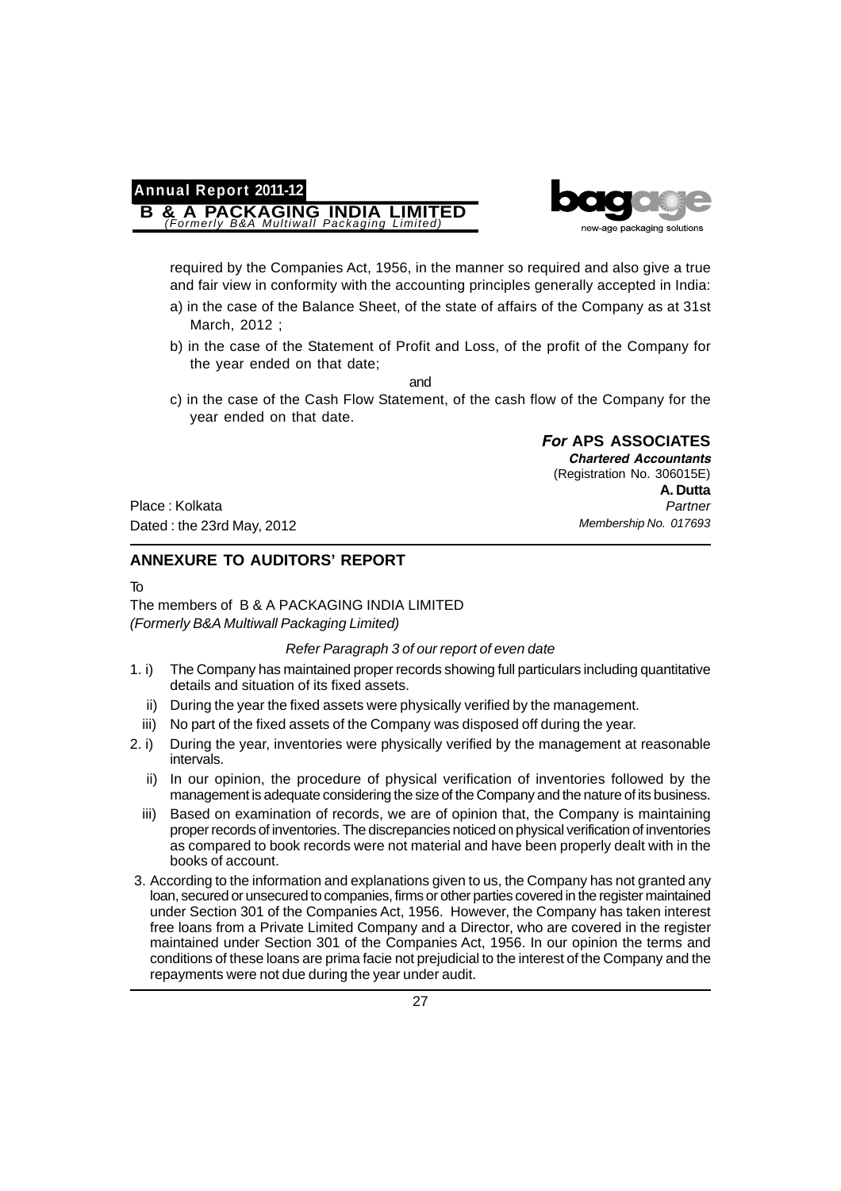required by the Companies Act, 1956, in the manner so required and also give a true and fair view in conformity with the accounting principles generally accepted in India:

a) in the case of the Balance Sheet, of the state of affairs of the Company as at 31st March, 2012 ;

b) in the case of the Statement of Profit and Loss, of the profit of the Company for the year ended on that date;

and

c) in the case of the Cash Flow Statement, of the cash flow of the Company for the year ended on that date.

***For* APS ASSOCIATES**
***Chartered Accountants***
(Registration No. 306015E)
**A. Dutta**
*Partner*
*Membership No. 017693*

Place : Kolkata
Dated : the 23rd May, 2012

## ANNEXURE TO AUDITORS' REPORT

To

The members of B & A PACKAGING INDIA LIMITED
*(Formerly B&A Multiwall Packaging Limited)*

*Refer Paragraph 3 of our report of even date*

1. i) The Company has maintained proper records showing full particulars including quantitative details and situation of its fixed assets.

   ii) During the year the fixed assets were physically verified by the management.

   iii) No part of the fixed assets of the Company was disposed off during the year.

2. i) During the year, inventories were physically verified by the management at reasonable intervals.

   ii) In our opinion, the procedure of physical verification of inventories followed by the management is adequate considering the size of the Company and the nature of its business.

   iii) Based on examination of records, we are of opinion that, the Company is maintaining proper records of inventories. The discrepancies noticed on physical verification of inventories as compared to book records were not material and have been properly dealt with in the books of account.

3. According to the information and explanations given to us, the Company has not granted any loan, secured or unsecured to companies, firms or other parties covered in the register maintained under Section 301 of the Companies Act, 1956. However, the Company has taken interest free loans from a Private Limited Company and a Director, who are covered in the register maintained under Section 301 of the Companies Act, 1956. In our opinion the terms and conditions of these loans are prima facie not prejudicial to the interest of the Company and the repayments were not due during the year under audit.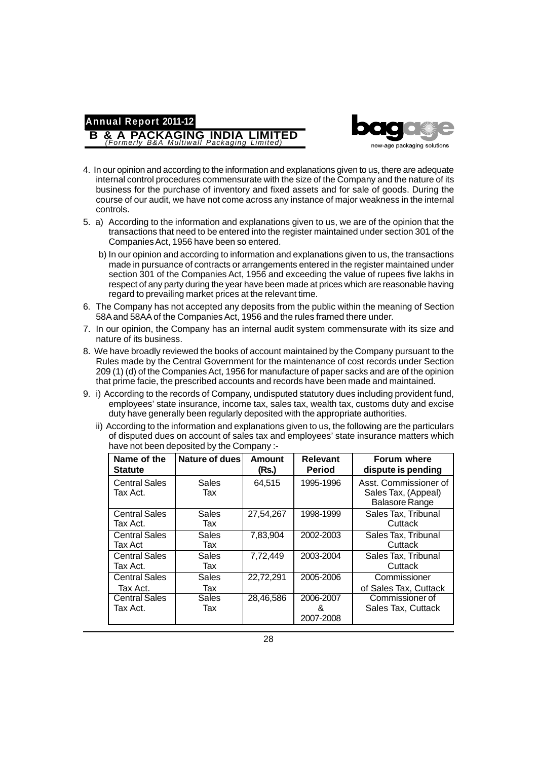4. In our opinion and according to the information and explanations given to us, there are adequate internal control procedures commensurate with the size of the Company and the nature of its business for the purchase of inventory and fixed assets and for sale of goods. During the course of our audit, we have not come across any instance of major weakness in the internal controls.

5. a) According to the information and explanations given to us, we are of the opinion that the transactions that need to be entered into the register maintained under section 301 of the Companies Act, 1956 have been so entered.

   b) In our opinion and according to information and explanations given to us, the transactions made in pursuance of contracts or arrangements entered in the register maintained under section 301 of the Companies Act, 1956 and exceeding the value of rupees five lakhs in respect of any party during the year have been made at prices which are reasonable having regard to prevailing market prices at the relevant time.

6. The Company has not accepted any deposits from the public within the meaning of Section 58A and 58AA of the Companies Act, 1956 and the rules framed there under.

7. In our opinion, the Company has an internal audit system commensurate with its size and nature of its business.

8. We have broadly reviewed the books of account maintained by the Company pursuant to the Rules made by the Central Government for the maintenance of cost records under Section 209 (1) (d) of the Companies Act, 1956 for manufacture of paper sacks and are of the opinion that prime facie, the prescribed accounts and records have been made and maintained.

9. i) According to the records of Company, undisputed statutory dues including provident fund, employees' state insurance, income tax, sales tax, wealth tax, customs duty and excise duty have generally been regularly deposited with the appropriate authorities.

   ii) According to the information and explanations given to us, the following are the particulars of disputed dues on account of sales tax and employees' state insurance matters which have not been deposited by the Company :-

| Name of the Statute | Nature of dues | Amount (Rs.) | Relevant Period | Forum where dispute is pending |
|---|---|---|---|---|
| Central Sales Tax Act. | Sales Tax | 64,515 | 1995-1996 | Asst. Commissioner of Sales Tax, (Appeal) Balasore Range |
| Central Sales Tax Act. | Sales Tax | 27,54,267 | 1998-1999 | Sales Tax, Tribunal Cuttack |
| Central Sales Tax Act | Sales Tax | 7,83,904 | 2002-2003 | Sales Tax, Tribunal Cuttack |
| Central Sales Tax Act. | Sales Tax | 7,72,449 | 2003-2004 | Sales Tax, Tribunal Cuttack |
| Central Sales Tax Act. | Sales Tax | 22,72,291 | 2005-2006 | Commissioner of Sales Tax, Cuttack |
| Central Sales Tax Act. | Sales Tax | 28,46,586 | 2006-2007 & 2007-2008 | Commissioner of Sales Tax, Cuttack |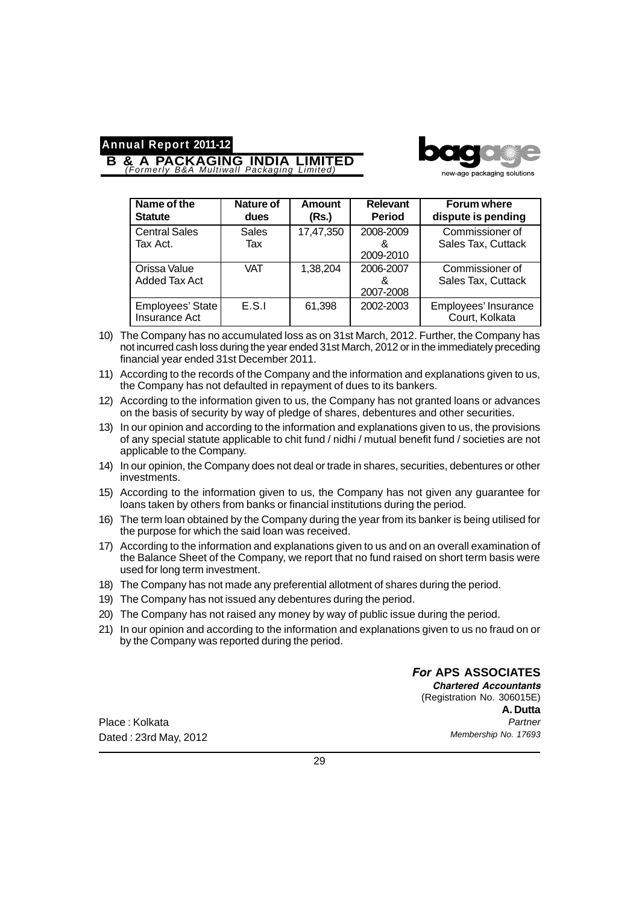| Name of the Statute | Nature of dues | Amount (Rs.) | Relevant Period | Forum where dispute is pending |
|---|---|---|---|---|
| Central Sales Tax Act. | Sales Tax | 17,47,350 | 2008-2009 & 2009-2010 | Commissioner of Sales Tax, Cuttack |
| Orissa Value Added Tax Act | VAT | 1,38,204 | 2006-2007 & 2007-2008 | Commissioner of Sales Tax, Cuttack |
| Employees' State Insurance Act | E.S.I | 61,398 | 2002-2003 | Employees' Insurance Court, Kolkata |

10) The Company has no accumulated loss as on 31st March, 2012. Further, the Company has not incurred cash loss during the year ended 31st March, 2012 or in the immediately preceding financial year ended 31st December 2011.

11) According to the records of the Company and the information and explanations given to us, the Company has not defaulted in repayment of dues to its bankers.

12) According to the information given to us, the Company has not granted loans or advances on the basis of security by way of pledge of shares, debentures and other securities.

13) In our opinion and according to the information and explanations given to us, the provisions of any special statute applicable to chit fund / nidhi / mutual benefit fund / societies are not applicable to the Company.

14) In our opinion, the Company does not deal or trade in shares, securities, debentures or other investments.

15) According to the information given to us, the Company has not given any guarantee for loans taken by others from banks or financial institutions during the period.

16) The term loan obtained by the Company during the year from its banker is being utilised for the purpose for which the said loan was received.

17) According to the information and explanations given to us and on an overall examination of the Balance Sheet of the Company, we report that no fund raised on short term basis were used for long term investment.

18) The Company has not made any preferential allotment of shares during the period.

19) The Company has not issued any debentures during the period.

20) The Company has not raised any money by way of public issue during the period.

21) In our opinion and according to the information and explanations given to us no fraud on or by the Company was reported during the period.

***For* APS ASSOCIATES**
***Chartered Accountants***
(Registration No. 306015E)
**A. Dutta**
*Partner*
*Membership No. 17693*

Place : Kolkata
Dated : 23rd May, 2012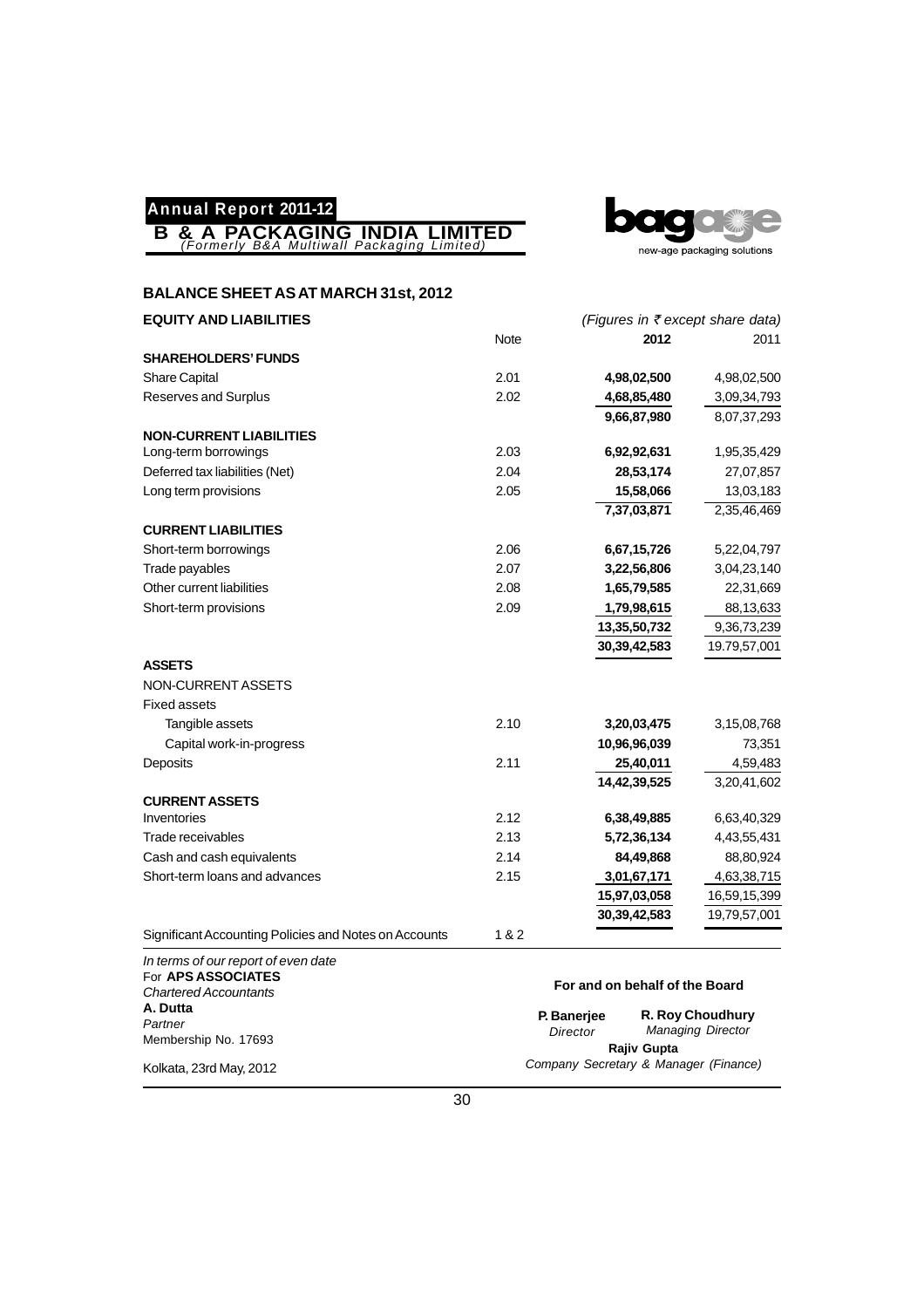## BALANCE SHEET AS AT MARCH 31st, 2012

| EQUITY AND LIABILITIES | Note | 2012 | 2011 |
|---|---|---|---|
| | | *(Figures in ₹ except share data)* | |
| **SHAREHOLDERS' FUNDS** | | | |
| Share Capital | 2.01 | **4,98,02,500** | 4,98,02,500 |
| Reserves and Surplus | 2.02 | **4,68,85,480** | 3,09,34,793 |
| | | **9,66,87,980** | 8,07,37,293 |
| **NON-CURRENT LIABILITIES** | | | |
| Long-term borrowings | 2.03 | **6,92,92,631** | 1,95,35,429 |
| Deferred tax liabilities (Net) | 2.04 | **28,53,174** | 27,07,857 |
| Long term provisions | 2.05 | **15,58,066** | 13,03,183 |
| | | **7,37,03,871** | 2,35,46,469 |
| **CURRENT LIABILITIES** | | | |
| Short-term borrowings | 2.06 | **6,67,15,726** | 5,22,04,797 |
| Trade payables | 2.07 | **3,22,56,806** | 3,04,23,140 |
| Other current liabilities | 2.08 | **1,65,79,585** | 22,31,669 |
| Short-term provisions | 2.09 | **1,79,98,615** | 88,13,633 |
| | | **13,35,50,732** | 9,36,73,239 |
| | | **30,39,42,583** | 19.79,57,001 |
| **ASSETS** | | | |
| NON-CURRENT ASSETS | | | |
| Fixed assets | | | |
| Tangible assets | 2.10 | **3,20,03,475** | 3,15,08,768 |
| Capital work-in-progress | | **10,96,96,039** | 73,351 |
| Deposits | 2.11 | **25,40,011** | 4,59,483 |
| | | **14,42,39,525** | 3,20,41,602 |
| **CURRENT ASSETS** | | | |
| Inventories | 2.12 | **6,38,49,885** | 6,63,40,329 |
| Trade receivables | 2.13 | **5,72,36,134** | 4,43,55,431 |
| Cash and cash equivalents | 2.14 | **84,49,868** | 88,80,924 |
| Short-term loans and advances | 2.15 | **3,01,67,171** | 4,63,38,715 |
| | | **15,97,03,058** | 16,59,15,399 |
| | | **30,39,42,583** | 19,79,57,001 |
| Significant Accounting Policies and Notes on Accounts | 1 & 2 | | |

*In terms of our report of even date*
For **APS ASSOCIATES**
*Chartered Accountants*
**A. Dutta**
*Partner*
Membership No. 17693

Kolkata, 23rd May, 2012

**For and on behalf of the Board**

**P. Banerjee**
*Director*

**R. Roy Choudhury**
*Managing Director*

**Rajiv Gupta**
*Company Secretary & Manager (Finance)*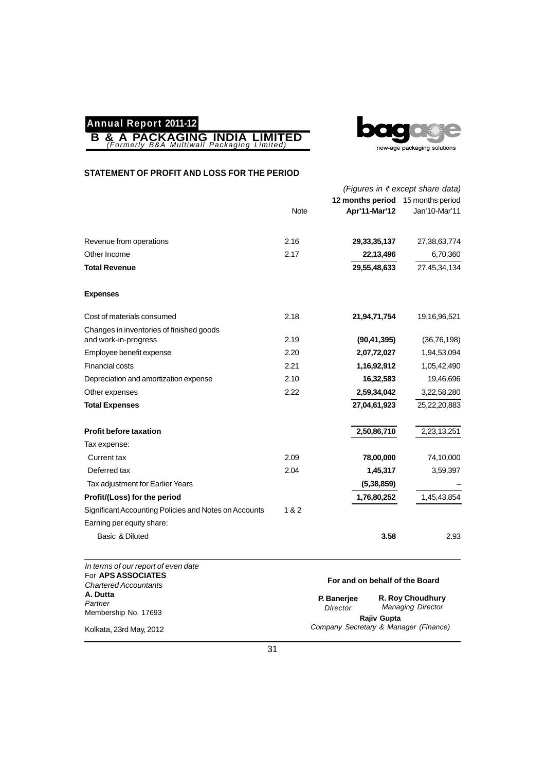## STATEMENT OF PROFIT AND LOSS FOR THE PERIOD

*(Figures in ₹ except share data)*

| | Note | **12 months period Apr'11-Mar'12** | 15 months period Jan'10-Mar'11 |
|---|---|---|---|
| Revenue from operations | 2.16 | **29,33,35,137** | 27,38,63,774 |
| Other Income | 2.17 | **22,13,496** | 6,70,360 |
| **Total Revenue** | | **29,55,48,633** | 27,45,34,134 |
| **Expenses** | | | |
| Cost of materials consumed | 2.18 | **21,94,71,754** | 19,16,96,521 |
| Changes in inventories of finished goods and work-in-progress | 2.19 | **(90,41,395)** | (36,76,198) |
| Employee benefit expense | 2.20 | **2,07,72,027** | 1,94,53,094 |
| Financial costs | 2.21 | **1,16,92,912** | 1,05,42,490 |
| Depreciation and amortization expense | 2.10 | **16,32,583** | 19,46,696 |
| Other expenses | 2.22 | **2,59,34,042** | 3,22,58,280 |
| **Total Expenses** | | **27,04,61,923** | 25,22,20,883 |
| **Profit before taxation** | | **2,50,86,710** | 2,23,13,251 |
| Tax expense: | | | |
| Current tax | 2.09 | **78,00,000** | 74,10,000 |
| Deferred tax | 2.04 | **1,45,317** | 3,59,397 |
| Tax adjustment for Earlier Years | | **(5,38,859)** | – |
| **Profit/(Loss) for the period** | | **1,76,80,252** | 1,45,43,854 |
| Significant Accounting Policies and Notes on Accounts | 1 & 2 | | |
| Earning per equity share: | | | |
| Basic & Diluted | | **3.58** | 2.93 |

*In terms of our report of even date*
For **APS ASSOCIATES**
*Chartered Accountants*
**A. Dutta**
*Partner*
Membership No. 17693

Kolkata, 23rd May, 2012

**For and on behalf of the Board**

**P. Banerjee**
*Director*

**R. Roy Choudhury**
*Managing Director*

**Rajiv Gupta**
*Company Secretary & Manager (Finance)*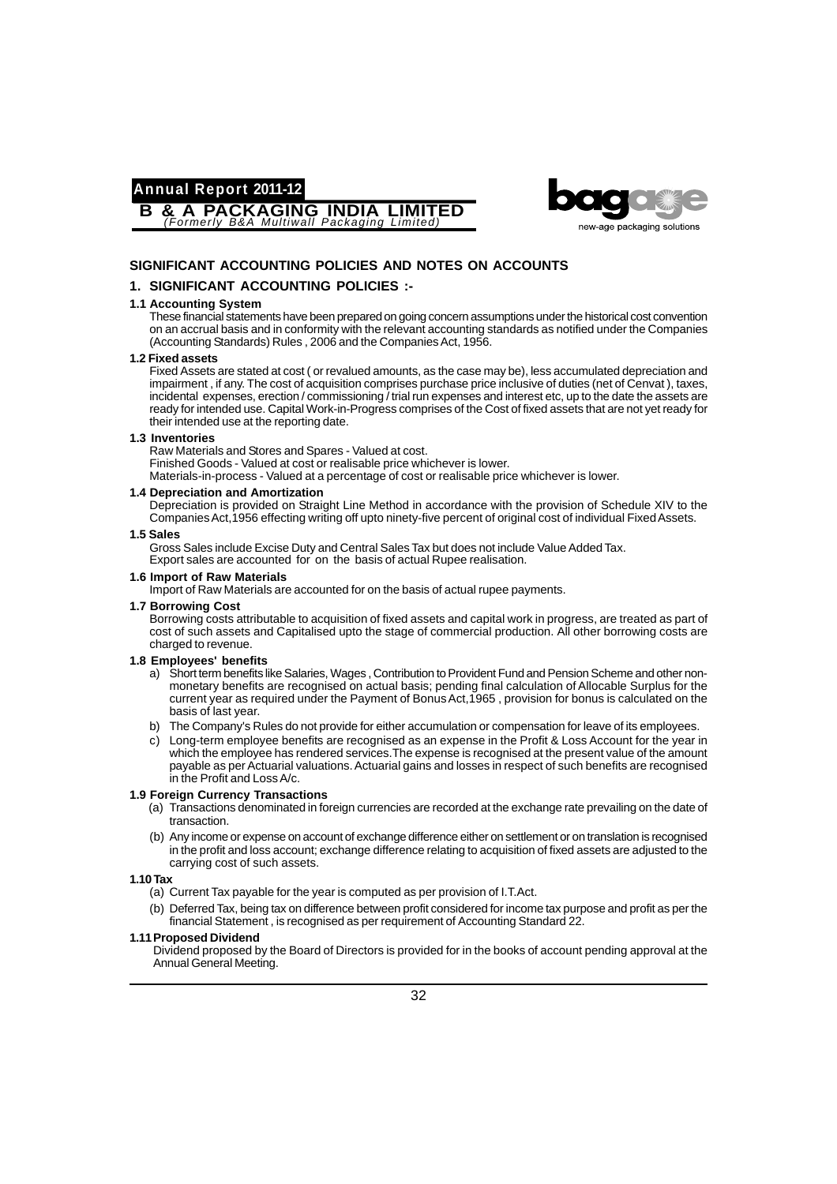## SIGNIFICANT ACCOUNTING POLICIES AND NOTES ON ACCOUNTS

### 1. SIGNIFICANT ACCOUNTING POLICIES :-

**1.1 Accounting System**

These financial statements have been prepared on going concern assumptions under the historical cost convention on an accrual basis and in conformity with the relevant accounting standards as notified under the Companies (Accounting Standards) Rules , 2006 and the Companies Act, 1956.

**1.2 Fixed assets**

Fixed Assets are stated at cost ( or revalued amounts, as the case may be), less accumulated depreciation and impairment , if any. The cost of acquisition comprises purchase price inclusive of duties (net of Cenvat ), taxes, incidental expenses, erection / commissioning / trial run expenses and interest etc, up to the date the assets are ready for intended use. Capital Work-in-Progress comprises of the Cost of fixed assets that are not yet ready for their intended use at the reporting date.

**1.3 Inventories**

Raw Materials and Stores and Spares - Valued at cost.
Finished Goods - Valued at cost or realisable price whichever is lower.
Materials-in-process - Valued at a percentage of cost or realisable price whichever is lower.

**1.4 Depreciation and Amortization**

Depreciation is provided on Straight Line Method in accordance with the provision of Schedule XIV to the Companies Act,1956 effecting writing off upto ninety-five percent of original cost of individual Fixed Assets.

**1.5 Sales**

Gross Sales include Excise Duty and Central Sales Tax but does not include Value Added Tax.
Export sales are accounted for on the basis of actual Rupee realisation.

**1.6 Import of Raw Materials**

Import of Raw Materials are accounted for on the basis of actual rupee payments.

**1.7 Borrowing Cost**

Borrowing costs attributable to acquisition of fixed assets and capital work in progress, are treated as part of cost of such assets and Capitalised upto the stage of commercial production. All other borrowing costs are charged to revenue.

**1.8 Employees' benefits**

a) Short term benefits like Salaries, Wages , Contribution to Provident Fund and Pension Scheme and other non-monetary benefits are recognised on actual basis; pending final calculation of Allocable Surplus for the current year as required under the Payment of Bonus Act,1965 , provision for bonus is calculated on the basis of last year.

b) The Company's Rules do not provide for either accumulation or compensation for leave of its employees.

c) Long-term employee benefits are recognised as an expense in the Profit & Loss Account for the year in which the employee has rendered services.The expense is recognised at the present value of the amount payable as per Actuarial valuations. Actuarial gains and losses in respect of such benefits are recognised in the Profit and Loss A/c.

**1.9 Foreign Currency Transactions**

(a) Transactions denominated in foreign currencies are recorded at the exchange rate prevailing on the date of transaction.

(b) Any income or expense on account of exchange difference either on settlement or on translation is recognised in the profit and loss account; exchange difference relating to acquisition of fixed assets are adjusted to the carrying cost of such assets.

**1.10 Tax**

(a) Current Tax payable for the year is computed as per provision of I.T.Act.

(b) Deferred Tax, being tax on difference between profit considered for income tax purpose and profit as per the financial Statement , is recognised as per requirement of Accounting Standard 22.

**1.11 Proposed Dividend**

Dividend proposed by the Board of Directors is provided for in the books of account pending approval at the Annual General Meeting.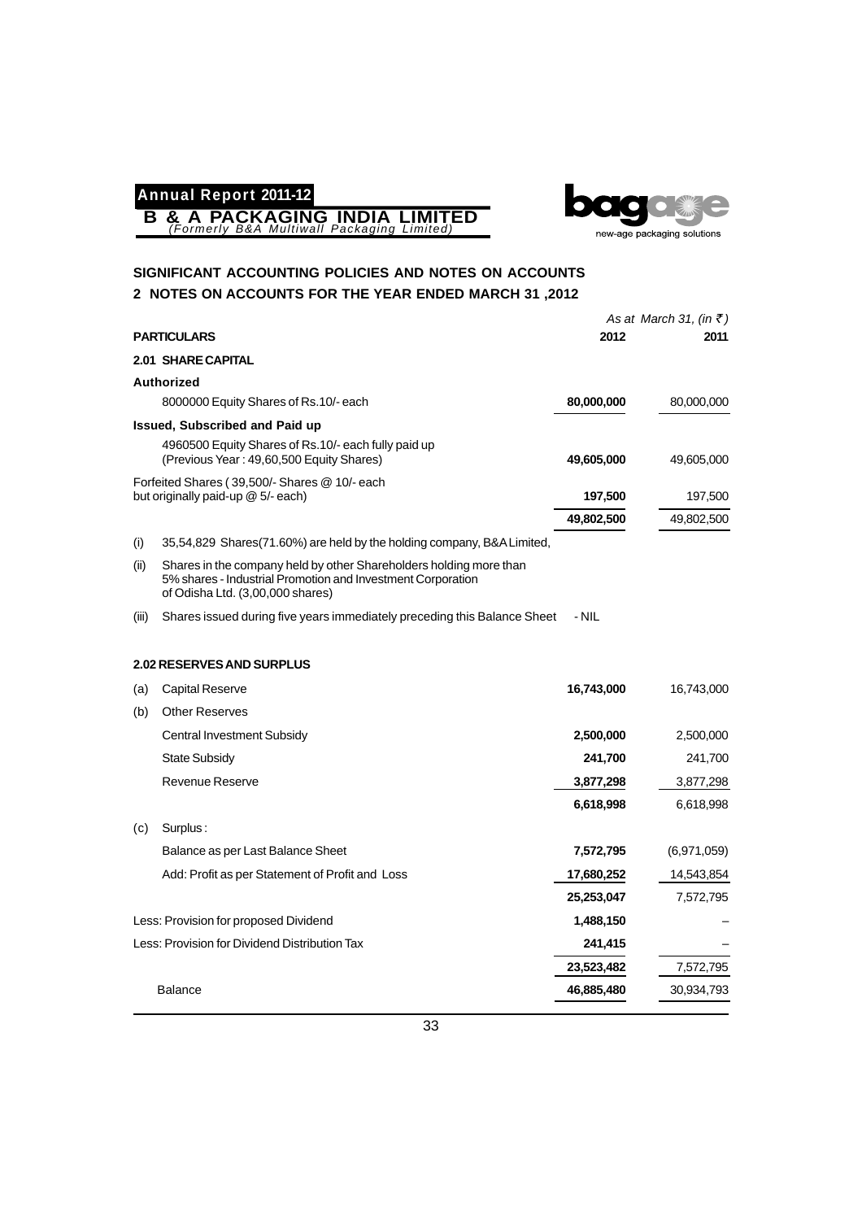## SIGNIFICANT ACCOUNTING POLICIES AND NOTES ON ACCOUNTS

## 2 NOTES ON ACCOUNTS FOR THE YEAR ENDED MARCH 31 ,2012

| PARTICULARS | | 2012 | 2011 |
|---|---|---|---|
| | | *As at March 31, (in ₹)* | |
| **2.01 SHARE CAPITAL** | | | |
| **Authorized** | | | |
| | 8000000 Equity Shares of Rs.10/- each | **80,000,000** | 80,000,000 |
| **Issued, Subscribed and Paid up** | | | |
| | 4960500 Equity Shares of Rs.10/- each fully paid up (Previous Year : 49,60,500 Equity Shares) | **49,605,000** | 49,605,000 |
| | Forfeited Shares ( 39,500/- Shares @ 10/- each but originally paid-up @ 5/- each) | **197,500** | 197,500 |
| | | **49,802,500** | 49,802,500 |

(i) 35,54,829 Shares(71.60%) are held by the holding company, B&A Limited,

(ii) Shares in the company held by other Shareholders holding more than 5% shares - Industrial Promotion and Investment Corporation of Odisha Ltd. (3,00,000 shares)

(iii) Shares issued during five years immediately preceding this Balance Sheet - NIL

**2.02 RESERVES AND SURPLUS**

| | PARTICULARS | 2012 | 2011 |
|---|---|---|---|
| (a) | Capital Reserve | **16,743,000** | 16,743,000 |
| (b) | Other Reserves | | |
| | Central Investment Subsidy | **2,500,000** | 2,500,000 |
| | State Subsidy | **241,700** | 241,700 |
| | Revenue Reserve | **3,877,298** | 3,877,298 |
| | | **6,618,998** | 6,618,998 |
| (c) | Surplus : | | |
| | Balance as per Last Balance Sheet | **7,572,795** | (6,971,059) |
| | Add: Profit as per Statement of Profit and Loss | **17,680,252** | 14,543,854 |
| | | **25,253,047** | 7,572,795 |
| | Less: Provision for proposed Dividend | **1,488,150** | – |
| | Less: Provision for Dividend Distribution Tax | **241,415** | – |
| | | **23,523,482** | 7,572,795 |
| | Balance | **46,885,480** | 30,934,793 |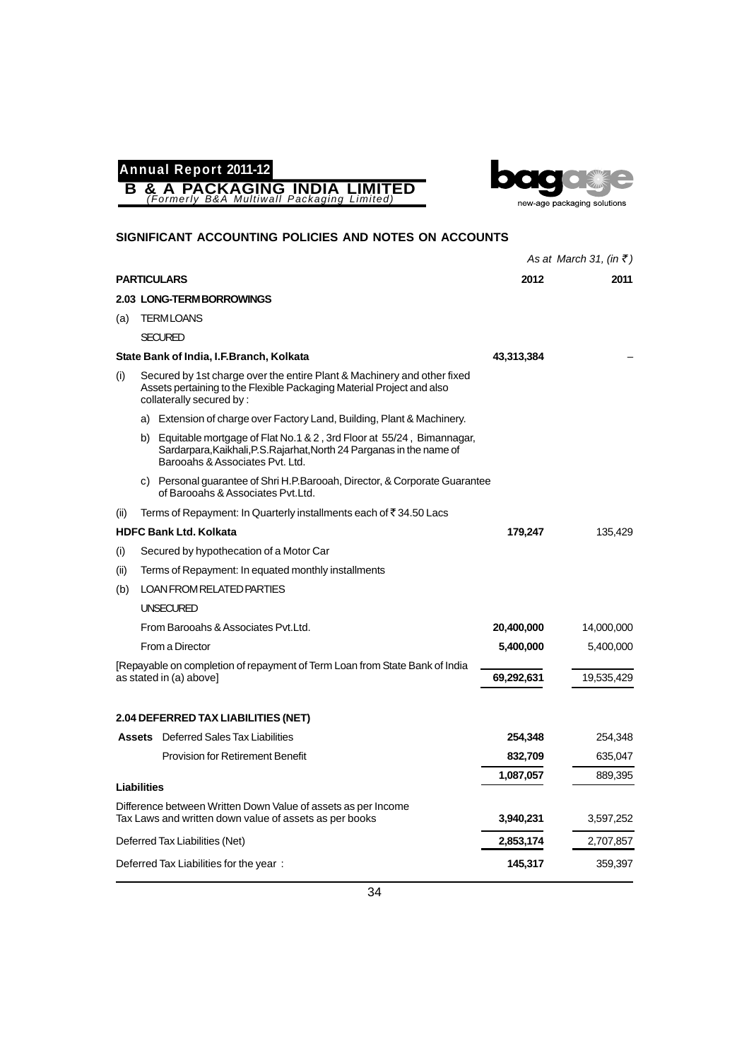## SIGNIFICANT ACCOUNTING POLICIES AND NOTES ON ACCOUNTS

*As at March 31, (in ₹)*

| PARTICULARS | 2012 | 2011 |
|---|---|---|
| **2.03 LONG-TERM BORROWINGS** | | |
| (a) TERM LOANS | | |
| SECURED | | |
| **State Bank of India, I.F.Branch, Kolkata** | **43,313,384** | – |
| (i) Secured by 1st charge over the entire Plant & Machinery and other fixed Assets pertaining to the Flexible Packaging Material Project and also collaterally secured by : | | |
| a) Extension of charge over Factory Land, Building, Plant & Machinery. | | |
| b) Equitable mortgage of Flat No.1 & 2 , 3rd Floor at 55/24 , Bimannagar, Sardarpara,Kaikhali,P.S.Rajarhat,North 24 Parganas in the name of Barooahs & Associates Pvt. Ltd. | | |
| c) Personal guarantee of Shri H.P.Barooah, Director, & Corporate Guarantee of Barooahs & Associates Pvt.Ltd. | | |
| (ii) Terms of Repayment: In Quarterly installments each of ₹ 34.50 Lacs | | |
| **HDFC Bank Ltd. Kolkata** | **179,247** | 135,429 |
| (i) Secured by hypothecation of a Motor Car | | |
| (ii) Terms of Repayment: In equated monthly installments | | |
| (b) LOAN FROM RELATED PARTIES | | |
| UNSECURED | | |
| From Barooahs & Associates Pvt.Ltd. | **20,400,000** | 14,000,000 |
| From a Director | **5,400,000** | 5,400,000 |
| [Repayable on completion of repayment of Term Loan from State Bank of India as stated in (a) above] | **69,292,631** | 19,535,429 |
| | | |
| **2.04 DEFERRED TAX LIABILITIES (NET)** | | |
| **Assets** Deferred Sales Tax Liabilities | **254,348** | 254,348 |
| Provision for Retirement Benefit | **832,709** | 635,047 |
| | **1,087,057** | 889,395 |
| **Liabilities** | | |
| Difference between Written Down Value of assets as per Income Tax Laws and written down value of assets as per books | **3,940,231** | 3,597,252 |
| Deferred Tax Liabilities (Net) | **2,853,174** | 2,707,857 |
| Deferred Tax Liabilities for the year : | **145,317** | 359,397 |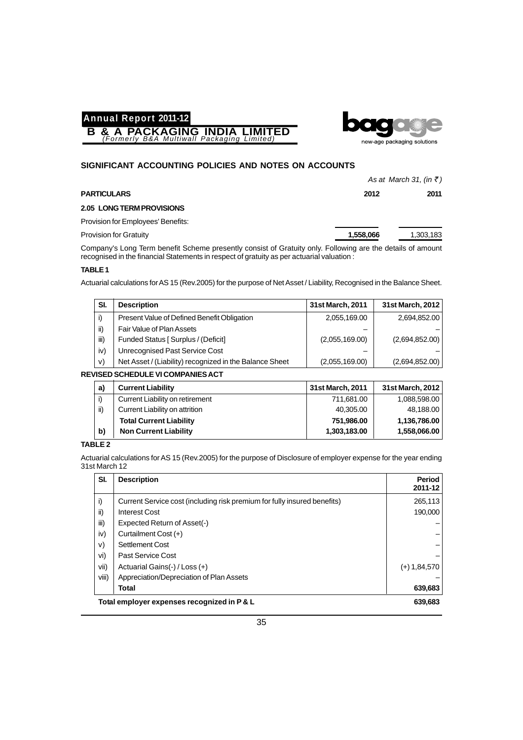## SIGNIFICANT ACCOUNTING POLICIES AND NOTES ON ACCOUNTS

*As at March 31, (in ₹)*

| PARTICULARS | 2012 | 2011 |
|---|---|---|
| **2.05 LONG TERM PROVISIONS** | | |
| Provision for Employees' Benefits: | | |
| Provision for Gratuity | **1,558,066** | 1,303,183 |

Company's Long Term benefit Scheme presently consist of Gratuity only. Following are the details of amount recognised in the financial Statements in respect of gratuity as per actuarial valuation :

**TABLE 1**

Actuarial calculations for AS 15 (Rev.2005) for the purpose of Net Asset / Liability, Recognised in the Balance Sheet.

| Sl. | Description | 31st March, 2011 | 31st March, 2012 |
|---|---|---|---|
| i) | Present Value of Defined Benefit Obligation | 2,055,169.00 | 2,694,852.00 |
| ii) | Fair Value of Plan Assets | – | – |
| iii) | Funded Status [ Surplus / (Deficit] | (2,055,169.00) | (2,694,852.00) |
| iv) | Unrecognised Past Service Cost | – | – |
| v) | Net Asset / (Liability) recognized in the Balance Sheet | (2,055,169.00) | (2,694,852.00) |

**REVISED SCHEDULE VI COMPANIES ACT**

| a) | Current Liability | 31st March, 2011 | 31st March, 2012 |
|---|---|---|---|
| i) | Current Liability on retirement | 711,681.00 | 1,088,598.00 |
| ii) | Current Liability on attrition | 40,305.00 | 48,188.00 |
| | **Total Current Liability** | **751,986.00** | **1,136,786.00** |
| **b)** | **Non Current Liability** | **1,303,183.00** | **1,558,066.00** |

**TABLE 2**

Actuarial calculations for AS 15 (Rev.2005) for the purpose of Disclosure of employer expense for the year ending 31st March 12

| Sl. | Description | Period 2011-12 |
|---|---|---|
| i) | Current Service cost (including risk premium for fully insured benefits) | 265,113 |
| ii) | Interest Cost | 190,000 |
| iii) | Expected Return of Asset(-) | – |
| iv) | Curtailment Cost (+) | – |
| v) | Settlement Cost | – |
| vi) | Past Service Cost | – |
| vii) | Actuarial Gains(-) / Loss (+) | (+) 1,84,570 |
| viii) | Appreciation/Depreciation of Plan Assets | – |
| | **Total** | **639,683** |
| **Total employer expenses recognized in P & L** | | **639,683** |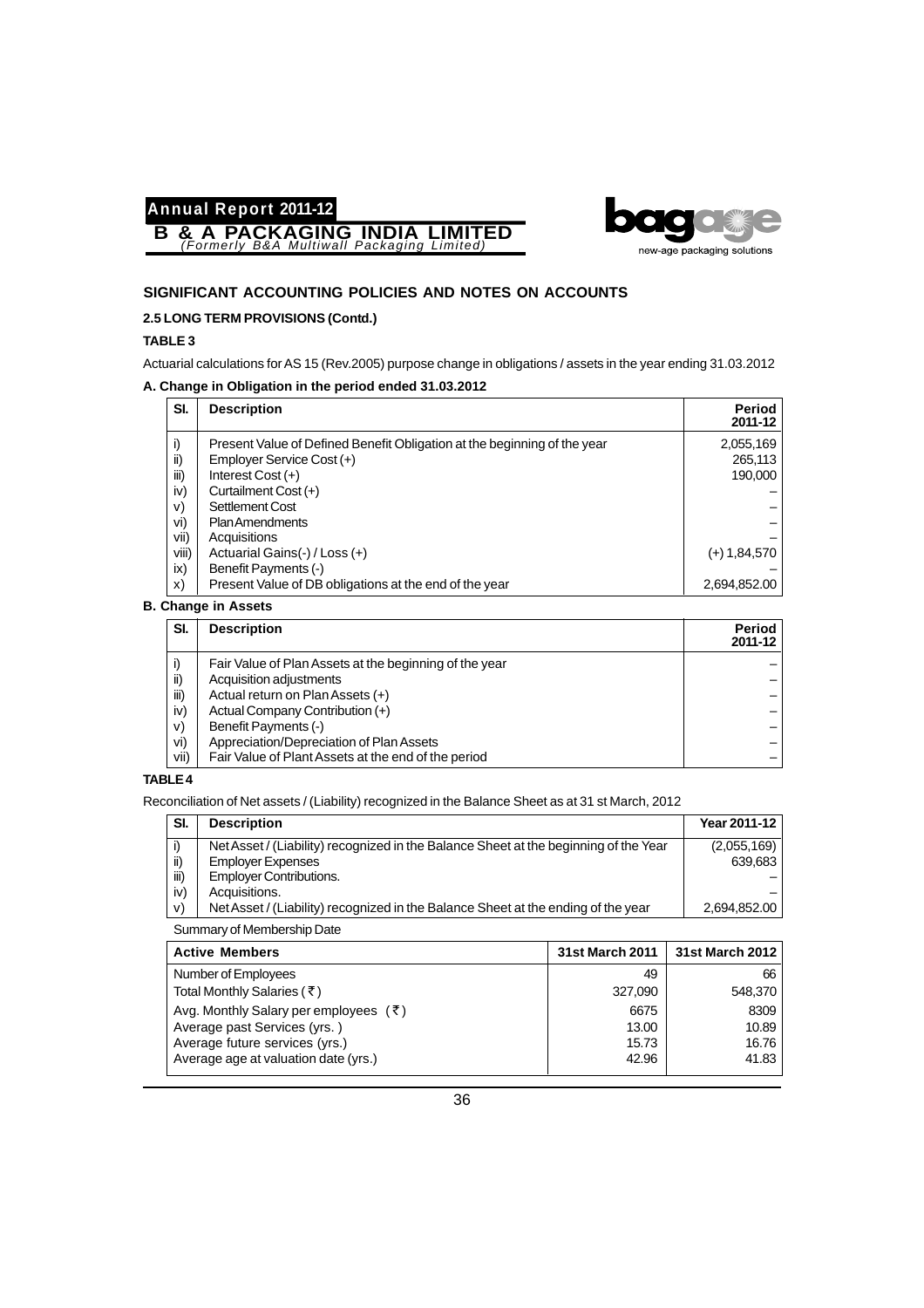## SIGNIFICANT ACCOUNTING POLICIES AND NOTES ON ACCOUNTS

### 2.5 LONG TERM PROVISIONS (Contd.)

**TABLE 3**

Actuarial calculations for AS 15 (Rev.2005) purpose change in obligations / assets in the year ending 31.03.2012

**A. Change in Obligation in the period ended 31.03.2012**

| Sl. | Description | Period 2011-12 |
|---|---|---|
| i) | Present Value of Defined Benefit Obligation at the beginning of the year | 2,055,169 |
| ii) | Employer Service Cost (+) | 265,113 |
| iii) | Interest Cost (+) | 190,000 |
| iv) | Curtailment Cost (+) | – |
| v) | Settlement Cost | – |
| vi) | Plan Amendments | – |
| vii) | Acquisitions | – |
| viii) | Actuarial Gains(-) / Loss (+) | (+) 1,84,570 |
| ix) | Benefit Payments (-) | – |
| x) | Present Value of DB obligations at the end of the year | 2,694,852.00 |

**B. Change in Assets**

| Sl. | Description | Period 2011-12 |
|---|---|---|
| i) | Fair Value of Plan Assets at the beginning of the year | – |
| ii) | Acquisition adjustments | – |
| iii) | Actual return on Plan Assets (+) | – |
| iv) | Actual Company Contribution (+) | – |
| v) | Benefit Payments (-) | – |
| vi) | Appreciation/Depreciation of Plan Assets | – |
| vii) | Fair Value of Plant Assets at the end of the period | – |

**TABLE 4**

Reconciliation of Net assets / (Liability) recognized in the Balance Sheet as at 31 st March, 2012

| Sl. | Description | Year 2011-12 |
|---|---|---|
| i) | Net Asset / (Liability) recognized in the Balance Sheet at the beginning of the Year | (2,055,169) |
| ii) | Employer Expenses | 639,683 |
| iii) | Employer Contributions. | – |
| iv) | Acquisitions. | – |
| v) | Net Asset / (Liability) recognized in the Balance Sheet at the ending of the year | 2,694,852.00 |

Summary of Membership Date

| Active Members | 31st March 2011 | 31st March 2012 |
|---|---|---|
| Number of Employees | 49 | 66 |
| Total Monthly Salaries (₹) | 327,090 | 548,370 |
| Avg. Monthly Salary per employees (₹) | 6675 | 8309 |
| Average past Services (yrs. ) | 13.00 | 10.89 |
| Average future services (yrs.) | 15.73 | 16.76 |
| Average age at valuation date (yrs.) | 42.96 | 41.83 |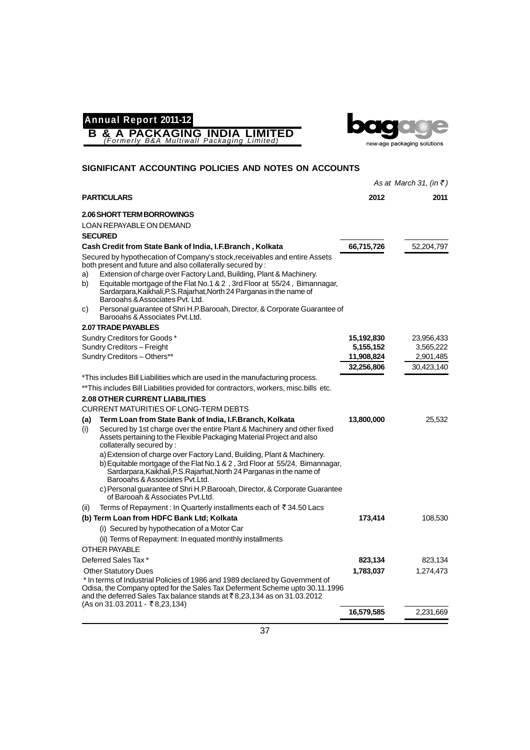## SIGNIFICANT ACCOUNTING POLICIES AND NOTES ON ACCOUNTS

*As at March 31, (in ₹)*

| PARTICULARS | 2012 | 2011 |
|---|---|---|
| **2.06 SHORT TERM BORROWINGS** | | |
| LOAN REPAYABLE ON DEMAND | | |
| **SECURED** | | |
| **Cash Credit from State Bank of India, I.F.Branch , Kolkata** | **66,715,726** | 52,204,797 |
| Secured by hypothecation of Company's stock,receivables and entire Assets both present and future and also collaterally secured by : | | |
| a) Extension of charge over Factory Land, Building, Plant & Machinery. | | |
| b) Equitable mortgage of the Flat No.1 & 2 , 3rd Floor at 55/24 , Bimannagar, Sardarpara,Kaikhali,P.S.Rajarhat,North 24 Parganas in the name of Barooahs & Associates Pvt. Ltd. | | |
| c) Personal guarantee of Shri H.P.Barooah, Director, & Corporate Guarantee of Barooahs & Associates Pvt.Ltd. | | |
| **2.07 TRADE PAYABLES** | | |
| Sundry Creditors for Goods * | **15,192,830** | 23,956,433 |
| Sundry Creditors – Freight | **5,155,152** | 3,565,222 |
| Sundry Creditors – Others** | **11,908,824** | 2,901,485 |
| | **32,256,806** | 30,423,140 |
| *This includes Bill Liabilities which are used in the manufacturing process. | | |
| **This includes Bill Liabilities provided for contractors, workers, misc.bills etc. | | |
| **2.08 OTHER CURRENT LIABILITIES** | | |
| CURRENT MATURITIES OF LONG-TERM DEBTS | | |
| **(a) Term Loan from State Bank of India, I.F.Branch, Kolkata** | **13,800,000** | 25,532 |
| (i) Secured by 1st charge over the entire Plant & Machinery and other fixed Assets pertaining to the Flexible Packaging Material Project and also collaterally secured by : | | |
| a) Extension of charge over Factory Land, Building, Plant & Machinery. | | |
| b) Equitable mortgage of the Flat No.1 & 2 , 3rd Floor at 55/24, Bimannagar, Sardarpara,Kaikhali,P.S.Rajarhat,North 24 Parganas in the name of Barooahs & Associates Pvt.Ltd. | | |
| c) Personal guarantee of Shri H.P.Barooah, Director, & Corporate Guarantee of Barooah & Associates Pvt.Ltd. | | |
| (ii) Terms of Repayment : In Quarterly installments each of ₹ 34.50 Lacs | | |
| **(b) Term Loan from HDFC Bank Ltd; Kolkata** | **173,414** | 108,530 |
| (i) Secured by hypothecation of a Motor Car | | |
| (ii) Terms of Repayment: In equated monthly installments | | |
| OTHER PAYABLE | | |
| Deferred Sales Tax * | **823,134** | 823,134 |
| Other Statutory Dues | **1,783,037** | 1,274,473 |
| * In terms of Industrial Policies of 1986 and 1989 declared by Government of Odisa, the Company opted for the Sales Tax Deferment Scheme upto 30.11.1996 and the deferred Sales Tax balance stands at ₹ 8,23,134 as on 31.03.2012 (As on 31.03.2011 - ₹ 8,23,134) | | |
| | **16,579,585** | 2,231,669 |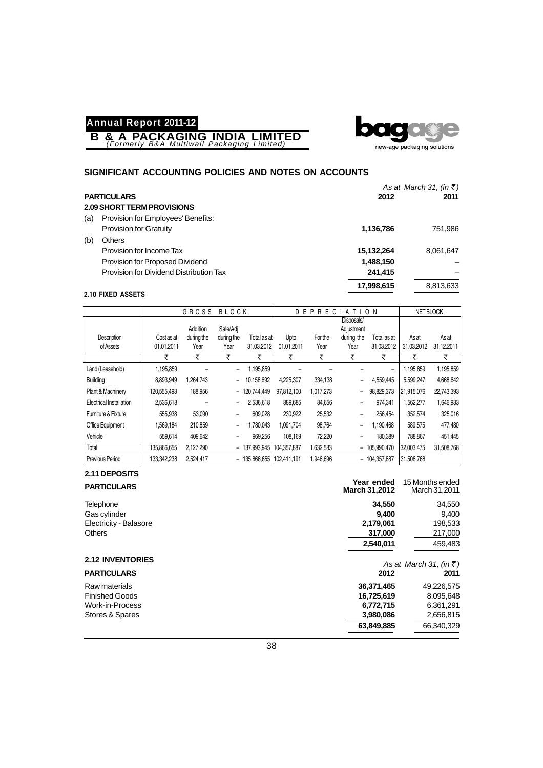## SIGNIFICANT ACCOUNTING POLICIES AND NOTES ON ACCOUNTS

| PARTICULARS | | *As at March 31, (in ₹)* 2012 | 2011 |
|---|---|---|---|
| **2.09 SHORT TERM PROVISIONS** | | | |
| (a) | Provision for Employees' Benefits: | | |
| | Provision for Gratuity | **1,136,786** | 751,986 |
| (b) | Others | | |
| | Provision for Income Tax | **15,132,264** | 8,061,647 |
| | Provision for Proposed Dividend | **1,488,150** | – |
| | Provision for Dividend Distribution Tax | **241,415** | – |
| | | **17,998,615** | 8,813,633 |

**2.10 FIXED ASSETS**

| | GROSS BLOCK | | | | DEPRECIATION | | | | NET BLOCK | |
|---|---|---|---|---|---|---|---|---|---|---|
| Description of Assets | Cost as at 01.01.2011 | Addition during the Year | Sale/Adj during the Year | Total as at 31.03.2012 | Upto 01.01.2011 | For the Year | Disposals/ Adjustment during the Year | Total as at 31.03.2012 | As at 31.03.2012 | As at 31.12.2011 |
| | ₹ | ₹ | ₹ | ₹ | ₹ | ₹ | ₹ | ₹ | ₹ | ₹ |
| Land (Leasehold) | 1,195,859 | – | – | 1,195,859 | – | – | – | – | 1,195,859 | 1,195,859 |
| Building | 8,893,949 | 1,264,743 | – | 10,158,692 | 4,225,307 | 334,138 | – | 4,559,445 | 5,599,247 | 4,668,642 |
| Plant & Machinery | 120,555,493 | 188,956 | – | 120,744,449 | 97,812,100 | 1,017,273 | – | 98,829,373 | 21,915,076 | 22,743,393 |
| Electrical Installation | 2,536,618 | – | – | 2,536,618 | 889,685 | 84,656 | – | 974,341 | 1,562,277 | 1,646,933 |
| Furniture & Fixture | 555,938 | 53,090 | – | 609,028 | 230,922 | 25,532 | – | 256,454 | 352,574 | 325,016 |
| Office Equipment | 1,569,184 | 210,859 | – | 1,780,043 | 1,091,704 | 98,764 | – | 1,190,468 | 589,575 | 477,480 |
| Vehicle | 559,614 | 409,642 | – | 969,256 | 108,169 | 72,220 | – | 180,389 | 788,867 | 451,445 |
| Total | 135,866,655 | 2,127,290 | – | 137,993,945 | 104,357,887 | 1,632,583 | – | 105,990,470 | 32,003,475 | 31,508,768 |
| Previous Period | 133,342,238 | 2,524,417 | – | 135,866,655 | 102,411,191 | 1,946,696 | – | 104,357,887 | 31,508,768 | |

**2.11 DEPOSITS**

| PARTICULARS | Year ended March 31,2012 | 15 Months ended March 31,2011 |
|---|---|---|
| Telephone | **34,550** | 34,550 |
| Gas cylinder | **9,400** | 9,400 |
| Electricity - Balasore | **2,179,061** | 198,533 |
| Others | **317,000** | 217,000 |
| | **2,540,011** | 459,483 |

**2.12 INVENTORIES**

| PARTICULARS | *As at March 31, (in ₹)* 2012 | 2011 |
|---|---|---|
| Raw materials | **36,371,465** | 49,226,575 |
| Finished Goods | **16,725,619** | 8,095,648 |
| Work-in-Process | **6,772,715** | 6,361,291 |
| Stores & Spares | **3,980,086** | 2,656,815 |
| | **63,849,885** | 66,340,329 |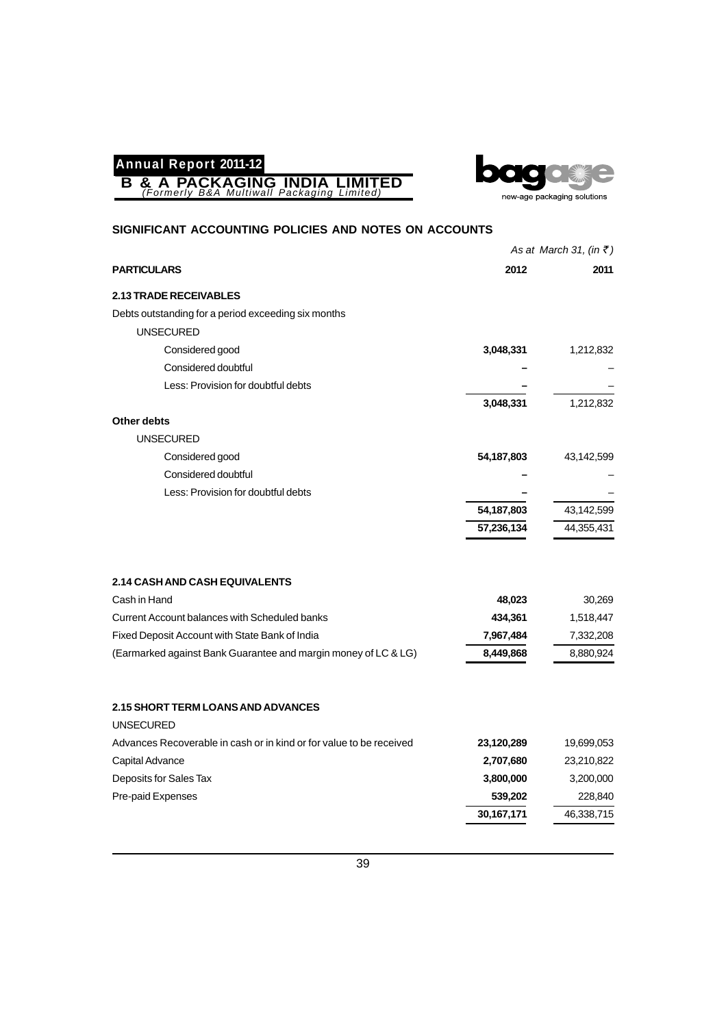## SIGNIFICANT ACCOUNTING POLICIES AND NOTES ON ACCOUNTS

*As at March 31, (in ₹)*

| PARTICULARS | 2012 | 2011 |
|---|---|---|
| **2.13 TRADE RECEIVABLES** | | |
| Debts outstanding for a period exceeding six months | | |
| UNSECURED | | |
| Considered good | **3,048,331** | 1,212,832 |
| Considered doubtful | **–** | – |
| Less: Provision for doubtful debts | **–** | – |
| | **3,048,331** | 1,212,832 |
| **Other debts** | | |
| UNSECURED | | |
| Considered good | **54,187,803** | 43,142,599 |
| Considered doubtful | **–** | – |
| Less: Provision for doubtful debts | **–** | – |
| | **54,187,803** | 43,142,599 |
| | **57,236,134** | 44,355,431 |

| PARTICULARS | 2012 | 2011 |
|---|---|---|
| **2.14 CASH AND CASH EQUIVALENTS** | | |
| Cash in Hand | **48,023** | 30,269 |
| Current Account balances with Scheduled banks | **434,361** | 1,518,447 |
| Fixed Deposit Account with State Bank of India | **7,967,484** | 7,332,208 |
| (Earmarked against Bank Guarantee and margin money of LC & LG) | **8,449,868** | 8,880,924 |

| PARTICULARS | 2012 | 2011 |
|---|---|---|
| **2.15 SHORT TERM LOANS AND ADVANCES** | | |
| UNSECURED | | |
| Advances Recoverable in cash or in kind or for value to be received | **23,120,289** | 19,699,053 |
| Capital Advance | **2,707,680** | 23,210,822 |
| Deposits for Sales Tax | **3,800,000** | 3,200,000 |
| Pre-paid Expenses | **539,202** | 228,840 |
| | **30,167,171** | 46,338,715 |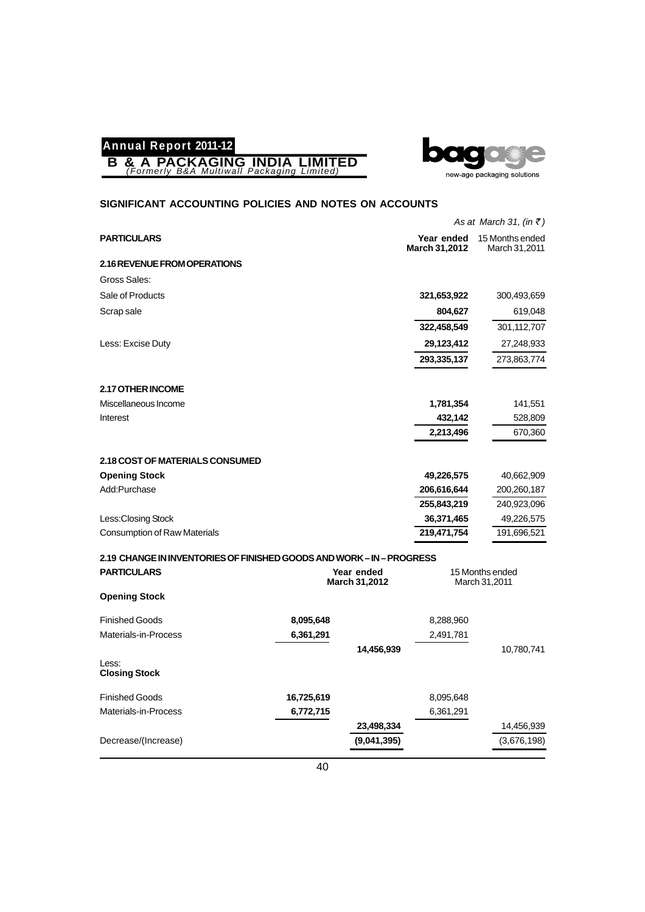## SIGNIFICANT ACCOUNTING POLICIES AND NOTES ON ACCOUNTS

*As at March 31, (in ₹)*

| PARTICULARS | Year ended March 31,2012 | 15 Months ended March 31,2011 |
|---|---|---|
| **2.16 REVENUE FROM OPERATIONS** | | |
| Gross Sales: | | |
| Sale of Products | **321,653,922** | 300,493,659 |
| Scrap sale | **804,627** | 619,048 |
| | **322,458,549** | 301,112,707 |
| Less: Excise Duty | **29,123,412** | 27,248,933 |
| | **293,335,137** | 273,863,774 |
| **2.17 OTHER INCOME** | | |
| Miscellaneous Income | **1,781,354** | 141,551 |
| Interest | **432,142** | 528,809 |
| | **2,213,496** | 670,360 |
| **2.18 COST OF MATERIALS CONSUMED** | | |
| **Opening Stock** | **49,226,575** | 40,662,909 |
| Add:Purchase | **206,616,644** | 200,260,187 |
| | **255,843,219** | 240,923,096 |
| Less:Closing Stock | **36,371,465** | 49,226,575 |
| Consumption of Raw Materials | **219,471,754** | 191,696,521 |

**2.19 CHANGE IN INVENTORIES OF FINISHED GOODS AND WORK – IN – PROGRESS**

| PARTICULARS | Year ended March 31,2012 | | 15 Months ended March 31,2011 | |
|---|---|---|---|---|
| **Opening Stock** | | | | |
| Finished Goods | **8,095,648** | | 8,288,960 | |
| Materials-in-Process | **6,361,291** | | 2,491,781 | |
| | | **14,456,939** | | 10,780,741 |
| Less: **Closing Stock** | | | | |
| Finished Goods | **16,725,619** | | 8,095,648 | |
| Materials-in-Process | **6,772,715** | | 6,361,291 | |
| | | **23,498,334** | | 14,456,939 |
| Decrease/(Increase) | | **(9,041,395)** | | (3,676,198) |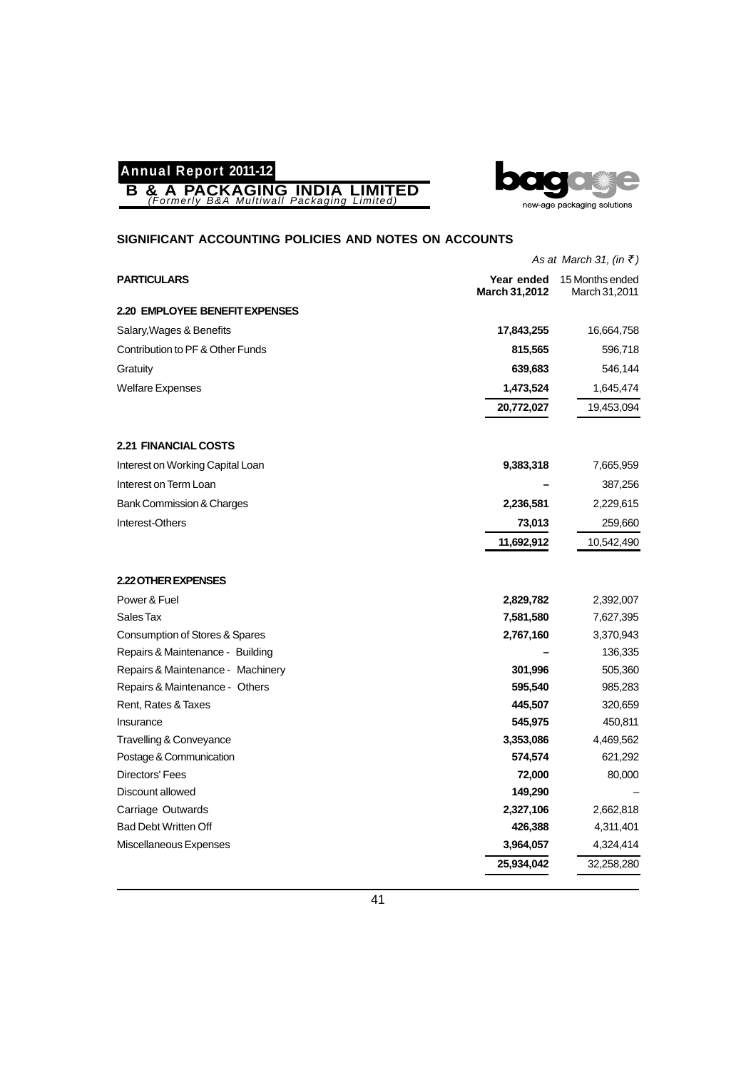## SIGNIFICANT ACCOUNTING POLICIES AND NOTES ON ACCOUNTS

*As at March 31, (in ₹)*

| PARTICULARS | Year ended March 31,2012 | 15 Months ended March 31,2011 |
|---|---|---|
| **2.20 EMPLOYEE BENEFIT EXPENSES** | | |
| Salary,Wages & Benefits | **17,843,255** | 16,664,758 |
| Contribution to PF & Other Funds | **815,565** | 596,718 |
| Gratuity | **639,683** | 546,144 |
| Welfare Expenses | **1,473,524** | 1,645,474 |
| | **20,772,027** | 19,453,094 |
| **2.21 FINANCIAL COSTS** | | |
| Interest on Working Capital Loan | **9,383,318** | 7,665,959 |
| Interest on Term Loan | **–** | 387,256 |
| Bank Commission & Charges | **2,236,581** | 2,229,615 |
| Interest-Others | **73,013** | 259,660 |
| | **11,692,912** | 10,542,490 |
| **2.22 OTHER EXPENSES** | | |
| Power & Fuel | **2,829,782** | 2,392,007 |
| Sales Tax | **7,581,580** | 7,627,395 |
| Consumption of Stores & Spares | **2,767,160** | 3,370,943 |
| Repairs & Maintenance - Building | **–** | 136,335 |
| Repairs & Maintenance - Machinery | **301,996** | 505,360 |
| Repairs & Maintenance - Others | **595,540** | 985,283 |
| Rent, Rates & Taxes | **445,507** | 320,659 |
| Insurance | **545,975** | 450,811 |
| Travelling & Conveyance | **3,353,086** | 4,469,562 |
| Postage & Communication | **574,574** | 621,292 |
| Directors' Fees | **72,000** | 80,000 |
| Discount allowed | **149,290** | – |
| Carriage Outwards | **2,327,106** | 2,662,818 |
| Bad Debt Written Off | **426,388** | 4,311,401 |
| Miscellaneous Expenses | **3,964,057** | 4,324,414 |
| | **25,934,042** | 32,258,280 |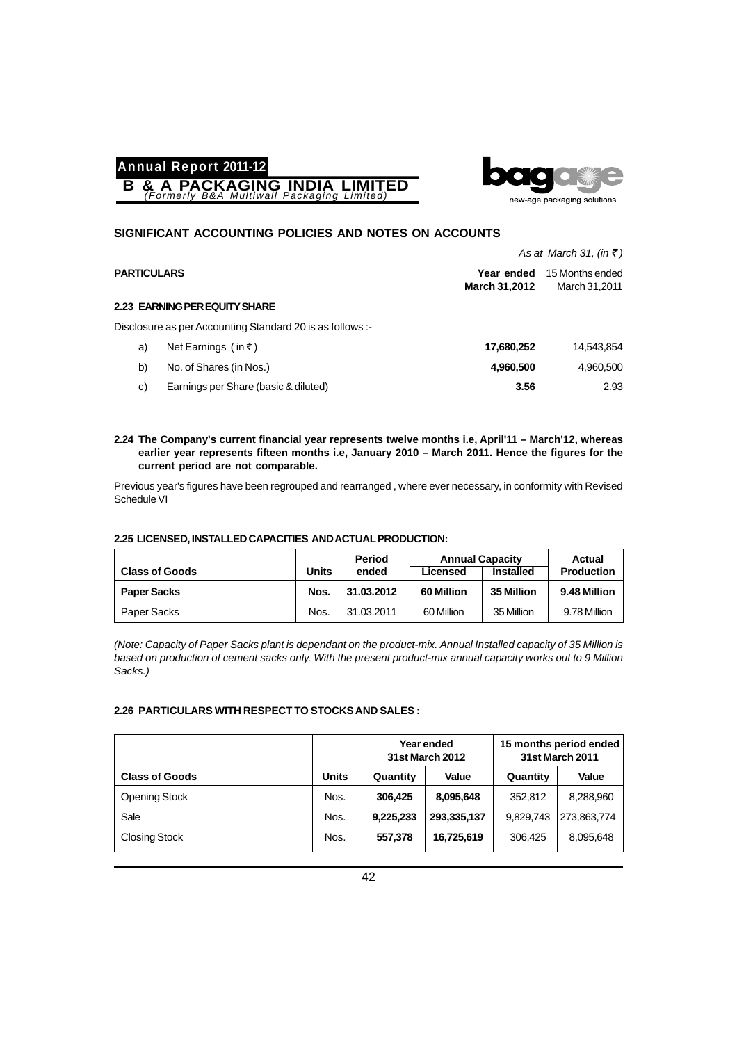## SIGNIFICANT ACCOUNTING POLICIES AND NOTES ON ACCOUNTS

*As at March 31, (in ₹)*

| PARTICULARS | Year ended March 31,2012 | 15 Months ended March 31,2011 |
|---|---|---|
| **2.23 EARNING PER EQUITY SHARE** | | |
| Disclosure as per Accounting Standard 20 is as follows :- | | |
| a) Net Earnings ( in ₹ ) | **17,680,252** | 14,543,854 |
| b) No. of Shares (in Nos.) | **4,960,500** | 4,960,500 |
| c) Earnings per Share (basic & diluted) | **3.56** | 2.93 |

**2.24 The Company's current financial year represents twelve months i.e, April'11 – March'12, whereas earlier year represents fifteen months i.e, January 2010 – March 2011. Hence the figures for the current period are not comparable.**

Previous year's figures have been regrouped and rearranged , where ever necessary, in conformity with Revised Schedule VI

**2.25 LICENSED, INSTALLED CAPACITIES AND ACTUAL PRODUCTION:**

| Class of Goods | Units | Period ended | Annual Capacity Licensed | Annual Capacity Installed | Actual Production |
|---|---|---|---|---|---|
| **Paper Sacks** | **Nos.** | **31.03.2012** | **60 Million** | **35 Million** | **9.48 Million** |
| Paper Sacks | Nos. | 31.03.2011 | 60 Million | 35 Million | 9.78 Million |

*(Note: Capacity of Paper Sacks plant is dependant on the product-mix. Annual Installed capacity of 35 Million is based on production of cement sacks only. With the present product-mix annual capacity works out to 9 Million Sacks.)*

**2.26 PARTICULARS WITH RESPECT TO STOCKS AND SALES :**

| | | Year ended 31st March 2012 | | 15 months period ended 31st March 2011 | |
|---|---|---|---|---|---|
| **Class of Goods** | **Units** | **Quantity** | **Value** | **Quantity** | **Value** |
| Opening Stock | Nos. | **306,425** | **8,095,648** | 352,812 | 8,288,960 |
| Sale | Nos. | **9,225,233** | **293,335,137** | 9,829,743 | 273,863,774 |
| Closing Stock | Nos. | **557,378** | **16,725,619** | 306,425 | 8,095,648 |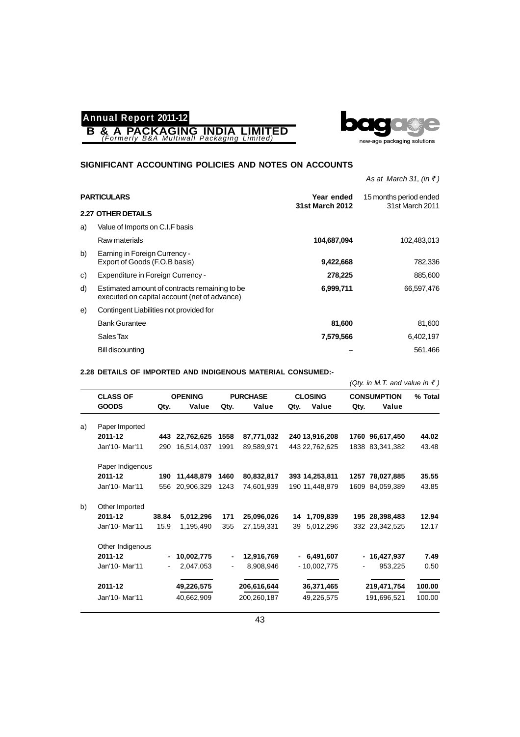## SIGNIFICANT ACCOUNTING POLICIES AND NOTES ON ACCOUNTS

*As at March 31, (in ₹)*

| | PARTICULARS | Year ended 31st March 2012 | 15 months period ended 31st March 2011 |
|---|---|---|---|
| | **2.27 OTHER DETAILS** | | |
| a) | Value of Imports on C.I.F basis | | |
| | Raw materials | **104,687,094** | 102,483,013 |
| b) | Earning in Foreign Currency - Export of Goods (F.O.B basis) | **9,422,668** | 782,336 |
| c) | Expenditure in Foreign Currency - | **278,225** | 885,600 |
| d) | Estimated amount of contracts remaining to be executed on capital account (net of advance) | **6,999,711** | 66,597,476 |
| e) | Contingent Liabilities not provided for | | |
| | Bank Gurantee | **81,600** | 81,600 |
| | Sales Tax | **7,579,566** | 6,402,197 |
| | Bill discounting | **–** | 561,466 |

### 2.28 DETAILS OF IMPORTED AND INDIGENOUS MATERIAL CONSUMED:-

*(Qty. in M.T. and value in ₹)*

| | CLASS OF GOODS | OPENING | | PURCHASE | | CLOSING | | CONSUMPTION | | % Total |
|---|---|---|---|---|---|---|---|---|---|---|
| | | Qty. | Value | Qty. | Value | Qty. | Value | Qty. | Value | |
| a) | Paper Imported | | | | | | | | | |
| | **2011-12** | **443** | **22,762,625** | **1558** | **87,771,032** | **240** | **13,916,208** | **1760** | **96,617,450** | **44.02** |
| | Jan'10- Mar'11 | 290 | 16,514,037 | 1991 | 89,589,971 | 443 | 22,762,625 | 1838 | 83,341,382 | 43.48 |
| | Paper Indigenous | | | | | | | | | |
| | **2011-12** | **190** | **11,448,879** | **1460** | **80,832,817** | **393** | **14,253,811** | **1257** | **78,027,885** | **35.55** |
| | Jan'10- Mar'11 | 556 | 20,906,329 | 1243 | 74,601,939 | 190 | 11,448,879 | 1609 | 84,059,389 | 43.85 |
| b) | Other Imported | | | | | | | | | |
| | **2011-12** | **38.84** | **5,012,296** | **171** | **25,096,026** | **14** | **1,709,839** | **195** | **28,398,483** | **12.94** |
| | Jan'10- Mar'11 | 15.9 | 1,195,490 | 355 | 27,159,331 | 39 | 5,012,296 | 332 | 23,342,525 | 12.17 |
| | Other Indigenous | | | | | | | | | |
| | **2011-12** | **-** | **10,002,775** | **-** | **12,916,769** | **-** | **6,491,607** | **-** | **16,427,937** | **7.49** |
| | Jan'10- Mar'11 | - | 2,047,053 | - | 8,908,946 | - | 10,002,775 | - | 953,225 | 0.50 |
| | **2011-12** | | **49,226,575** | | **206,616,644** | | **36,371,465** | | **219,471,754** | **100.00** |
| | Jan'10- Mar'11 | | 40,662,909 | | 200,260,187 | | 49,226,575 | | 191,696,521 | 100.00 |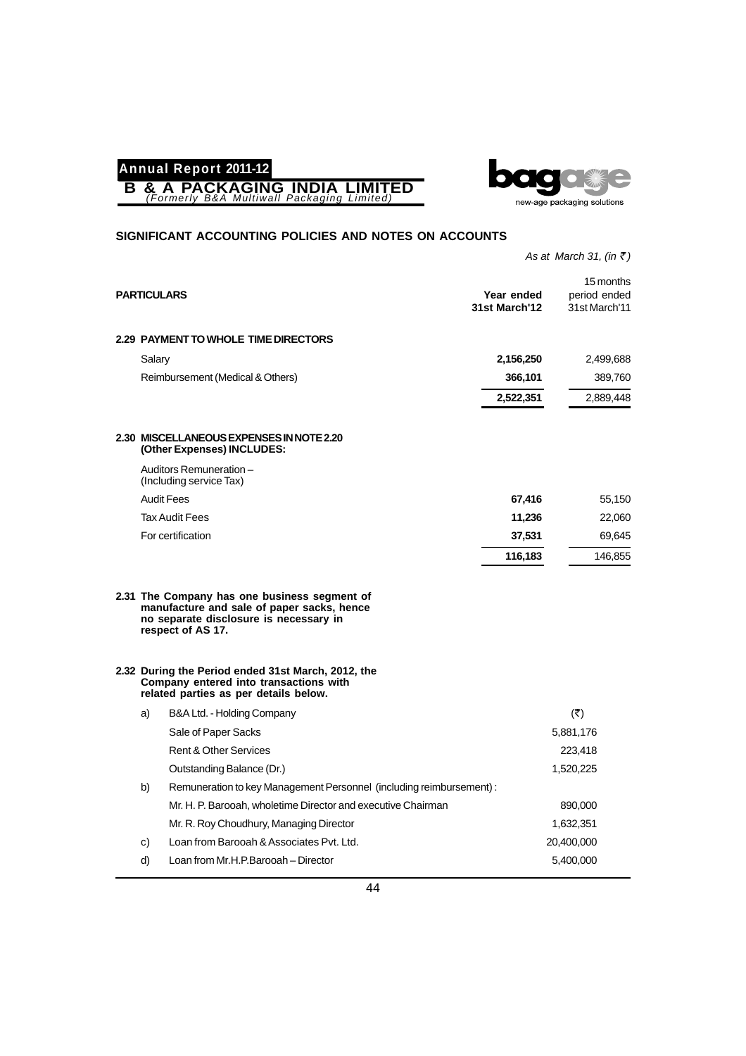## SIGNIFICANT ACCOUNTING POLICIES AND NOTES ON ACCOUNTS

*As at March 31, (in ₹)*

| PARTICULARS | Year ended 31st March'12 | 15 months period ended 31st March'11 |
|---|---|---|
| **2.29 PAYMENT TO WHOLE TIME DIRECTORS** | | |
| Salary | **2,156,250** | 2,499,688 |
| Reimbursement (Medical & Others) | **366,101** | 389,760 |
| | **2,522,351** | 2,889,448 |
| **2.30 MISCELLANEOUS EXPENSES IN NOTE 2.20 (Other Expenses) INCLUDES:** | | |
| Auditors Remuneration – (Including service Tax) | | |
| Audit Fees | **67,416** | 55,150 |
| Tax Audit Fees | **11,236** | 22,060 |
| For certification | **37,531** | 69,645 |
| | **116,183** | 146,855 |

**2.31 The Company has one business segment of manufacture and sale of paper sacks, hence no separate disclosure is necessary in respect of AS 17.**

**2.32 During the Period ended 31st March, 2012, the Company entered into transactions with related parties as per details below.**

| | | (₹) |
|---|---|---|
| a) | B&A Ltd. - Holding Company | |
| | Sale of Paper Sacks | 5,881,176 |
| | Rent & Other Services | 223,418 |
| | Outstanding Balance (Dr.) | 1,520,225 |
| b) | Remuneration to key Management Personnel (including reimbursement) : | |
| | Mr. H. P. Barooah, wholetime Director and executive Chairman | 890,000 |
| | Mr. R. Roy Choudhury, Managing Director | 1,632,351 |
| c) | Loan from Barooah & Associates Pvt. Ltd. | 20,400,000 |
| d) | Loan from Mr.H.P.Barooah – Director | 5,400,000 |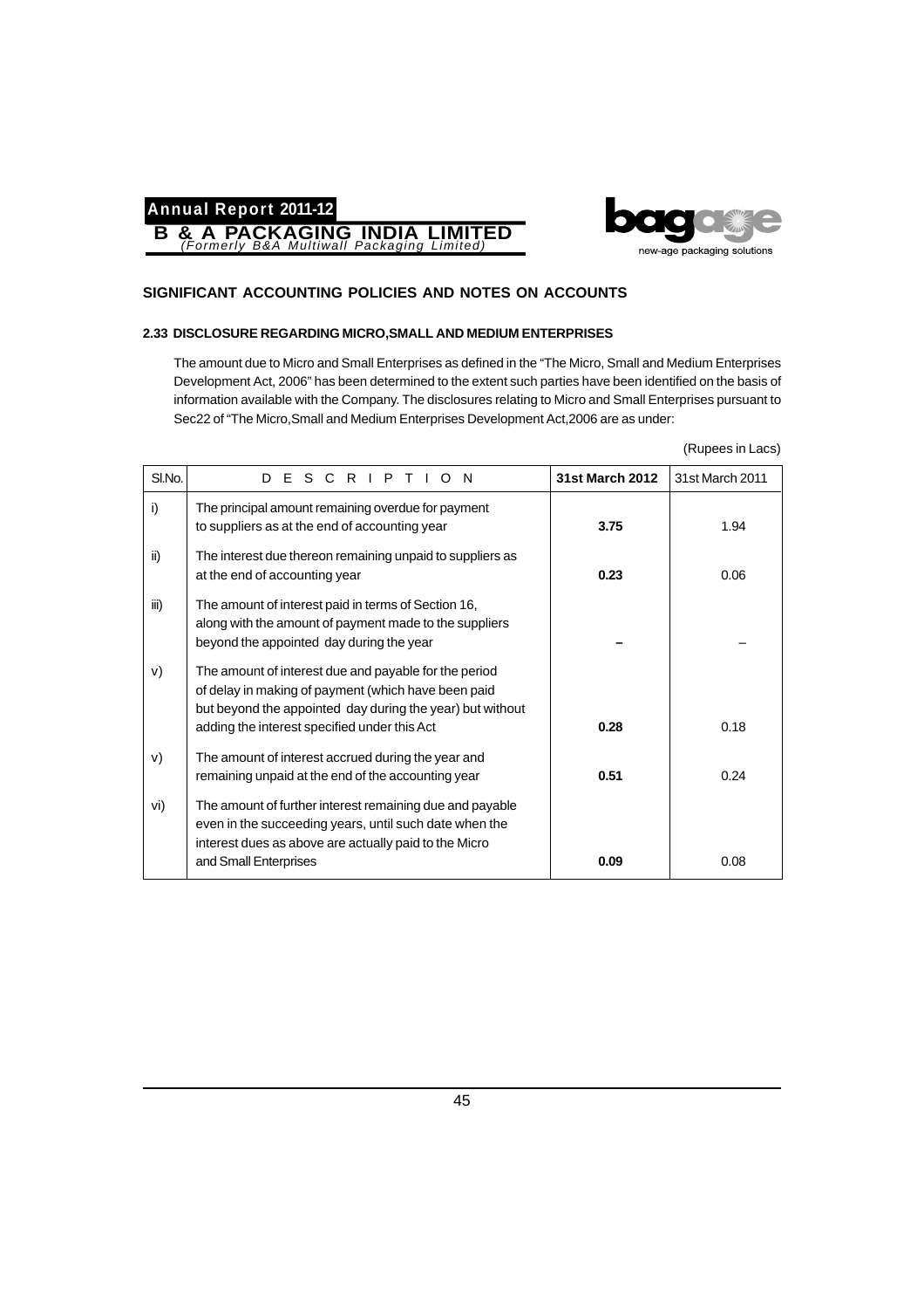## SIGNIFICANT ACCOUNTING POLICIES AND NOTES ON ACCOUNTS

### 2.33 DISCLOSURE REGARDING MICRO,SMALL AND MEDIUM ENTERPRISES

The amount due to Micro and Small Enterprises as defined in the "The Micro, Small and Medium Enterprises Development Act, 2006" has been determined to the extent such parties have been identified on the basis of information available with the Company. The disclosures relating to Micro and Small Enterprises pursuant to Sec22 of "The Micro,Small and Medium Enterprises Development Act,2006 are as under:

(Rupees in Lacs)

| Sl.No. | DESCRIPTION | **31st March 2012** | 31st March 2011 |
|---|---|---|---|
| i) | The principal amount remaining overdue for payment to suppliers as at the end of accounting year | **3.75** | 1.94 |
| ii) | The interest due thereon remaining unpaid to suppliers as at the end of accounting year | **0.23** | 0.06 |
| iii) | The amount of interest paid in terms of Section 16, along with the amount of payment made to the suppliers beyond the appointed day during the year | **–** | – |
| v) | The amount of interest due and payable for the period of delay in making of payment (which have been paid but beyond the appointed day during the year) but without adding the interest specified under this Act | **0.28** | 0.18 |
| v) | The amount of interest accrued during the year and remaining unpaid at the end of the accounting year | **0.51** | 0.24 |
| vi) | The amount of further interest remaining due and payable even in the succeeding years, until such date when the interest dues as above are actually paid to the Micro and Small Enterprises | **0.09** | 0.08 |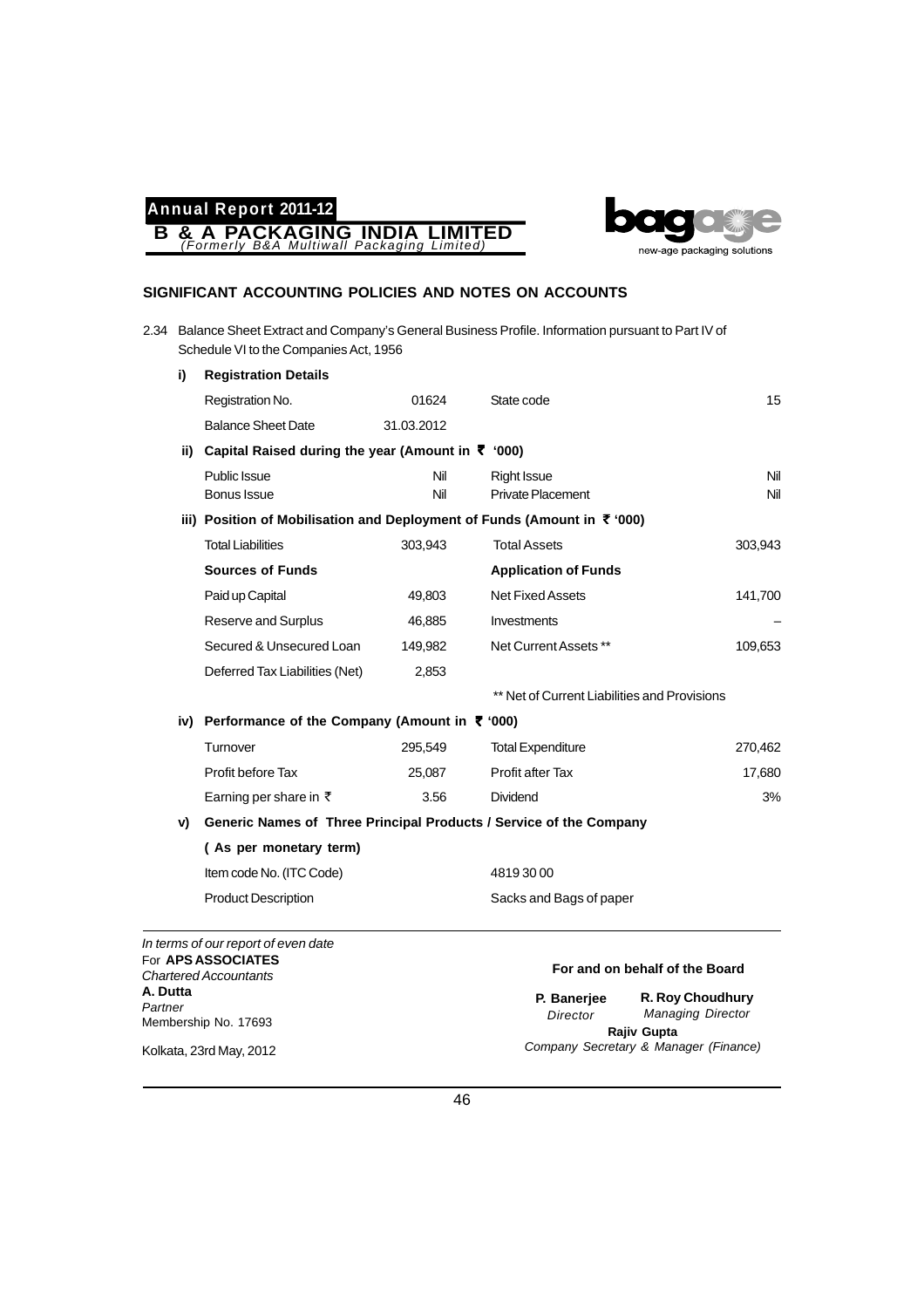## SIGNIFICANT ACCOUNTING POLICIES AND NOTES ON ACCOUNTS

2.34 Balance Sheet Extract and Company's General Business Profile. Information pursuant to Part IV of Schedule VI to the Companies Act, 1956

**i) Registration Details**

| | | | |
|---|---|---|---|
| Registration No. | 01624 | State code | 15 |
| Balance Sheet Date | 31.03.2012 | | |

**ii) Capital Raised during the year (Amount in ₹ '000)**

| | | | |
|---|---|---|---|
| Public Issue | Nil | Right Issue | Nil |
| Bonus Issue | Nil | Private Placement | Nil |

**iii) Position of Mobilisation and Deployment of Funds (Amount in ₹ '000)**

| | | | |
|---|---|---|---|
| Total Liabilities | 303,943 | Total Assets | 303,943 |
| **Sources of Funds** | | **Application of Funds** | |
| Paid up Capital | 49,803 | Net Fixed Assets | 141,700 |
| Reserve and Surplus | 46,885 | Investments | – |
| Secured & Unsecured Loan | 149,982 | Net Current Assets ** | 109,653 |
| Deferred Tax Liabilities (Net) | 2,853 | | |

** Net of Current Liabilities and Provisions

**iv) Performance of the Company (Amount in ₹ '000)**

| | | | |
|---|---|---|---|
| Turnover | 295,549 | Total Expenditure | 270,462 |
| Profit before Tax | 25,087 | Profit after Tax | 17,680 |
| Earning per share in ₹ | 3.56 | Dividend | 3% |

**v) Generic Names of Three Principal Products / Service of the Company**

**( As per monetary term)**

| | |
|---|---|
| Item code No. (ITC Code) | 4819 30 00 |
| Product Description | Sacks and Bags of paper |

*In terms of our report of even date*
For **APS ASSOCIATES**
*Chartered Accountants*
**A. Dutta**
*Partner*
Membership No. 17693

Kolkata, 23rd May, 2012

**For and on behalf of the Board**

**P. Banerjee**
*Director*

**R. Roy Choudhury**
*Managing Director*

**Rajiv Gupta**
*Company Secretary & Manager (Finance)*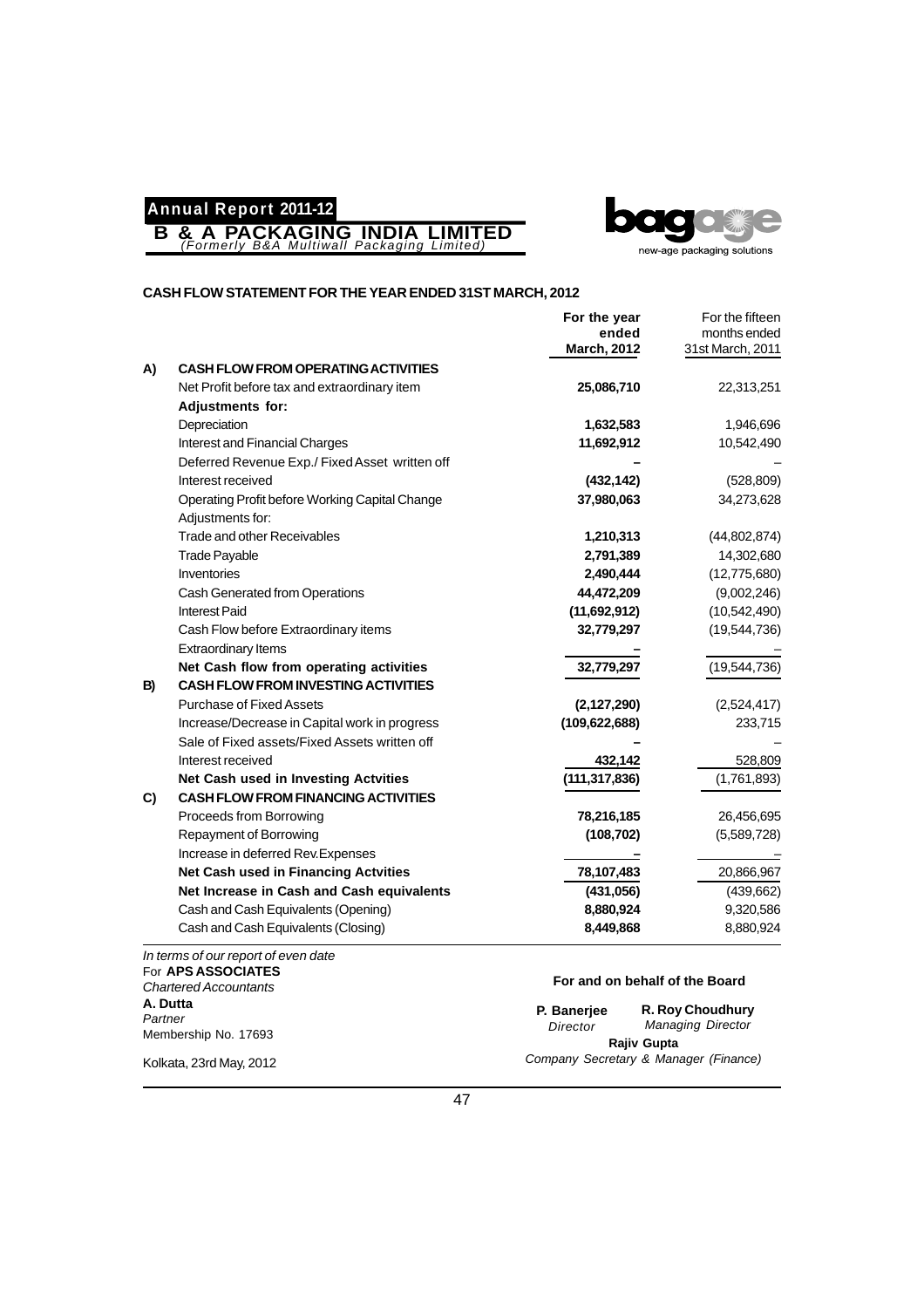## CASH FLOW STATEMENT FOR THE YEAR ENDED 31ST MARCH, 2012

| | | For the year ended March, 2012 | For the fifteen months ended 31st March, 2011 |
|---|---|---|---|
| **A)** | **CASH FLOW FROM OPERATING ACTIVITIES** | | |
| | Net Profit before tax and extraordinary item | **25,086,710** | 22,313,251 |
| | **Adjustments for:** | | |
| | Depreciation | **1,632,583** | 1,946,696 |
| | Interest and Financial Charges | **11,692,912** | 10,542,490 |
| | Deferred Revenue Exp./ Fixed Asset written off | **–** | – |
| | Interest received | **(432,142)** | (528,809) |
| | Operating Profit before Working Capital Change | **37,980,063** | 34,273,628 |
| | Adjustments for: | | |
| | Trade and other Receivables | **1,210,313** | (44,802,874) |
| | Trade Payable | **2,791,389** | 14,302,680 |
| | Inventories | **2,490,444** | (12,775,680) |
| | Cash Generated from Operations | **44,472,209** | (9,002,246) |
| | Interest Paid | **(11,692,912)** | (10,542,490) |
| | Cash Flow before Extraordinary items | **32,779,297** | (19,544,736) |
| | Extraordinary Items | **–** | – |
| | **Net Cash flow from operating activities** | **32,779,297** | (19,544,736) |
| **B)** | **CASH FLOW FROM INVESTING ACTIVITIES** | | |
| | Purchase of Fixed Assets | **(2,127,290)** | (2,524,417) |
| | Increase/Decrease in Capital work in progress | **(109,622,688)** | 233,715 |
| | Sale of Fixed assets/Fixed Assets written off | **–** | – |
| | Interest received | **432,142** | 528,809 |
| | **Net Cash used in Investing Actvities** | **(111,317,836)** | (1,761,893) |
| **C)** | **CASH FLOW FROM FINANCING ACTIVITIES** | | |
| | Proceeds from Borrowing | **78,216,185** | 26,456,695 |
| | Repayment of Borrowing | **(108,702)** | (5,589,728) |
| | Increase in deferred Rev.Expenses | **–** | – |
| | **Net Cash used in Financing Actvities** | **78,107,483** | 20,866,967 |
| | **Net Increase in Cash and Cash equivalents** | **(431,056)** | (439,662) |
| | Cash and Cash Equivalents (Opening) | **8,880,924** | 9,320,586 |
| | Cash and Cash Equivalents (Closing) | **8,449,868** | 8,880,924 |

*In terms of our report of even date*
For **APS ASSOCIATES**
*Chartered Accountants*
**A. Dutta**
*Partner*
Membership No. 17693

Kolkata, 23rd May, 2012

**For and on behalf of the Board**

**P. Banerjee**
*Director*

**R. Roy Choudhury**
*Managing Director*

**Rajiv Gupta**
*Company Secretary & Manager (Finance)*